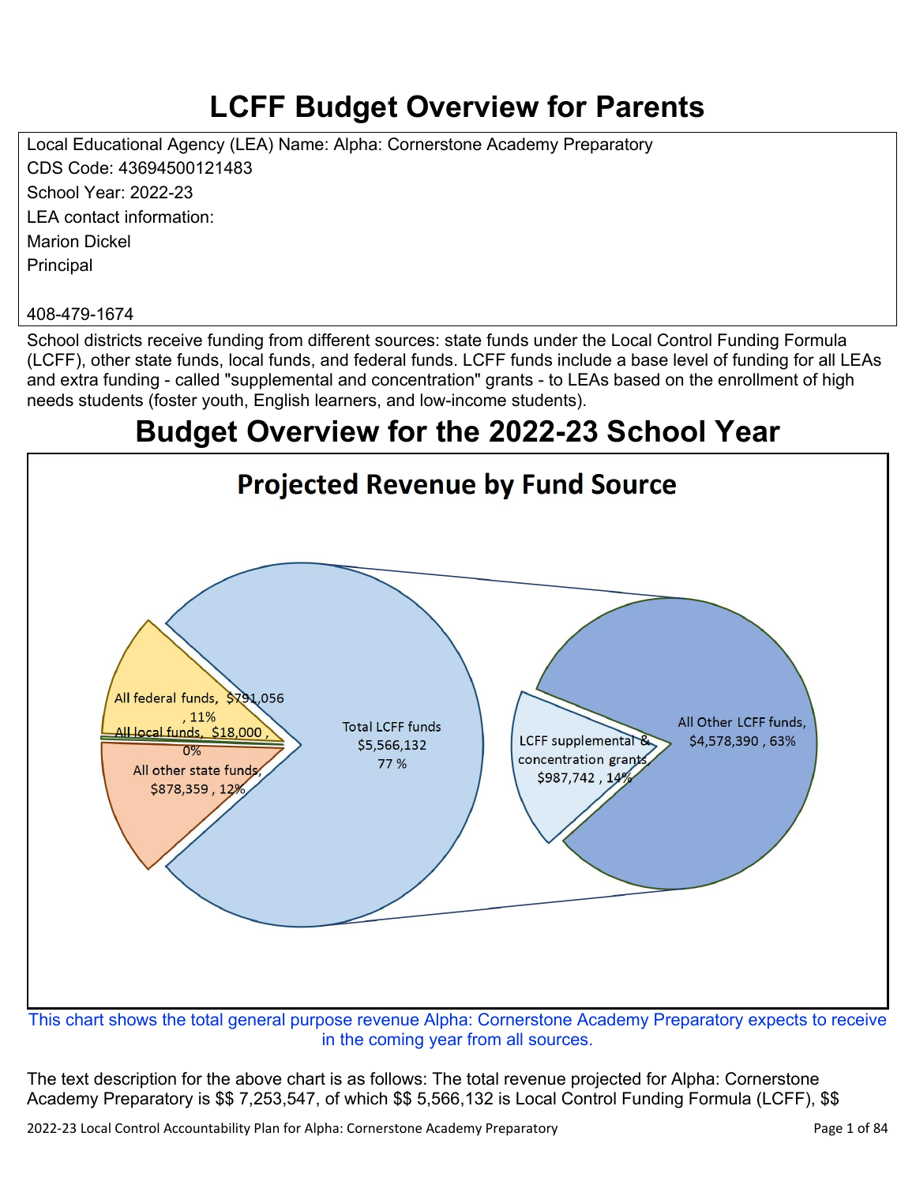# LCFF Budget Overview for Parents

Local Educational Agency (LEA) Name: Alpha: Cornerstone Academy Preparatory
CDS Code: 43694500121483
School Year: 2022-23
LEA contact information:
Marion Dickel
Principal

408-479-1674

School districts receive funding from different sources: state funds under the Local Control Funding Formula (LCFF), other state funds, local funds, and federal funds. LCFF funds include a base level of funding for all LEAs and extra funding - called "supplemental and concentration" grants - to LEAs based on the enrollment of high needs students (foster youth, English learners, and low-income students).

# Budget Overview for the 2022-23 School Year

## Projected Revenue by Fund Source

All federal funds, $791,056 , 11%
All local funds, $18,000 , 0%
All other state funds, $878,359 , 12%
Total LCFF funds $5,566,132 77 %
LCFF supplemental & concentration grants, $987,742 , 14%
All Other LCFF funds, $4,578,390 , 63%

This chart shows the total general purpose revenue Alpha: Cornerstone Academy Preparatory expects to receive in the coming year from all sources.

The text description for the above chart is as follows: The total revenue projected for Alpha: Cornerstone Academy Preparatory is $$ 7,253,547, of which $$ 5,566,132 is Local Control Funding Formula (LCFF), $$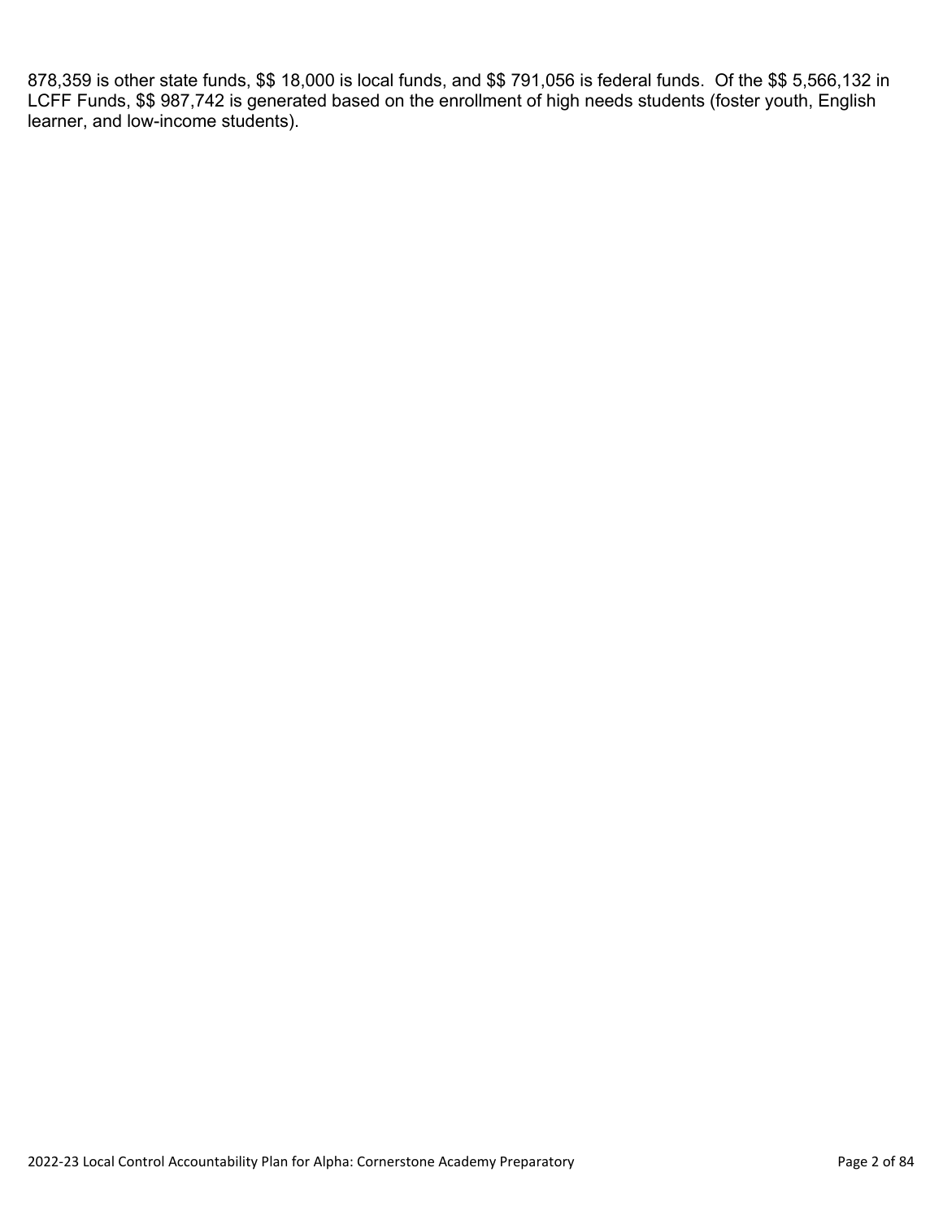878,359 is other state funds, $$ 18,000 is local funds, and $$ 791,056 is federal funds.  Of the $$ 5,566,132 in LCFF Funds, $$ 987,742 is generated based on the enrollment of high needs students (foster youth, English learner, and low-income students).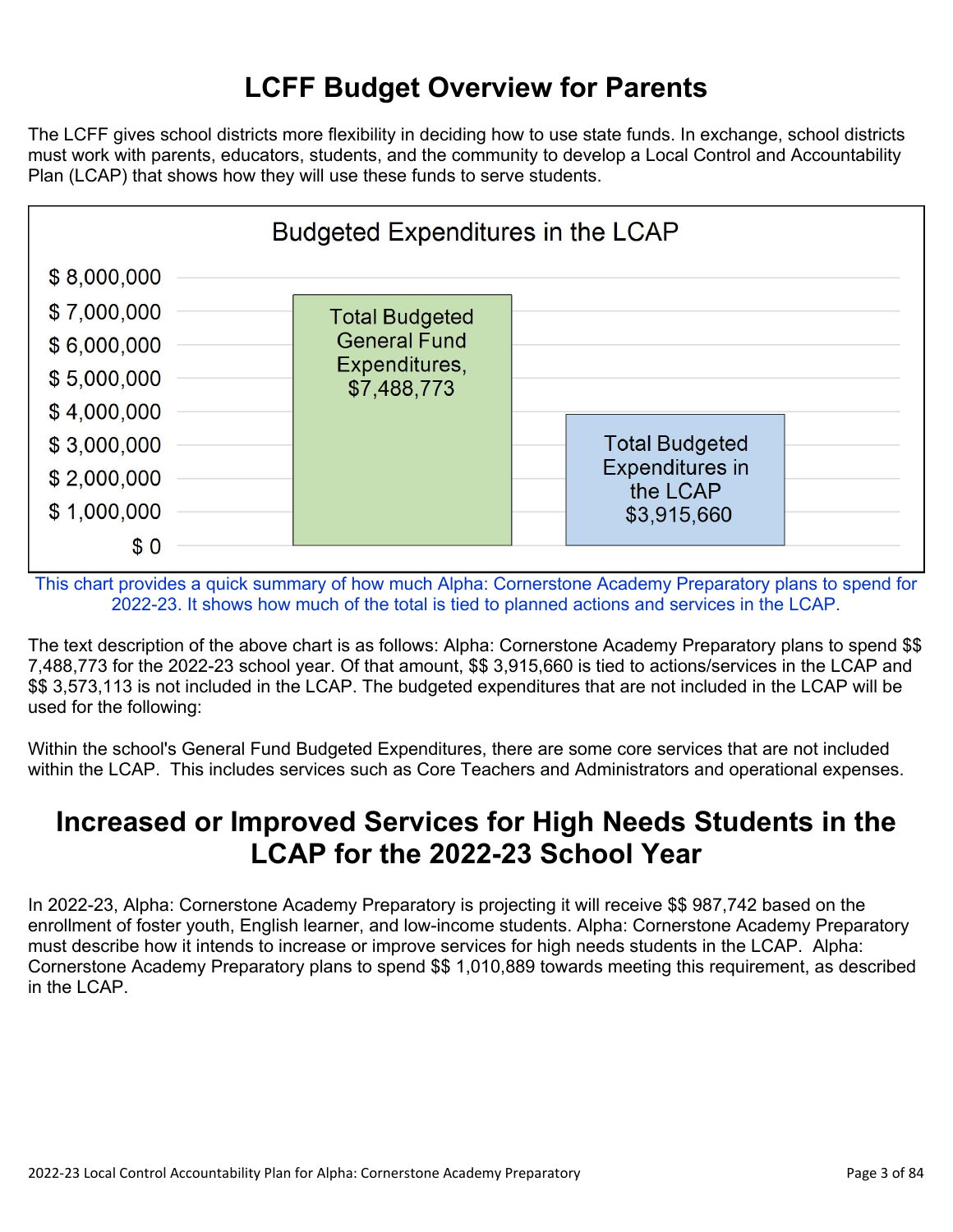# LCFF Budget Overview for Parents

The LCFF gives school districts more flexibility in deciding how to use state funds. In exchange, school districts must work with parents, educators, students, and the community to develop a Local Control and Accountability Plan (LCAP) that shows how they will use these funds to serve students.

**Budgeted Expenditures in the LCAP**

| Category | Amount |
| --- | --- |
| Total Budgeted General Fund Expenditures | $7,488,773 |
| Total Budgeted Expenditures in the LCAP | $3,915,660 |

This chart provides a quick summary of how much Alpha: Cornerstone Academy Preparatory plans to spend for 2022-23. It shows how much of the total is tied to planned actions and services in the LCAP.

The text description of the above chart is as follows: Alpha: Cornerstone Academy Preparatory plans to spend $$ 7,488,773 for the 2022-23 school year. Of that amount, $$ 3,915,660 is tied to actions/services in the LCAP and $$ 3,573,113 is not included in the LCAP. The budgeted expenditures that are not included in the LCAP will be used for the following:

Within the school's General Fund Budgeted Expenditures, there are some core services that are not included within the LCAP. This includes services such as Core Teachers and Administrators and operational expenses.

# Increased or Improved Services for High Needs Students in the LCAP for the 2022-23 School Year

In 2022-23, Alpha: Cornerstone Academy Preparatory is projecting it will receive $$ 987,742 based on the enrollment of foster youth, English learner, and low-income students. Alpha: Cornerstone Academy Preparatory must describe how it intends to increase or improve services for high needs students in the LCAP. Alpha: Cornerstone Academy Preparatory plans to spend $$ 1,010,889 towards meeting this requirement, as described in the LCAP.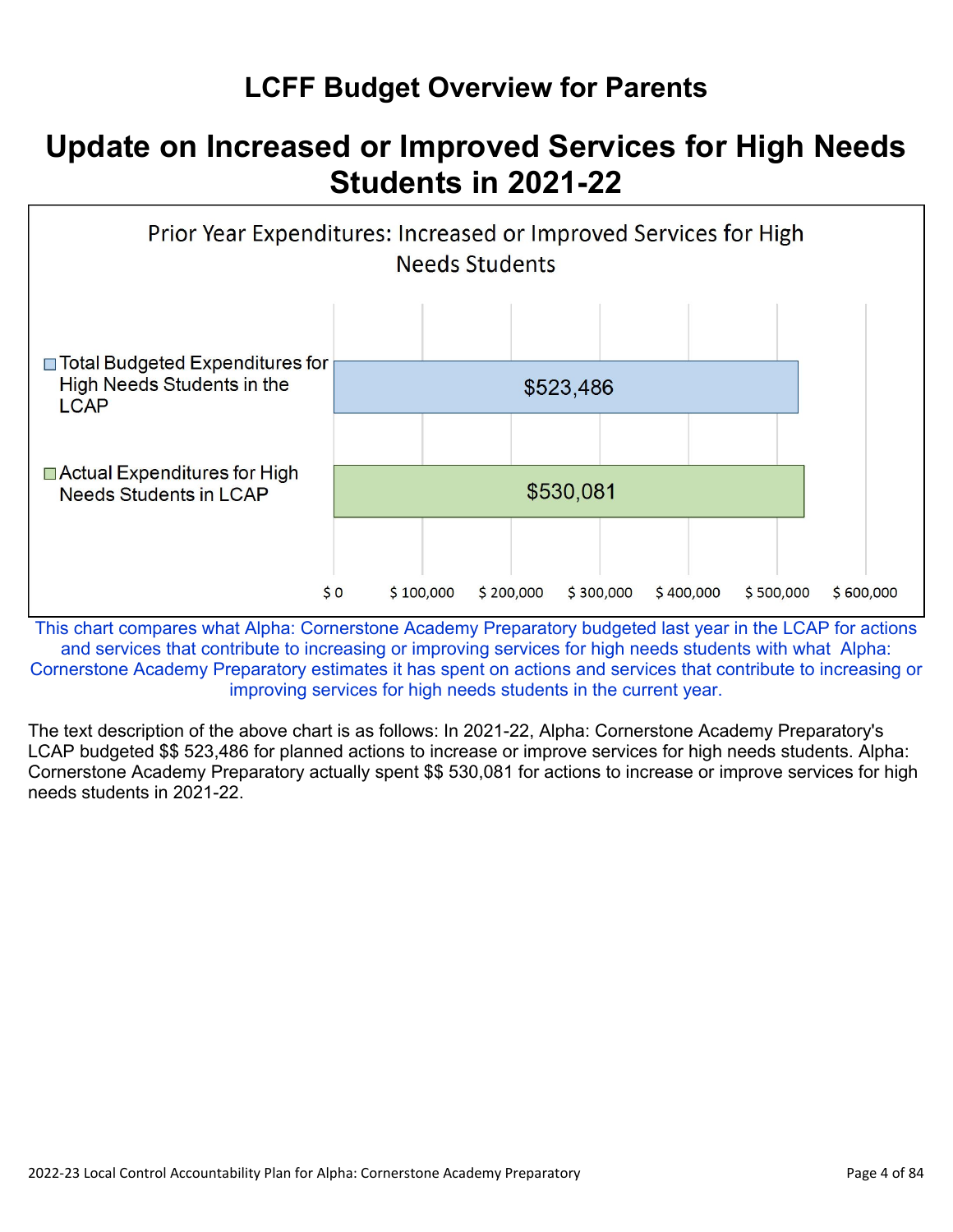# LCFF Budget Overview for Parents

## Update on Increased or Improved Services for High Needs Students in 2021-22

Prior Year Expenditures: Increased or Improved Services for High Needs Students

| | Amount |
| --- | --- |
| Total Budgeted Expenditures for High Needs Students in the LCAP | $523,486 |
| Actual Expenditures for High Needs Students in LCAP | $530,081 |

This chart compares what Alpha: Cornerstone Academy Preparatory budgeted last year in the LCAP for actions and services that contribute to increasing or improving services for high needs students with what Alpha: Cornerstone Academy Preparatory estimates it has spent on actions and services that contribute to increasing or improving services for high needs students in the current year.

The text description of the above chart is as follows: In 2021-22, Alpha: Cornerstone Academy Preparatory's LCAP budgeted $$ 523,486 for planned actions to increase or improve services for high needs students. Alpha: Cornerstone Academy Preparatory actually spent $$ 530,081 for actions to increase or improve services for high needs students in 2021-22.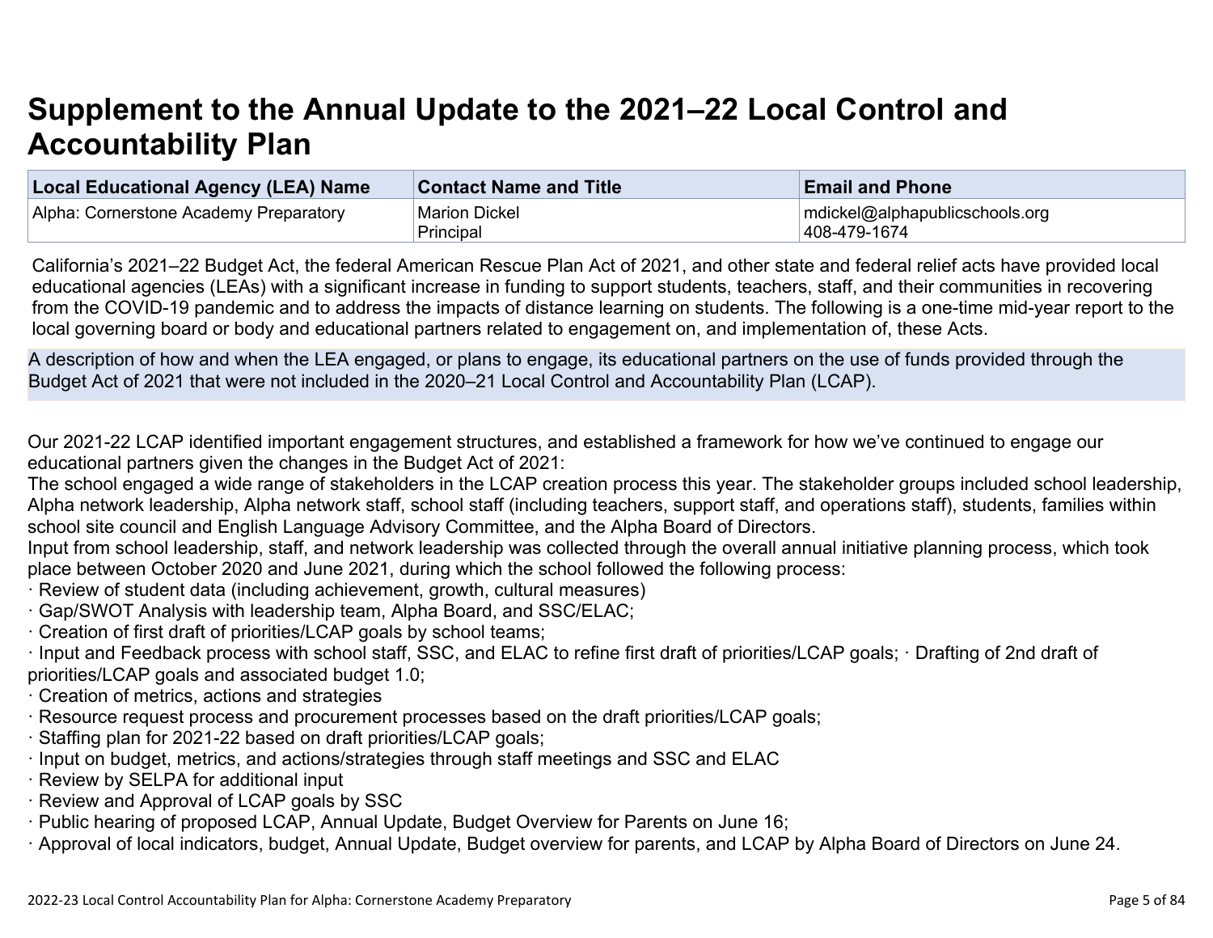# Supplement to the Annual Update to the 2021–22 Local Control and Accountability Plan

| Local Educational Agency (LEA) Name | Contact Name and Title | Email and Phone |
|---|---|---|
| Alpha: Cornerstone Academy Preparatory | Marion Dickel<br>Principal | mdickel@alphapublicschools.org<br>408-479-1674 |

California's 2021–22 Budget Act, the federal American Rescue Plan Act of 2021, and other state and federal relief acts have provided local educational agencies (LEAs) with a significant increase in funding to support students, teachers, staff, and their communities in recovering from the COVID-19 pandemic and to address the impacts of distance learning on students. The following is a one-time mid-year report to the local governing board or body and educational partners related to engagement on, and implementation of, these Acts.

A description of how and when the LEA engaged, or plans to engage, its educational partners on the use of funds provided through the Budget Act of 2021 that were not included in the 2020–21 Local Control and Accountability Plan (LCAP).

Our 2021-22 LCAP identified important engagement structures, and established a framework for how we've continued to engage our educational partners given the changes in the Budget Act of 2021:
The school engaged a wide range of stakeholders in the LCAP creation process this year. The stakeholder groups included school leadership, Alpha network leadership, Alpha network staff, school staff (including teachers, support staff, and operations staff), students, families within school site council and English Language Advisory Committee, and the Alpha Board of Directors.
Input from school leadership, staff, and network leadership was collected through the overall annual initiative planning process, which took place between October 2020 and June 2021, during which the school followed the following process:
· Review of student data (including achievement, growth, cultural measures)
· Gap/SWOT Analysis with leadership team, Alpha Board, and SSC/ELAC;
· Creation of first draft of priorities/LCAP goals by school teams;
· Input and Feedback process with school staff, SSC, and ELAC to refine first draft of priorities/LCAP goals; · Drafting of 2nd draft of priorities/LCAP goals and associated budget 1.0;
· Creation of metrics, actions and strategies
· Resource request process and procurement processes based on the draft priorities/LCAP goals;
· Staffing plan for 2021-22 based on draft priorities/LCAP goals;
· Input on budget, metrics, and actions/strategies through staff meetings and SSC and ELAC
· Review by SELPA for additional input
· Review and Approval of LCAP goals by SSC
· Public hearing of proposed LCAP, Annual Update, Budget Overview for Parents on June 16;
· Approval of local indicators, budget, Annual Update, Budget overview for parents, and LCAP by Alpha Board of Directors on June 24.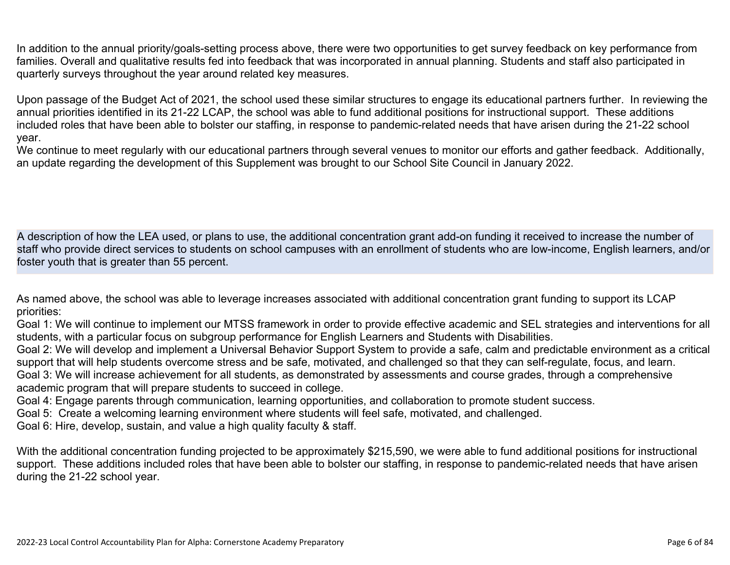In addition to the annual priority/goals-setting process above, there were two opportunities to get survey feedback on key performance from families. Overall and qualitative results fed into feedback that was incorporated in annual planning. Students and staff also participated in quarterly surveys throughout the year around related key measures.

Upon passage of the Budget Act of 2021, the school used these similar structures to engage its educational partners further. In reviewing the annual priorities identified in its 21-22 LCAP, the school was able to fund additional positions for instructional support. These additions included roles that have been able to bolster our staffing, in response to pandemic-related needs that have arisen during the 21-22 school year.
We continue to meet regularly with our educational partners through several venues to monitor our efforts and gather feedback. Additionally, an update regarding the development of this Supplement was brought to our School Site Council in January 2022.

A description of how the LEA used, or plans to use, the additional concentration grant add-on funding it received to increase the number of staff who provide direct services to students on school campuses with an enrollment of students who are low-income, English learners, and/or foster youth that is greater than 55 percent.

As named above, the school was able to leverage increases associated with additional concentration grant funding to support its LCAP priorities:
Goal 1: We will continue to implement our MTSS framework in order to provide effective academic and SEL strategies and interventions for all students, with a particular focus on subgroup performance for English Learners and Students with Disabilities.
Goal 2: We will develop and implement a Universal Behavior Support System to provide a safe, calm and predictable environment as a critical support that will help students overcome stress and be safe, motivated, and challenged so that they can self-regulate, focus, and learn.
Goal 3: We will increase achievement for all students, as demonstrated by assessments and course grades, through a comprehensive academic program that will prepare students to succeed in college.
Goal 4: Engage parents through communication, learning opportunities, and collaboration to promote student success.
Goal 5: Create a welcoming learning environment where students will feel safe, motivated, and challenged.
Goal 6: Hire, develop, sustain, and value a high quality faculty & staff.

With the additional concentration funding projected to be approximately $215,590, we were able to fund additional positions for instructional support. These additions included roles that have been able to bolster our staffing, in response to pandemic-related needs that have arisen during the 21-22 school year.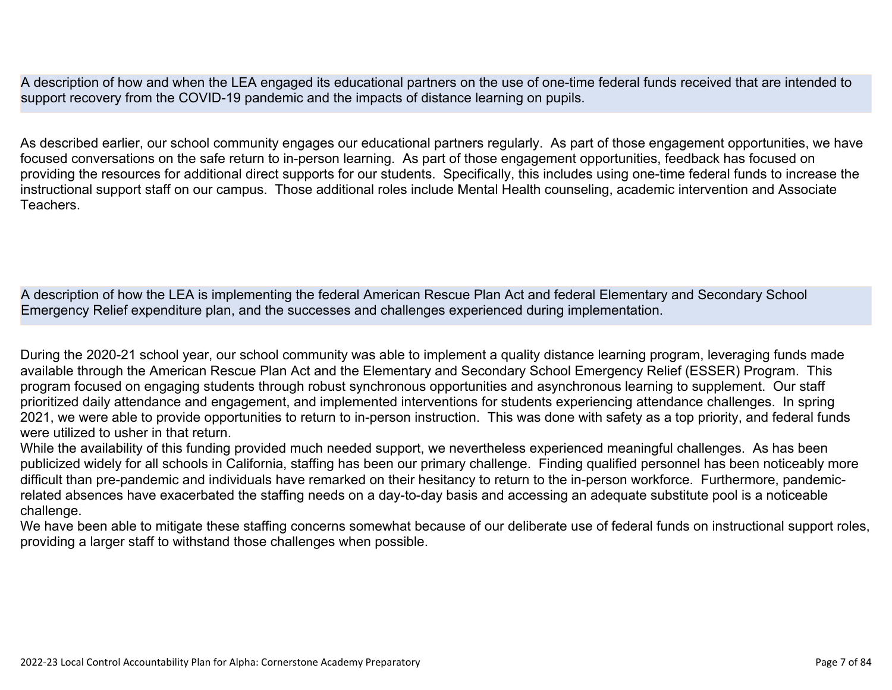A description of how and when the LEA engaged its educational partners on the use of one-time federal funds received that are intended to support recovery from the COVID-19 pandemic and the impacts of distance learning on pupils.

As described earlier, our school community engages our educational partners regularly. As part of those engagement opportunities, we have focused conversations on the safe return to in-person learning. As part of those engagement opportunities, feedback has focused on providing the resources for additional direct supports for our students. Specifically, this includes using one-time federal funds to increase the instructional support staff on our campus. Those additional roles include Mental Health counseling, academic intervention and Associate Teachers.

A description of how the LEA is implementing the federal American Rescue Plan Act and federal Elementary and Secondary School Emergency Relief expenditure plan, and the successes and challenges experienced during implementation.

During the 2020-21 school year, our school community was able to implement a quality distance learning program, leveraging funds made available through the American Rescue Plan Act and the Elementary and Secondary School Emergency Relief (ESSER) Program. This program focused on engaging students through robust synchronous opportunities and asynchronous learning to supplement. Our staff prioritized daily attendance and engagement, and implemented interventions for students experiencing attendance challenges. In spring 2021, we were able to provide opportunities to return to in-person instruction. This was done with safety as a top priority, and federal funds were utilized to usher in that return.

While the availability of this funding provided much needed support, we nevertheless experienced meaningful challenges. As has been publicized widely for all schools in California, staffing has been our primary challenge. Finding qualified personnel has been noticeably more difficult than pre-pandemic and individuals have remarked on their hesitancy to return to the in-person workforce. Furthermore, pandemic-related absences have exacerbated the staffing needs on a day-to-day basis and accessing an adequate substitute pool is a noticeable challenge.

We have been able to mitigate these staffing concerns somewhat because of our deliberate use of federal funds on instructional support roles, providing a larger staff to withstand those challenges when possible.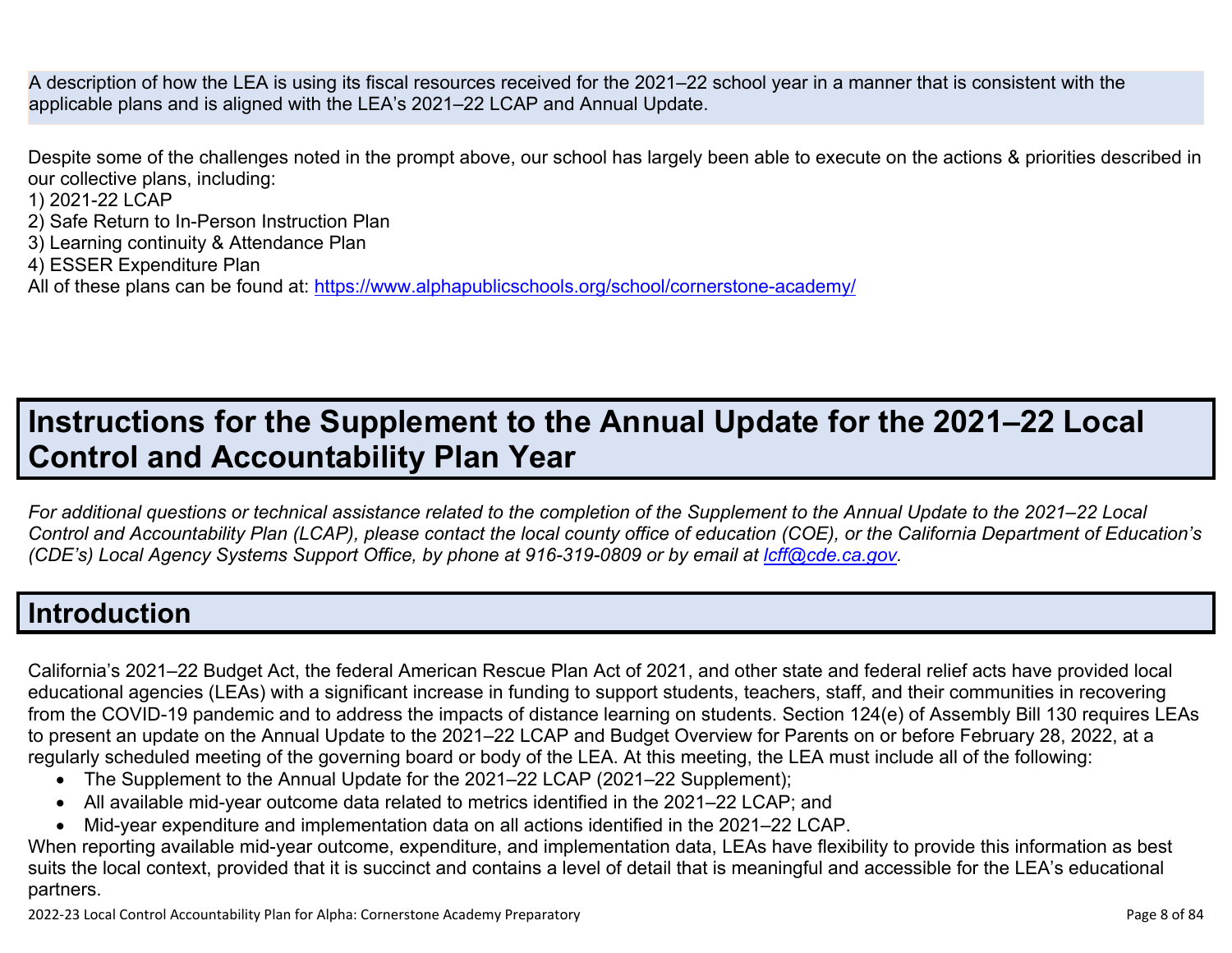A description of how the LEA is using its fiscal resources received for the 2021–22 school year in a manner that is consistent with the applicable plans and is aligned with the LEA's 2021–22 LCAP and Annual Update.

Despite some of the challenges noted in the prompt above, our school has largely been able to execute on the actions & priorities described in our collective plans, including:
1) 2021-22 LCAP
2) Safe Return to In-Person Instruction Plan
3) Learning continuity & Attendance Plan
4) ESSER Expenditure Plan
All of these plans can be found at: https://www.alphapublicschools.org/school/cornerstone-academy/

# Instructions for the Supplement to the Annual Update for the 2021–22 Local Control and Accountability Plan Year

*For additional questions or technical assistance related to the completion of the Supplement to the Annual Update to the 2021–22 Local Control and Accountability Plan (LCAP), please contact the local county office of education (COE), or the California Department of Education's (CDE's) Local Agency Systems Support Office, by phone at 916-319-0809 or by email at lcff@cde.ca.gov.*

## Introduction

California's 2021–22 Budget Act, the federal American Rescue Plan Act of 2021, and other state and federal relief acts have provided local educational agencies (LEAs) with a significant increase in funding to support students, teachers, staff, and their communities in recovering from the COVID-19 pandemic and to address the impacts of distance learning on students. Section 124(e) of Assembly Bill 130 requires LEAs to present an update on the Annual Update to the 2021–22 LCAP and Budget Overview for Parents on or before February 28, 2022, at a regularly scheduled meeting of the governing board or body of the LEA. At this meeting, the LEA must include all of the following:

- The Supplement to the Annual Update for the 2021–22 LCAP (2021–22 Supplement);
- All available mid-year outcome data related to metrics identified in the 2021–22 LCAP; and
- Mid-year expenditure and implementation data on all actions identified in the 2021–22 LCAP.

When reporting available mid-year outcome, expenditure, and implementation data, LEAs have flexibility to provide this information as best suits the local context, provided that it is succinct and contains a level of detail that is meaningful and accessible for the LEA's educational partners.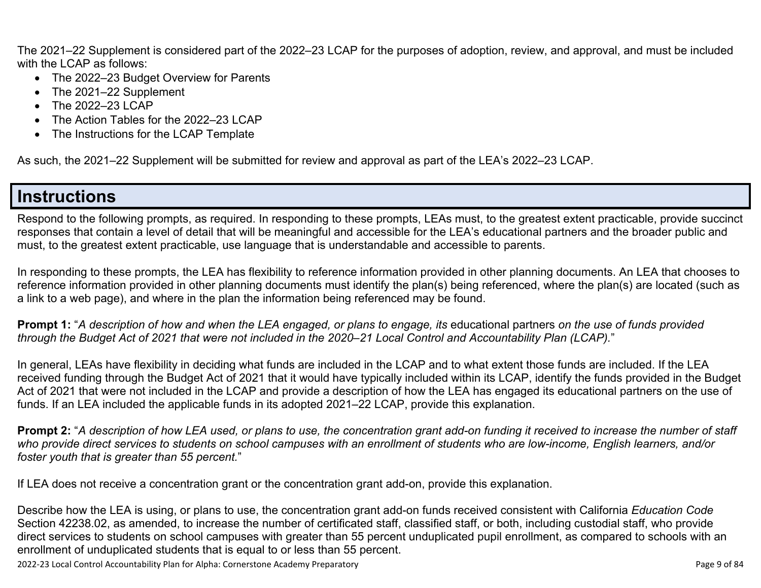The 2021–22 Supplement is considered part of the 2022–23 LCAP for the purposes of adoption, review, and approval, and must be included with the LCAP as follows:

- The 2022–23 Budget Overview for Parents
- The 2021–22 Supplement
- The 2022–23 LCAP
- The Action Tables for the 2022–23 LCAP
- The Instructions for the LCAP Template

As such, the 2021–22 Supplement will be submitted for review and approval as part of the LEA's 2022–23 LCAP.

# Instructions

Respond to the following prompts, as required. In responding to these prompts, LEAs must, to the greatest extent practicable, provide succinct responses that contain a level of detail that will be meaningful and accessible for the LEA's educational partners and the broader public and must, to the greatest extent practicable, use language that is understandable and accessible to parents.

In responding to these prompts, the LEA has flexibility to reference information provided in other planning documents. An LEA that chooses to reference information provided in other planning documents must identify the plan(s) being referenced, where the plan(s) are located (such as a link to a web page), and where in the plan the information being referenced may be found.

**Prompt 1:** "*A description of how and when the LEA engaged, or plans to engage, its* educational partners *on the use of funds provided through the Budget Act of 2021 that were not included in the 2020–21 Local Control and Accountability Plan (LCAP).*"

In general, LEAs have flexibility in deciding what funds are included in the LCAP and to what extent those funds are included. If the LEA received funding through the Budget Act of 2021 that it would have typically included within its LCAP, identify the funds provided in the Budget Act of 2021 that were not included in the LCAP and provide a description of how the LEA has engaged its educational partners on the use of funds. If an LEA included the applicable funds in its adopted 2021–22 LCAP, provide this explanation.

**Prompt 2:** "*A description of how LEA used, or plans to use, the concentration grant add-on funding it received to increase the number of staff who provide direct services to students on school campuses with an enrollment of students who are low-income, English learners, and/or foster youth that is greater than 55 percent.*"

If LEA does not receive a concentration grant or the concentration grant add-on, provide this explanation.

Describe how the LEA is using, or plans to use, the concentration grant add-on funds received consistent with California *Education Code* Section 42238.02, as amended, to increase the number of certificated staff, classified staff, or both, including custodial staff, who provide direct services to students on school campuses with greater than 55 percent unduplicated pupil enrollment, as compared to schools with an enrollment of unduplicated students that is equal to or less than 55 percent.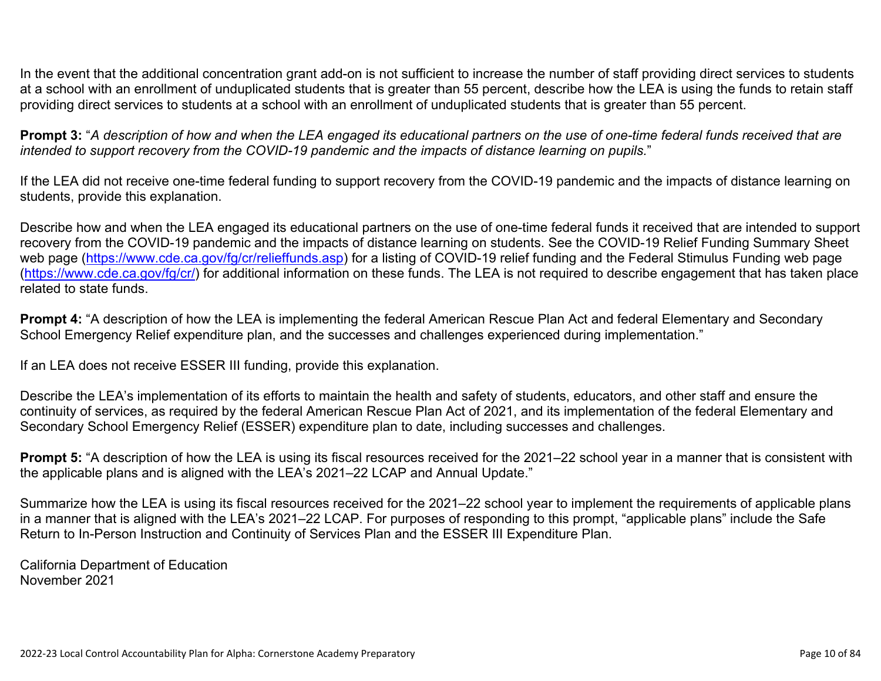In the event that the additional concentration grant add-on is not sufficient to increase the number of staff providing direct services to students at a school with an enrollment of unduplicated students that is greater than 55 percent, describe how the LEA is using the funds to retain staff providing direct services to students at a school with an enrollment of unduplicated students that is greater than 55 percent.

**Prompt 3:** "*A description of how and when the LEA engaged its educational partners on the use of one-time federal funds received that are intended to support recovery from the COVID-19 pandemic and the impacts of distance learning on pupils.*"

If the LEA did not receive one-time federal funding to support recovery from the COVID-19 pandemic and the impacts of distance learning on students, provide this explanation.

Describe how and when the LEA engaged its educational partners on the use of one-time federal funds it received that are intended to support recovery from the COVID-19 pandemic and the impacts of distance learning on students. See the COVID-19 Relief Funding Summary Sheet web page (https://www.cde.ca.gov/fg/cr/relieffunds.asp) for a listing of COVID-19 relief funding and the Federal Stimulus Funding web page (https://www.cde.ca.gov/fg/cr/) for additional information on these funds. The LEA is not required to describe engagement that has taken place related to state funds.

**Prompt 4:** "A description of how the LEA is implementing the federal American Rescue Plan Act and federal Elementary and Secondary School Emergency Relief expenditure plan, and the successes and challenges experienced during implementation."

If an LEA does not receive ESSER III funding, provide this explanation.

Describe the LEA's implementation of its efforts to maintain the health and safety of students, educators, and other staff and ensure the continuity of services, as required by the federal American Rescue Plan Act of 2021, and its implementation of the federal Elementary and Secondary School Emergency Relief (ESSER) expenditure plan to date, including successes and challenges.

**Prompt 5:** "A description of how the LEA is using its fiscal resources received for the 2021–22 school year in a manner that is consistent with the applicable plans and is aligned with the LEA's 2021–22 LCAP and Annual Update."

Summarize how the LEA is using its fiscal resources received for the 2021–22 school year to implement the requirements of applicable plans in a manner that is aligned with the LEA's 2021–22 LCAP. For purposes of responding to this prompt, "applicable plans" include the Safe Return to In-Person Instruction and Continuity of Services Plan and the ESSER III Expenditure Plan.

California Department of Education
November 2021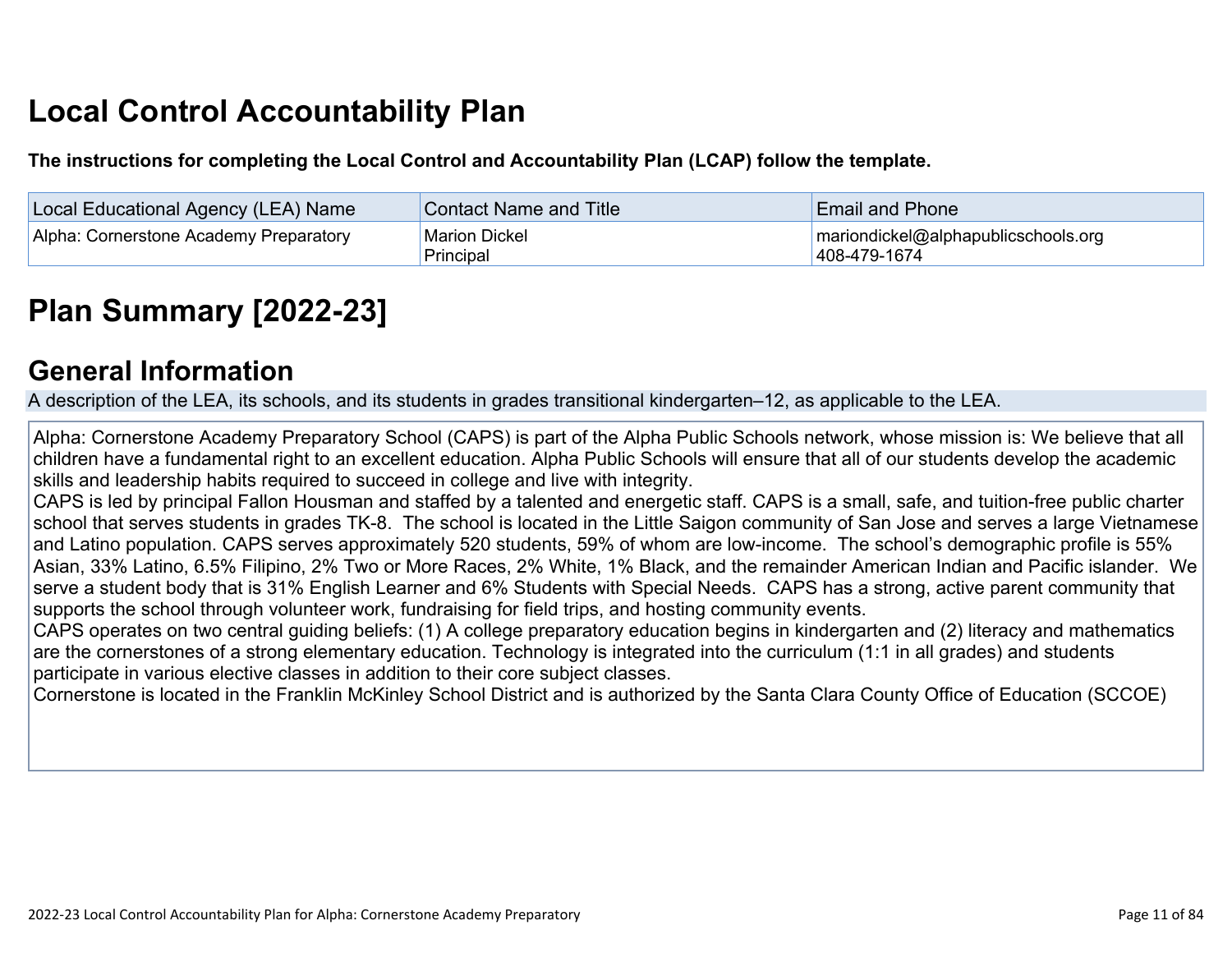# Local Control Accountability Plan

**The instructions for completing the Local Control and Accountability Plan (LCAP) follow the template.**

| Local Educational Agency (LEA) Name | Contact Name and Title | Email and Phone |
| --- | --- | --- |
| Alpha: Cornerstone Academy Preparatory | Marion Dickel<br>Principal | mariondickel@alphapublicschools.org<br>408-479-1674 |

# Plan Summary [2022-23]

## General Information

A description of the LEA, its schools, and its students in grades transitional kindergarten–12, as applicable to the LEA.

Alpha: Cornerstone Academy Preparatory School (CAPS) is part of the Alpha Public Schools network, whose mission is: We believe that all children have a fundamental right to an excellent education. Alpha Public Schools will ensure that all of our students develop the academic skills and leadership habits required to succeed in college and live with integrity.
CAPS is led by principal Fallon Housman and staffed by a talented and energetic staff. CAPS is a small, safe, and tuition-free public charter school that serves students in grades TK-8. The school is located in the Little Saigon community of San Jose and serves a large Vietnamese and Latino population. CAPS serves approximately 520 students, 59% of whom are low-income. The school's demographic profile is 55% Asian, 33% Latino, 6.5% Filipino, 2% Two or More Races, 2% White, 1% Black, and the remainder American Indian and Pacific islander. We serve a student body that is 31% English Learner and 6% Students with Special Needs. CAPS has a strong, active parent community that supports the school through volunteer work, fundraising for field trips, and hosting community events.
CAPS operates on two central guiding beliefs: (1) A college preparatory education begins in kindergarten and (2) literacy and mathematics are the cornerstones of a strong elementary education. Technology is integrated into the curriculum (1:1 in all grades) and students participate in various elective classes in addition to their core subject classes.
Cornerstone is located in the Franklin McKinley School District and is authorized by the Santa Clara County Office of Education (SCCOE)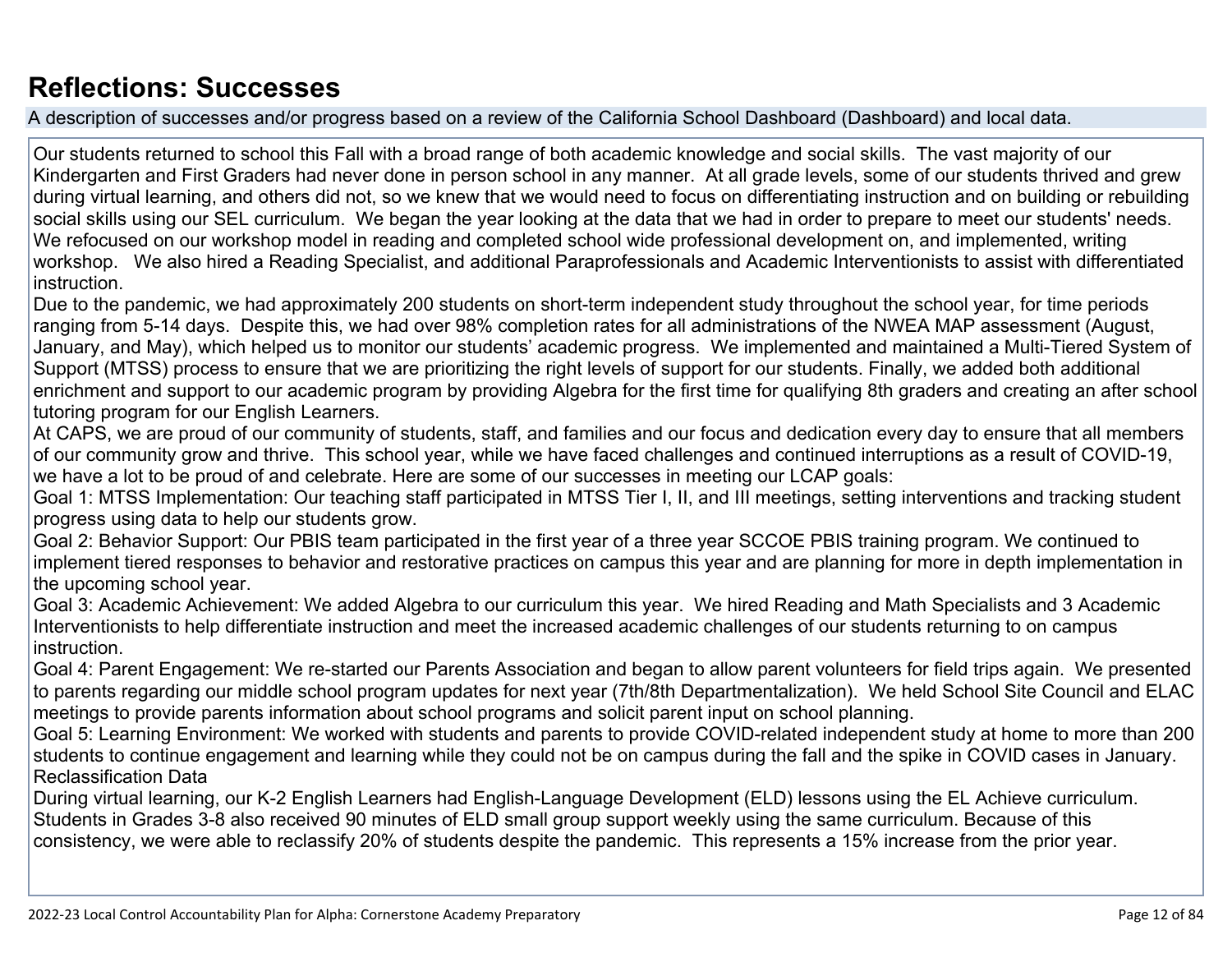## Reflections: Successes

A description of successes and/or progress based on a review of the California School Dashboard (Dashboard) and local data.

Our students returned to school this Fall with a broad range of both academic knowledge and social skills. The vast majority of our Kindergarten and First Graders had never done in person school in any manner. At all grade levels, some of our students thrived and grew during virtual learning, and others did not, so we knew that we would need to focus on differentiating instruction and on building or rebuilding social skills using our SEL curriculum. We began the year looking at the data that we had in order to prepare to meet our students' needs. We refocused on our workshop model in reading and completed school wide professional development on, and implemented, writing workshop. We also hired a Reading Specialist, and additional Paraprofessionals and Academic Interventionists to assist with differentiated instruction.

Due to the pandemic, we had approximately 200 students on short-term independent study throughout the school year, for time periods ranging from 5-14 days. Despite this, we had over 98% completion rates for all administrations of the NWEA MAP assessment (August, January, and May), which helped us to monitor our students' academic progress. We implemented and maintained a Multi-Tiered System of Support (MTSS) process to ensure that we are prioritizing the right levels of support for our students. Finally, we added both additional enrichment and support to our academic program by providing Algebra for the first time for qualifying 8th graders and creating an after school tutoring program for our English Learners.

At CAPS, we are proud of our community of students, staff, and families and our focus and dedication every day to ensure that all members of our community grow and thrive. This school year, while we have faced challenges and continued interruptions as a result of COVID-19, we have a lot to be proud of and celebrate. Here are some of our successes in meeting our LCAP goals:

Goal 1: MTSS Implementation: Our teaching staff participated in MTSS Tier I, II, and III meetings, setting interventions and tracking student progress using data to help our students grow.

Goal 2: Behavior Support: Our PBIS team participated in the first year of a three year SCCOE PBIS training program. We continued to implement tiered responses to behavior and restorative practices on campus this year and are planning for more in depth implementation in the upcoming school year.

Goal 3: Academic Achievement: We added Algebra to our curriculum this year. We hired Reading and Math Specialists and 3 Academic Interventionists to help differentiate instruction and meet the increased academic challenges of our students returning to on campus instruction.

Goal 4: Parent Engagement: We re-started our Parents Association and began to allow parent volunteers for field trips again. We presented to parents regarding our middle school program updates for next year (7th/8th Departmentalization). We held School Site Council and ELAC meetings to provide parents information about school programs and solicit parent input on school planning.

Goal 5: Learning Environment: We worked with students and parents to provide COVID-related independent study at home to more than 200 students to continue engagement and learning while they could not be on campus during the fall and the spike in COVID cases in January.

Reclassification Data

During virtual learning, our K-2 English Learners had English-Language Development (ELD) lessons using the EL Achieve curriculum. Students in Grades 3-8 also received 90 minutes of ELD small group support weekly using the same curriculum. Because of this consistency, we were able to reclassify 20% of students despite the pandemic. This represents a 15% increase from the prior year.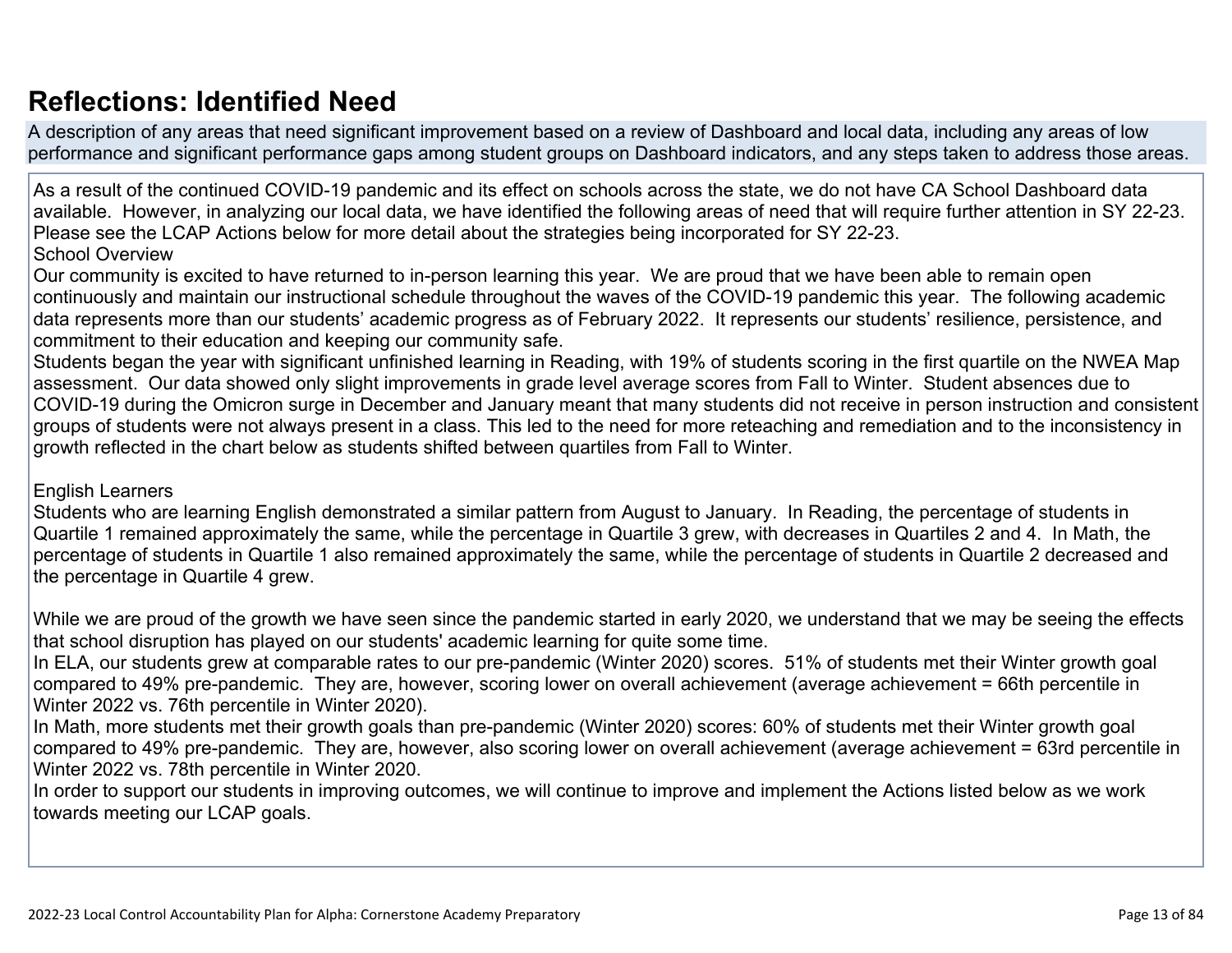# Reflections: Identified Need

A description of any areas that need significant improvement based on a review of Dashboard and local data, including any areas of low performance and significant performance gaps among student groups on Dashboard indicators, and any steps taken to address those areas.

As a result of the continued COVID-19 pandemic and its effect on schools across the state, we do not have CA School Dashboard data available. However, in analyzing our local data, we have identified the following areas of need that will require further attention in SY 22-23. Please see the LCAP Actions below for more detail about the strategies being incorporated for SY 22-23.

School Overview

Our community is excited to have returned to in-person learning this year. We are proud that we have been able to remain open continuously and maintain our instructional schedule throughout the waves of the COVID-19 pandemic this year. The following academic data represents more than our students' academic progress as of February 2022. It represents our students' resilience, persistence, and commitment to their education and keeping our community safe.

Students began the year with significant unfinished learning in Reading, with 19% of students scoring in the first quartile on the NWEA Map assessment. Our data showed only slight improvements in grade level average scores from Fall to Winter. Student absences due to COVID-19 during the Omicron surge in December and January meant that many students did not receive in person instruction and consistent groups of students were not always present in a class. This led to the need for more reteaching and remediation and to the inconsistency in growth reflected in the chart below as students shifted between quartiles from Fall to Winter.

English Learners

Students who are learning English demonstrated a similar pattern from August to January. In Reading, the percentage of students in Quartile 1 remained approximately the same, while the percentage in Quartile 3 grew, with decreases in Quartiles 2 and 4. In Math, the percentage of students in Quartile 1 also remained approximately the same, while the percentage of students in Quartile 2 decreased and the percentage in Quartile 4 grew.

While we are proud of the growth we have seen since the pandemic started in early 2020, we understand that we may be seeing the effects that school disruption has played on our students' academic learning for quite some time.

In ELA, our students grew at comparable rates to our pre-pandemic (Winter 2020) scores. 51% of students met their Winter growth goal compared to 49% pre-pandemic. They are, however, scoring lower on overall achievement (average achievement = 66th percentile in Winter 2022 vs. 76th percentile in Winter 2020).

In Math, more students met their growth goals than pre-pandemic (Winter 2020) scores: 60% of students met their Winter growth goal compared to 49% pre-pandemic. They are, however, also scoring lower on overall achievement (average achievement = 63rd percentile in Winter 2022 vs. 78th percentile in Winter 2020.

In order to support our students in improving outcomes, we will continue to improve and implement the Actions listed below as we work towards meeting our LCAP goals.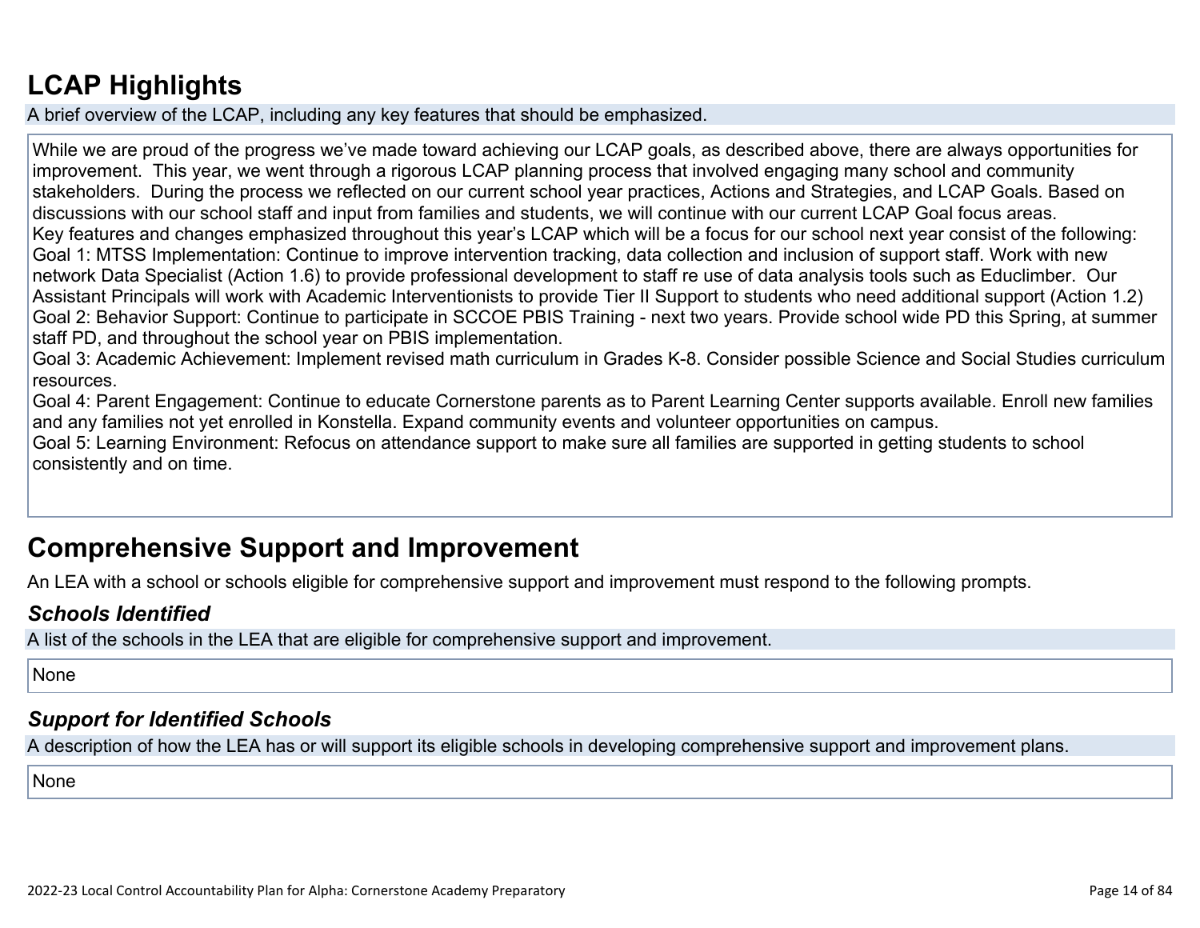# LCAP Highlights

A brief overview of the LCAP, including any key features that should be emphasized.

While we are proud of the progress we've made toward achieving our LCAP goals, as described above, there are always opportunities for improvement. This year, we went through a rigorous LCAP planning process that involved engaging many school and community stakeholders. During the process we reflected on our current school year practices, Actions and Strategies, and LCAP Goals. Based on discussions with our school staff and input from families and students, we will continue with our current LCAP Goal focus areas.
Key features and changes emphasized throughout this year's LCAP which will be a focus for our school next year consist of the following:
Goal 1: MTSS Implementation: Continue to improve intervention tracking, data collection and inclusion of support staff. Work with new network Data Specialist (Action 1.6) to provide professional development to staff re use of data analysis tools such as Educlimber. Our Assistant Principals will work with Academic Interventionists to provide Tier II Support to students who need additional support (Action 1.2)
Goal 2: Behavior Support: Continue to participate in SCCOE PBIS Training - next two years. Provide school wide PD this Spring, at summer staff PD, and throughout the school year on PBIS implementation.
Goal 3: Academic Achievement: Implement revised math curriculum in Grades K-8. Consider possible Science and Social Studies curriculum resources.
Goal 4: Parent Engagement: Continue to educate Cornerstone parents as to Parent Learning Center supports available. Enroll new families and any families not yet enrolled in Konstella. Expand community events and volunteer opportunities on campus.
Goal 5: Learning Environment: Refocus on attendance support to make sure all families are supported in getting students to school consistently and on time.

# Comprehensive Support and Improvement

An LEA with a school or schools eligible for comprehensive support and improvement must respond to the following prompts.

## *Schools Identified*

A list of the schools in the LEA that are eligible for comprehensive support and improvement.

None

## *Support for Identified Schools*

A description of how the LEA has or will support its eligible schools in developing comprehensive support and improvement plans.

None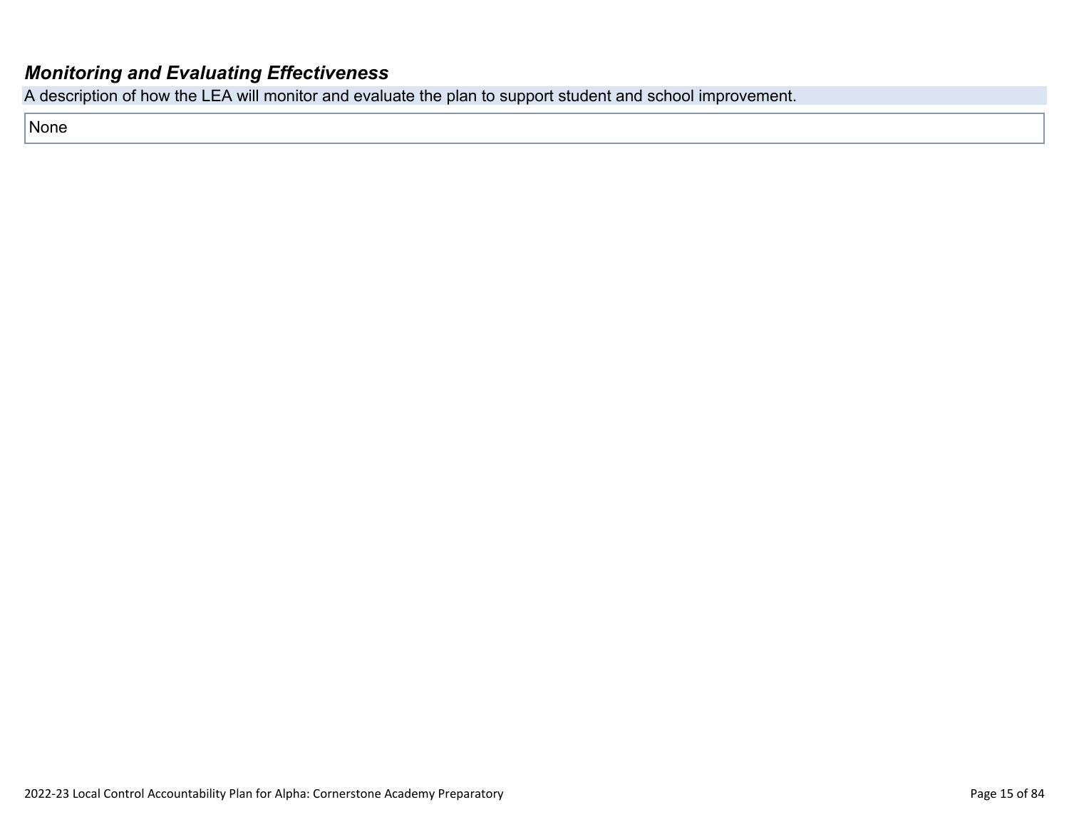### *Monitoring and Evaluating Effectiveness*

A description of how the LEA will monitor and evaluate the plan to support student and school improvement.

None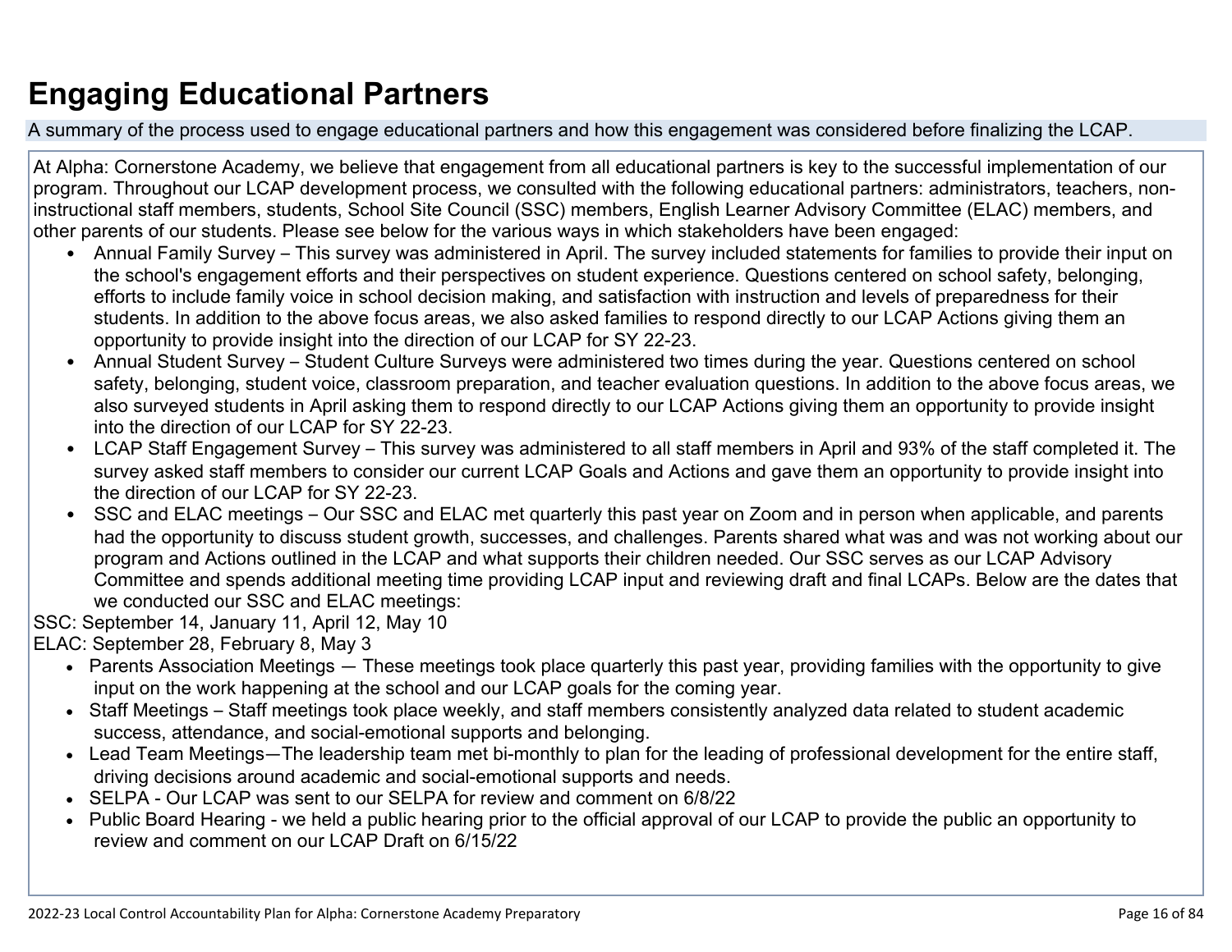# Engaging Educational Partners

A summary of the process used to engage educational partners and how this engagement was considered before finalizing the LCAP.

At Alpha: Cornerstone Academy, we believe that engagement from all educational partners is key to the successful implementation of our program. Throughout our LCAP development process, we consulted with the following educational partners: administrators, teachers, non-instructional staff members, students, School Site Council (SSC) members, English Learner Advisory Committee (ELAC) members, and other parents of our students. Please see below for the various ways in which stakeholders have been engaged:

- Annual Family Survey – This survey was administered in April. The survey included statements for families to provide their input on the school's engagement efforts and their perspectives on student experience. Questions centered on school safety, belonging, efforts to include family voice in school decision making, and satisfaction with instruction and levels of preparedness for their students. In addition to the above focus areas, we also asked families to respond directly to our LCAP Actions giving them an opportunity to provide insight into the direction of our LCAP for SY 22-23.
- Annual Student Survey – Student Culture Surveys were administered two times during the year. Questions centered on school safety, belonging, student voice, classroom preparation, and teacher evaluation questions. In addition to the above focus areas, we also surveyed students in April asking them to respond directly to our LCAP Actions giving them an opportunity to provide insight into the direction of our LCAP for SY 22-23.
- LCAP Staff Engagement Survey – This survey was administered to all staff members in April and 93% of the staff completed it. The survey asked staff members to consider our current LCAP Goals and Actions and gave them an opportunity to provide insight into the direction of our LCAP for SY 22-23.
- SSC and ELAC meetings – Our SSC and ELAC met quarterly this past year on Zoom and in person when applicable, and parents had the opportunity to discuss student growth, successes, and challenges. Parents shared what was and was not working about our program and Actions outlined in the LCAP and what supports their children needed. Our SSC serves as our LCAP Advisory Committee and spends additional meeting time providing LCAP input and reviewing draft and final LCAPs. Below are the dates that we conducted our SSC and ELAC meetings:

SSC: September 14, January 11, April 12, May 10
ELAC: September 28, February 8, May 3

- Parents Association Meetings — These meetings took place quarterly this past year, providing families with the opportunity to give input on the work happening at the school and our LCAP goals for the coming year.
- Staff Meetings – Staff meetings took place weekly, and staff members consistently analyzed data related to student academic success, attendance, and social-emotional supports and belonging.
- Lead Team Meetings—The leadership team met bi-monthly to plan for the leading of professional development for the entire staff, driving decisions around academic and social-emotional supports and needs.
- SELPA - Our LCAP was sent to our SELPA for review and comment on 6/8/22
- Public Board Hearing - we held a public hearing prior to the official approval of our LCAP to provide the public an opportunity to review and comment on our LCAP Draft on 6/15/22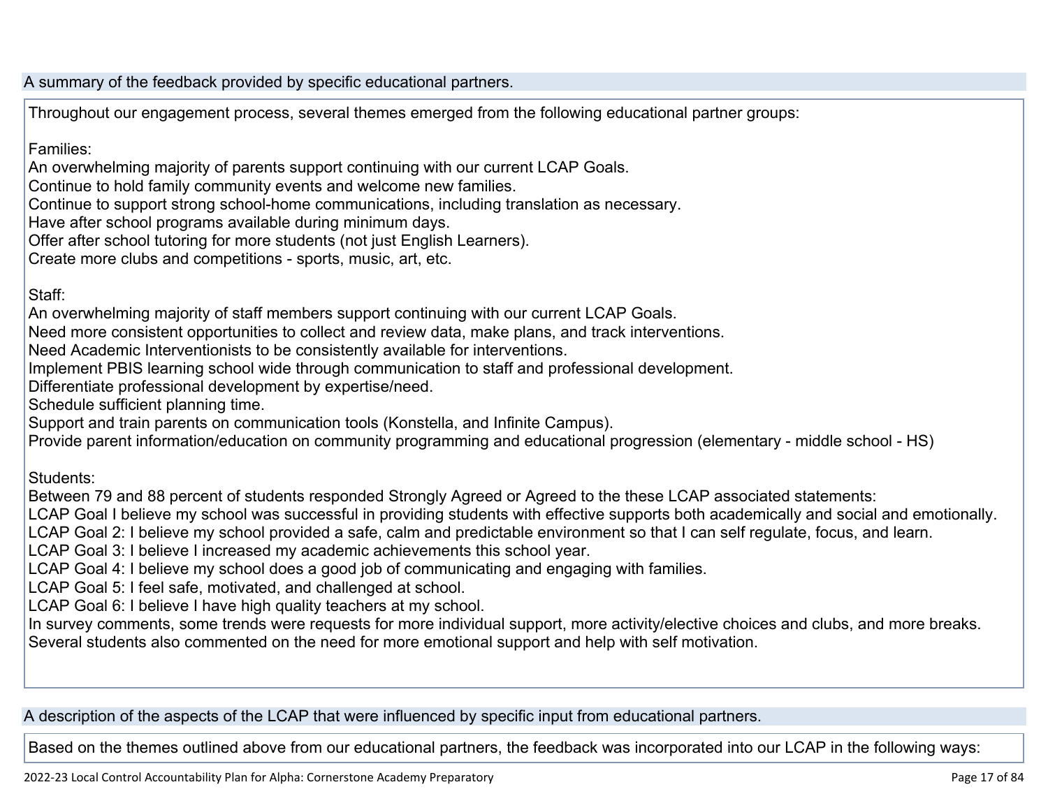## A summary of the feedback provided by specific educational partners.

Throughout our engagement process, several themes emerged from the following educational partner groups:

Families:
An overwhelming majority of parents support continuing with our current LCAP Goals.
Continue to hold family community events and welcome new families.
Continue to support strong school-home communications, including translation as necessary.
Have after school programs available during minimum days.
Offer after school tutoring for more students (not just English Learners).
Create more clubs and competitions - sports, music, art, etc.

Staff:
An overwhelming majority of staff members support continuing with our current LCAP Goals.
Need more consistent opportunities to collect and review data, make plans, and track interventions.
Need Academic Interventionists to be consistently available for interventions.
Implement PBIS learning school wide through communication to staff and professional development.
Differentiate professional development by expertise/need.
Schedule sufficient planning time.
Support and train parents on communication tools (Konstella, and Infinite Campus).
Provide parent information/education on community programming and educational progression (elementary - middle school - HS)

Students:
Between 79 and 88 percent of students responded Strongly Agreed or Agreed to the these LCAP associated statements:
LCAP Goal I believe my school was successful in providing students with effective supports both academically and social and emotionally.
LCAP Goal 2: I believe my school provided a safe, calm and predictable environment so that I can self regulate, focus, and learn.
LCAP Goal 3: I believe I increased my academic achievements this school year.
LCAP Goal 4: I believe my school does a good job of communicating and engaging with families.
LCAP Goal 5: I feel safe, motivated, and challenged at school.
LCAP Goal 6: I believe I have high quality teachers at my school.
In survey comments, some trends were requests for more individual support, more activity/elective choices and clubs, and more breaks.
Several students also commented on the need for more emotional support and help with self motivation.

## A description of the aspects of the LCAP that were influenced by specific input from educational partners.

Based on the themes outlined above from our educational partners, the feedback was incorporated into our LCAP in the following ways: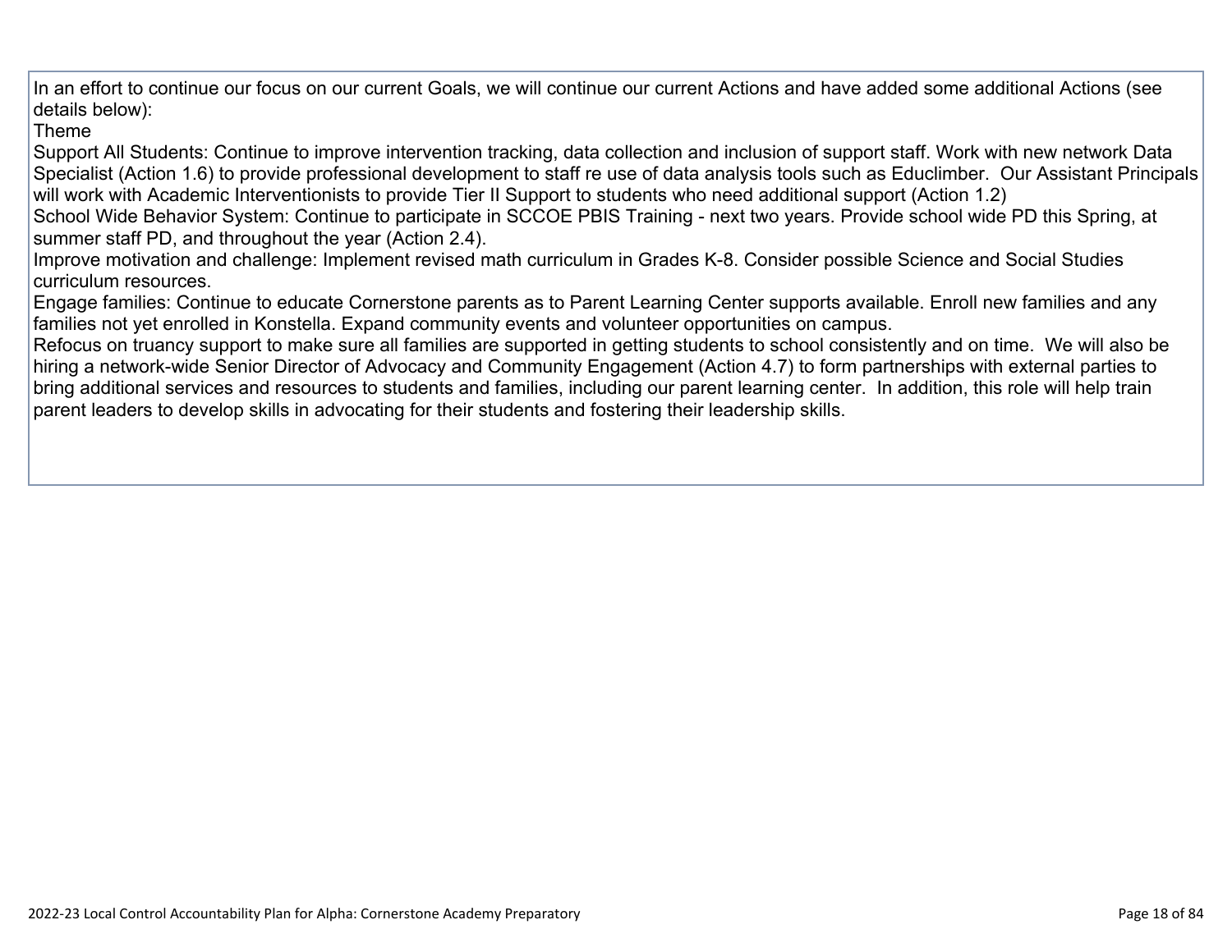In an effort to continue our focus on our current Goals, we will continue our current Actions and have added some additional Actions (see details below):

Theme

Support All Students: Continue to improve intervention tracking, data collection and inclusion of support staff. Work with new network Data Specialist (Action 1.6) to provide professional development to staff re use of data analysis tools such as Educlimber. Our Assistant Principals will work with Academic Interventionists to provide Tier II Support to students who need additional support (Action 1.2)

School Wide Behavior System: Continue to participate in SCCOE PBIS Training - next two years. Provide school wide PD this Spring, at summer staff PD, and throughout the year (Action 2.4).

Improve motivation and challenge: Implement revised math curriculum in Grades K-8. Consider possible Science and Social Studies curriculum resources.

Engage families: Continue to educate Cornerstone parents as to Parent Learning Center supports available. Enroll new families and any families not yet enrolled in Konstella. Expand community events and volunteer opportunities on campus.

Refocus on truancy support to make sure all families are supported in getting students to school consistently and on time. We will also be hiring a network-wide Senior Director of Advocacy and Community Engagement (Action 4.7) to form partnerships with external parties to bring additional services and resources to students and families, including our parent learning center. In addition, this role will help train parent leaders to develop skills in advocating for their students and fostering their leadership skills.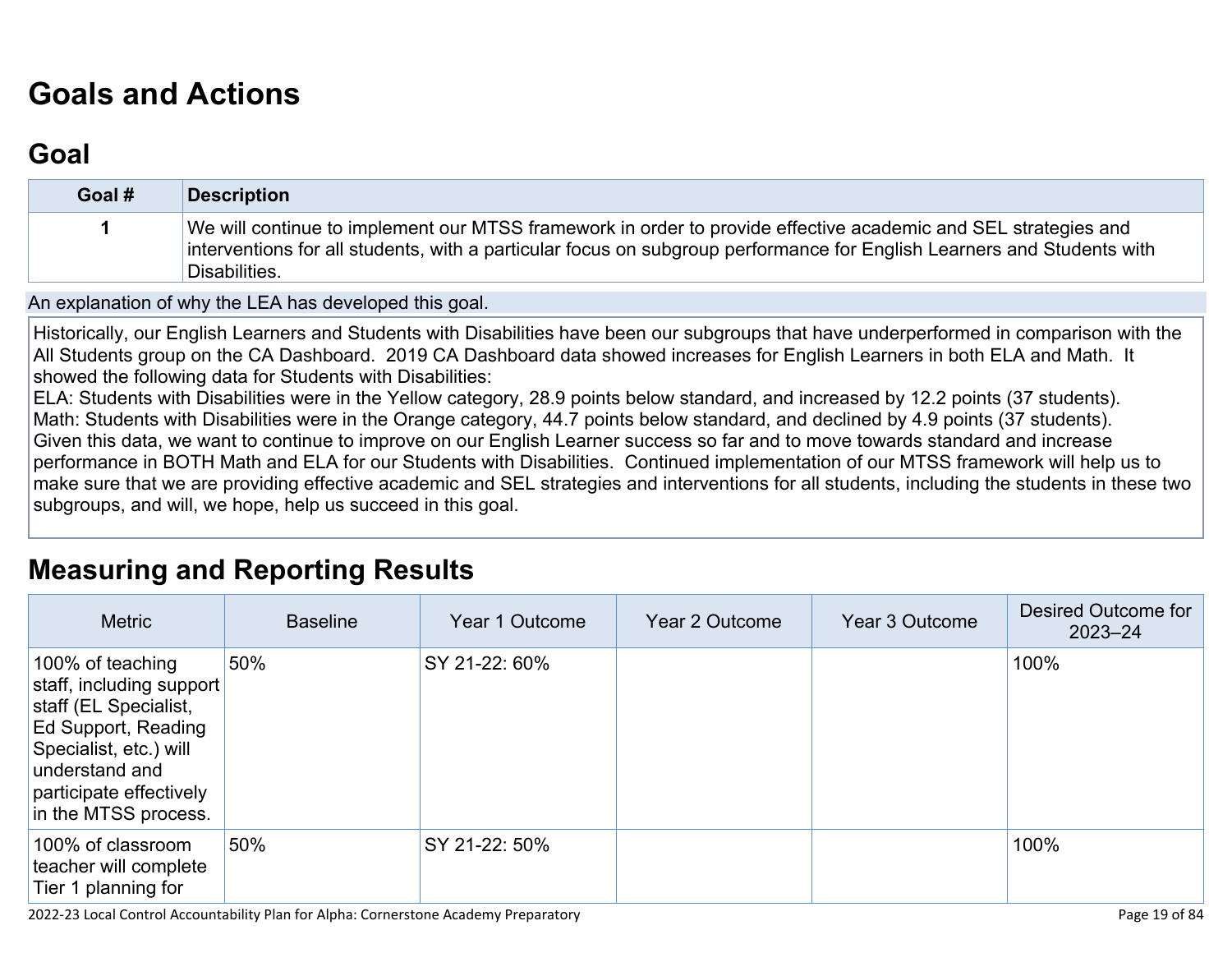# Goals and Actions

## Goal

| Goal # | Description |
|---|---|
| 1 | We will continue to implement our MTSS framework in order to provide effective academic and SEL strategies and interventions for all students, with a particular focus on subgroup performance for English Learners and Students with Disabilities. |

An explanation of why the LEA has developed this goal.

Historically, our English Learners and Students with Disabilities have been our subgroups that have underperformed in comparison with the All Students group on the CA Dashboard. 2019 CA Dashboard data showed increases for English Learners in both ELA and Math. It showed the following data for Students with Disabilities:
ELA: Students with Disabilities were in the Yellow category, 28.9 points below standard, and increased by 12.2 points (37 students).
Math: Students with Disabilities were in the Orange category, 44.7 points below standard, and declined by 4.9 points (37 students).
Given this data, we want to continue to improve on our English Learner success so far and to move towards standard and increase performance in BOTH Math and ELA for our Students with Disabilities. Continued implementation of our MTSS framework will help us to make sure that we are providing effective academic and SEL strategies and interventions for all students, including the students in these two subgroups, and will, we hope, help us succeed in this goal.

# Measuring and Reporting Results

| Metric | Baseline | Year 1 Outcome | Year 2 Outcome | Year 3 Outcome | Desired Outcome for 2023–24 |
|---|---|---|---|---|---|
| 100% of teaching staff, including support staff (EL Specialist, Ed Support, Reading Specialist, etc.) will understand and participate effectively in the MTSS process. | 50% | SY 21-22: 60% | | | 100% |
| 100% of classroom teacher will complete Tier 1 planning for | 50% | SY 21-22: 50% | | | 100% |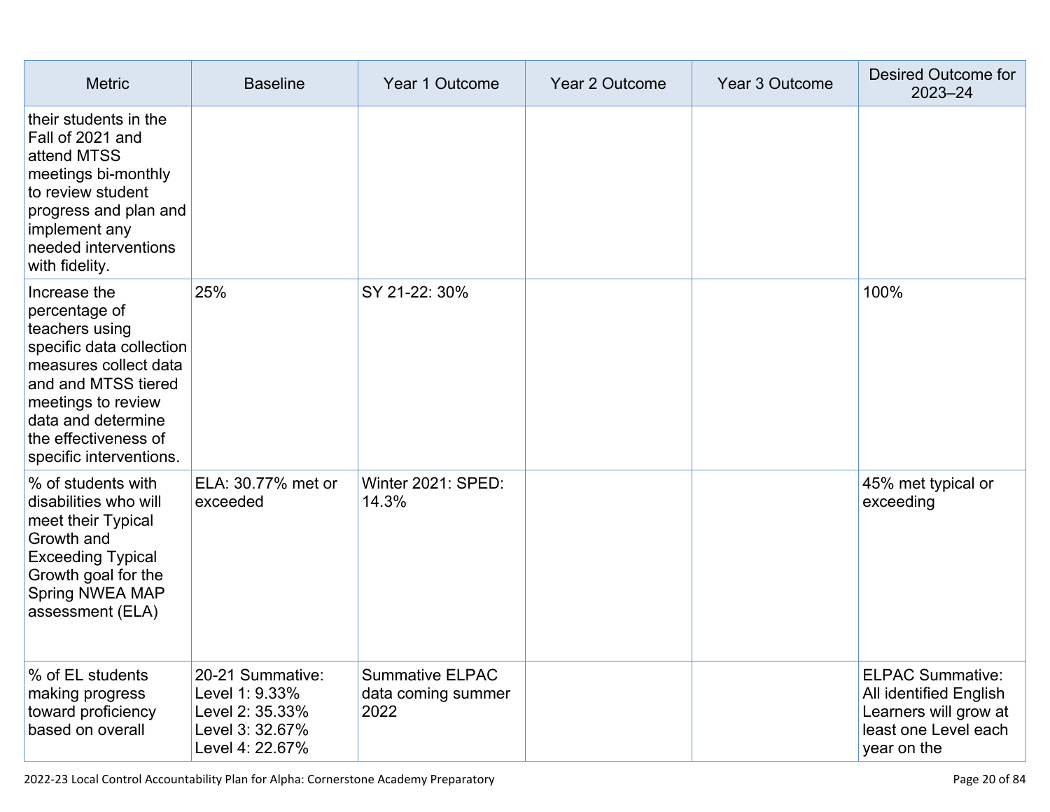| Metric | Baseline | Year 1 Outcome | Year 2 Outcome | Year 3 Outcome | Desired Outcome for 2023–24 |
|---|---|---|---|---|---|
| their students in the Fall of 2021 and attend MTSS meetings bi-monthly to review student progress and plan and implement any needed interventions with fidelity. | | | | | |
| Increase the percentage of teachers using specific data collection measures collect data and and MTSS tiered meetings to review data and determine the effectiveness of specific interventions. | 25% | SY 21-22: 30% | | | 100% |
| % of students with disabilities who will meet their Typical Growth and Exceeding Typical Growth goal for the Spring NWEA MAP assessment (ELA) | ELA: 30.77% met or exceeded | Winter 2021: SPED: 14.3% | | | 45% met typical or exceeding |
| % of EL students making progress toward proficiency based on overall | 20-21 Summative:<br>Level 1: 9.33%<br>Level 2: 35.33%<br>Level 3: 32.67%<br>Level 4: 22.67% | Summative ELPAC data coming summer 2022 | | | ELPAC Summative: All identified English Learners will grow at least one Level each year on the |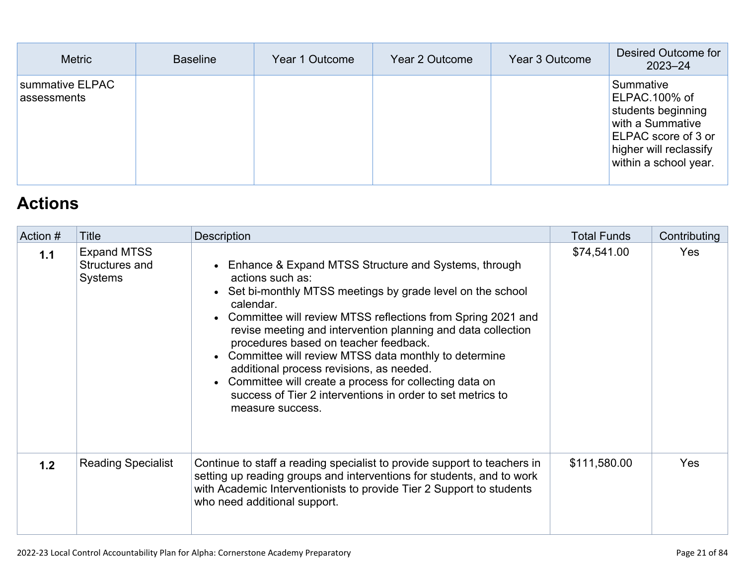| Metric | Baseline | Year 1 Outcome | Year 2 Outcome | Year 3 Outcome | Desired Outcome for 2023–24 |
|---|---|---|---|---|---|
| summative ELPAC assessments | | | | | Summative ELPAC.100% of students beginning with a Summative ELPAC score of 3 or higher will reclassify within a school year. |

# Actions

| Action # | Title | Description | Total Funds | Contributing |
|---|---|---|---|---|
| **1.1** | Expand MTSS Structures and Systems | • Enhance & Expand MTSS Structure and Systems, through actions such as:<br>• Set bi-monthly MTSS meetings by grade level on the school calendar.<br>• Committee will review MTSS reflections from Spring 2021 and revise meeting and intervention planning and data collection procedures based on teacher feedback.<br>• Committee will review MTSS data monthly to determine additional process revisions, as needed.<br>• Committee will create a process for collecting data on success of Tier 2 interventions in order to set metrics to measure success. | $74,541.00 | Yes |
| **1.2** | Reading Specialist | Continue to staff a reading specialist to provide support to teachers in setting up reading groups and interventions for students, and to work with Academic Interventionists to provide Tier 2 Support to students who need additional support. | $111,580.00 | Yes |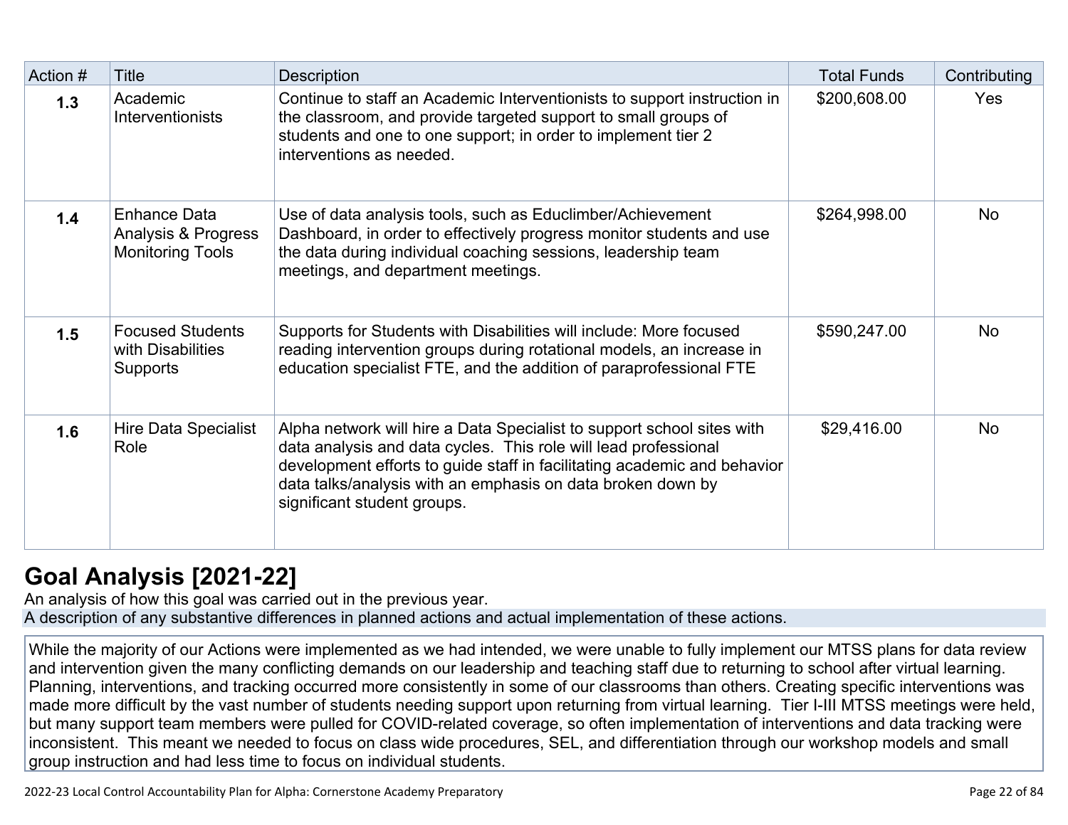| Action # | Title | Description | Total Funds | Contributing |
|---|---|---|---|---|
| **1.3** | Academic Interventionists | Continue to staff an Academic Interventionists to support instruction in the classroom, and provide targeted support to small groups of students and one to one support; in order to implement tier 2 interventions as needed. | $200,608.00 | Yes |
| **1.4** | Enhance Data Analysis & Progress Monitoring Tools | Use of data analysis tools, such as Educlimber/Achievement Dashboard, in order to effectively progress monitor students and use the data during individual coaching sessions, leadership team meetings, and department meetings. | $264,998.00 | No |
| **1.5** | Focused Students with Disabilities Supports | Supports for Students with Disabilities will include: More focused reading intervention groups during rotational models, an increase in education specialist FTE, and the addition of paraprofessional FTE | $590,247.00 | No |
| **1.6** | Hire Data Specialist Role | Alpha network will hire a Data Specialist to support school sites with data analysis and data cycles. This role will lead professional development efforts to guide staff in facilitating academic and behavior data talks/analysis with an emphasis on data broken down by significant student groups. | $29,416.00 | No |

## Goal Analysis [2021-22]

An analysis of how this goal was carried out in the previous year.

A description of any substantive differences in planned actions and actual implementation of these actions.

While the majority of our Actions were implemented as we had intended, we were unable to fully implement our MTSS plans for data review and intervention given the many conflicting demands on our leadership and teaching staff due to returning to school after virtual learning. Planning, interventions, and tracking occurred more consistently in some of our classrooms than others. Creating specific interventions was made more difficult by the vast number of students needing support upon returning from virtual learning. Tier I-III MTSS meetings were held, but many support team members were pulled for COVID-related coverage, so often implementation of interventions and data tracking were inconsistent. This meant we needed to focus on class wide procedures, SEL, and differentiation through our workshop models and small group instruction and had less time to focus on individual students.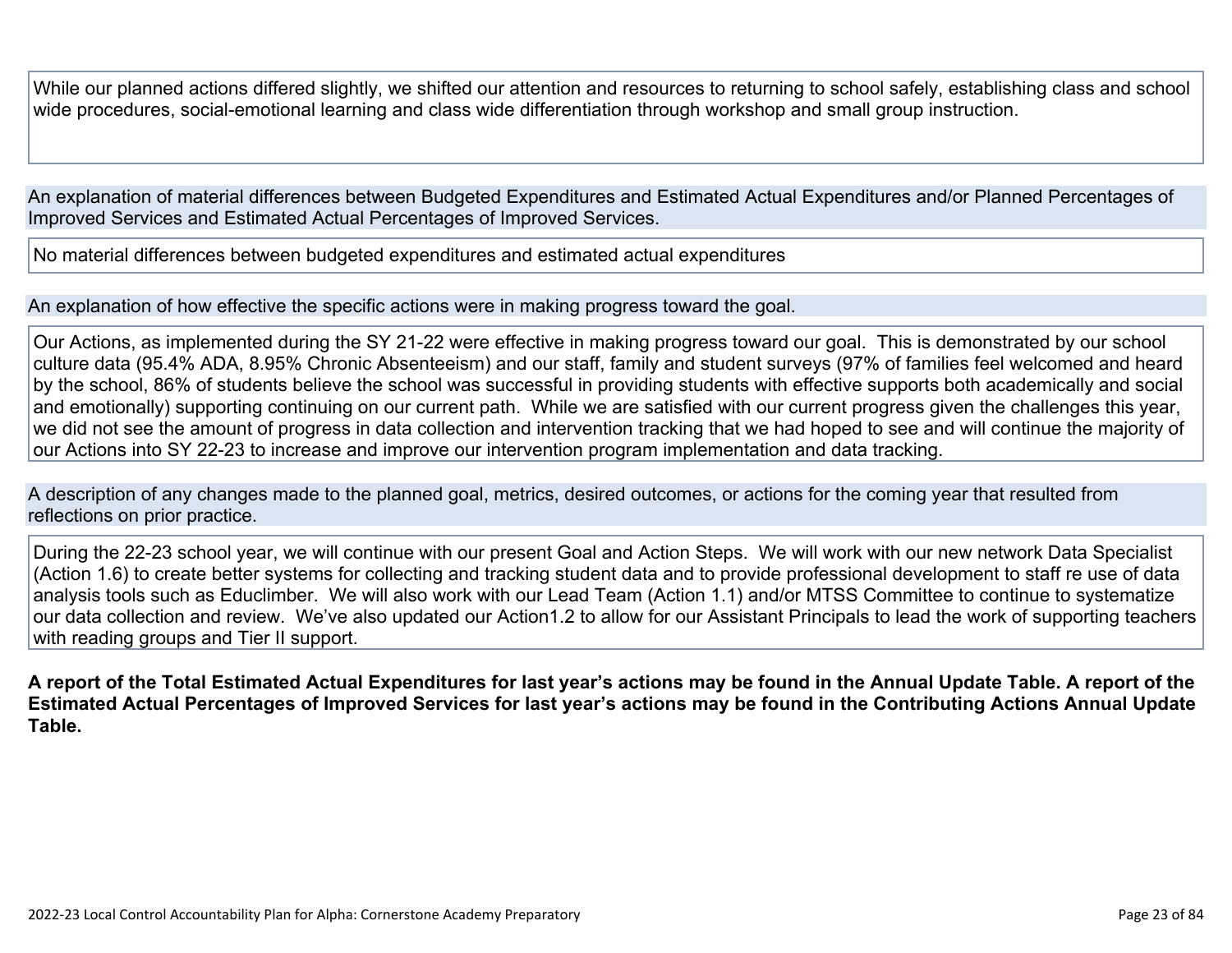While our planned actions differed slightly, we shifted our attention and resources to returning to school safely, establishing class and school wide procedures, social-emotional learning and class wide differentiation through workshop and small group instruction.

An explanation of material differences between Budgeted Expenditures and Estimated Actual Expenditures and/or Planned Percentages of Improved Services and Estimated Actual Percentages of Improved Services.

No material differences between budgeted expenditures and estimated actual expenditures

An explanation of how effective the specific actions were in making progress toward the goal.

Our Actions, as implemented during the SY 21-22 were effective in making progress toward our goal. This is demonstrated by our school culture data (95.4% ADA, 8.95% Chronic Absenteeism) and our staff, family and student surveys (97% of families feel welcomed and heard by the school, 86% of students believe the school was successful in providing students with effective supports both academically and social and emotionally) supporting continuing on our current path. While we are satisfied with our current progress given the challenges this year, we did not see the amount of progress in data collection and intervention tracking that we had hoped to see and will continue the majority of our Actions into SY 22-23 to increase and improve our intervention program implementation and data tracking.

A description of any changes made to the planned goal, metrics, desired outcomes, or actions for the coming year that resulted from reflections on prior practice.

During the 22-23 school year, we will continue with our present Goal and Action Steps. We will work with our new network Data Specialist (Action 1.6) to create better systems for collecting and tracking student data and to provide professional development to staff re use of data analysis tools such as Educlimber. We will also work with our Lead Team (Action 1.1) and/or MTSS Committee to continue to systematize our data collection and review. We've also updated our Action1.2 to allow for our Assistant Principals to lead the work of supporting teachers with reading groups and Tier II support.

**A report of the Total Estimated Actual Expenditures for last year's actions may be found in the Annual Update Table. A report of the Estimated Actual Percentages of Improved Services for last year's actions may be found in the Contributing Actions Annual Update Table.**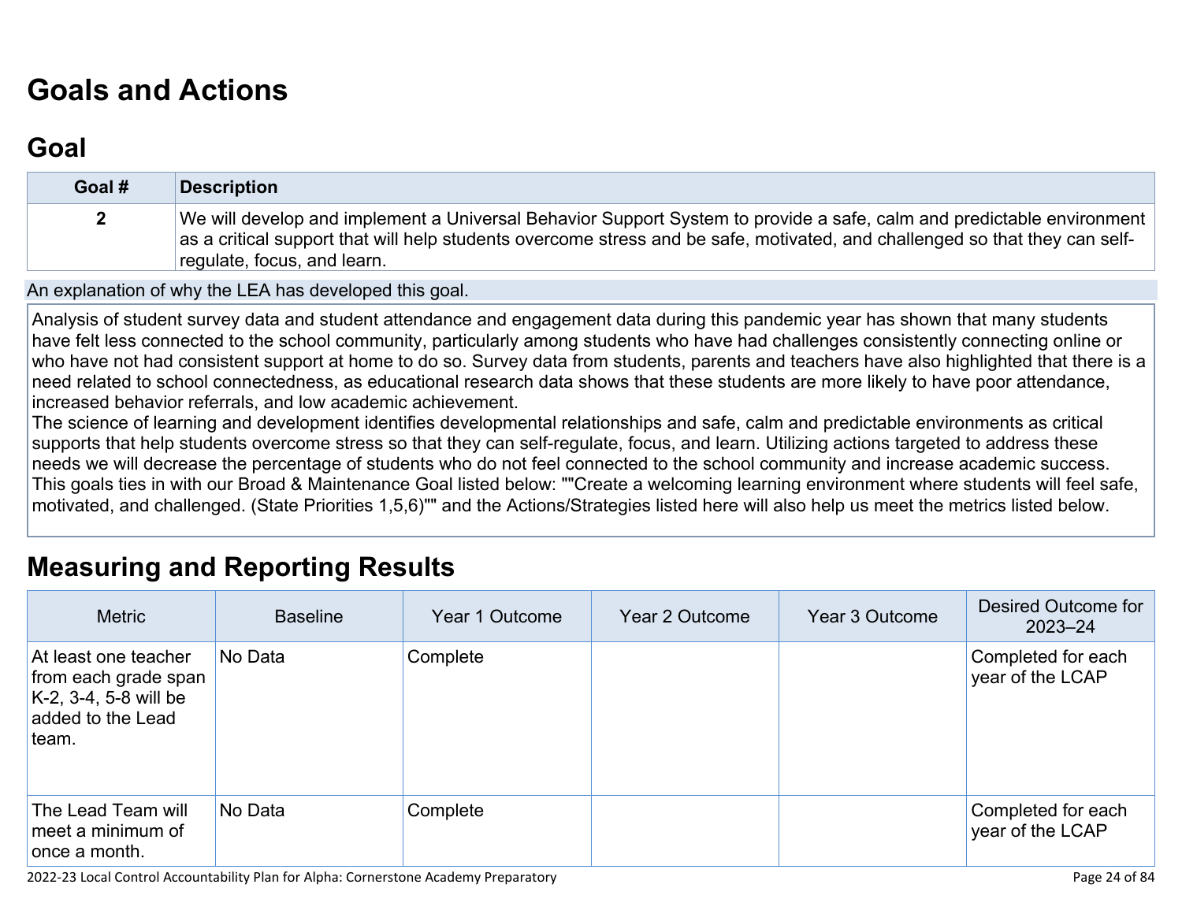# Goals and Actions

## Goal

| Goal # | Description |
| --- | --- |
| 2 | We will develop and implement a Universal Behavior Support System to provide a safe, calm and predictable environment as a critical support that will help students overcome stress and be safe, motivated, and challenged so that they can self-regulate, focus, and learn. |

An explanation of why the LEA has developed this goal.

Analysis of student survey data and student attendance and engagement data during this pandemic year has shown that many students have felt less connected to the school community, particularly among students who have had challenges consistently connecting online or who have not had consistent support at home to do so. Survey data from students, parents and teachers have also highlighted that there is a need related to school connectedness, as educational research data shows that these students are more likely to have poor attendance, increased behavior referrals, and low academic achievement.
The science of learning and development identifies developmental relationships and safe, calm and predictable environments as critical supports that help students overcome stress so that they can self-regulate, focus, and learn. Utilizing actions targeted to address these needs we will decrease the percentage of students who do not feel connected to the school community and increase academic success.
This goals ties in with our Broad & Maintenance Goal listed below: ""Create a welcoming learning environment where students will feel safe, motivated, and challenged. (State Priorities 1,5,6)"" and the Actions/Strategies listed here will also help us meet the metrics listed below.

# Measuring and Reporting Results

| Metric | Baseline | Year 1 Outcome | Year 2 Outcome | Year 3 Outcome | Desired Outcome for 2023–24 |
| --- | --- | --- | --- | --- | --- |
| At least one teacher from each grade span K-2, 3-4, 5-8 will be added to the Lead team. | No Data | Complete | | | Completed for each year of the LCAP |
| The Lead Team will meet a minimum of once a month. | No Data | Complete | | | Completed for each year of the LCAP |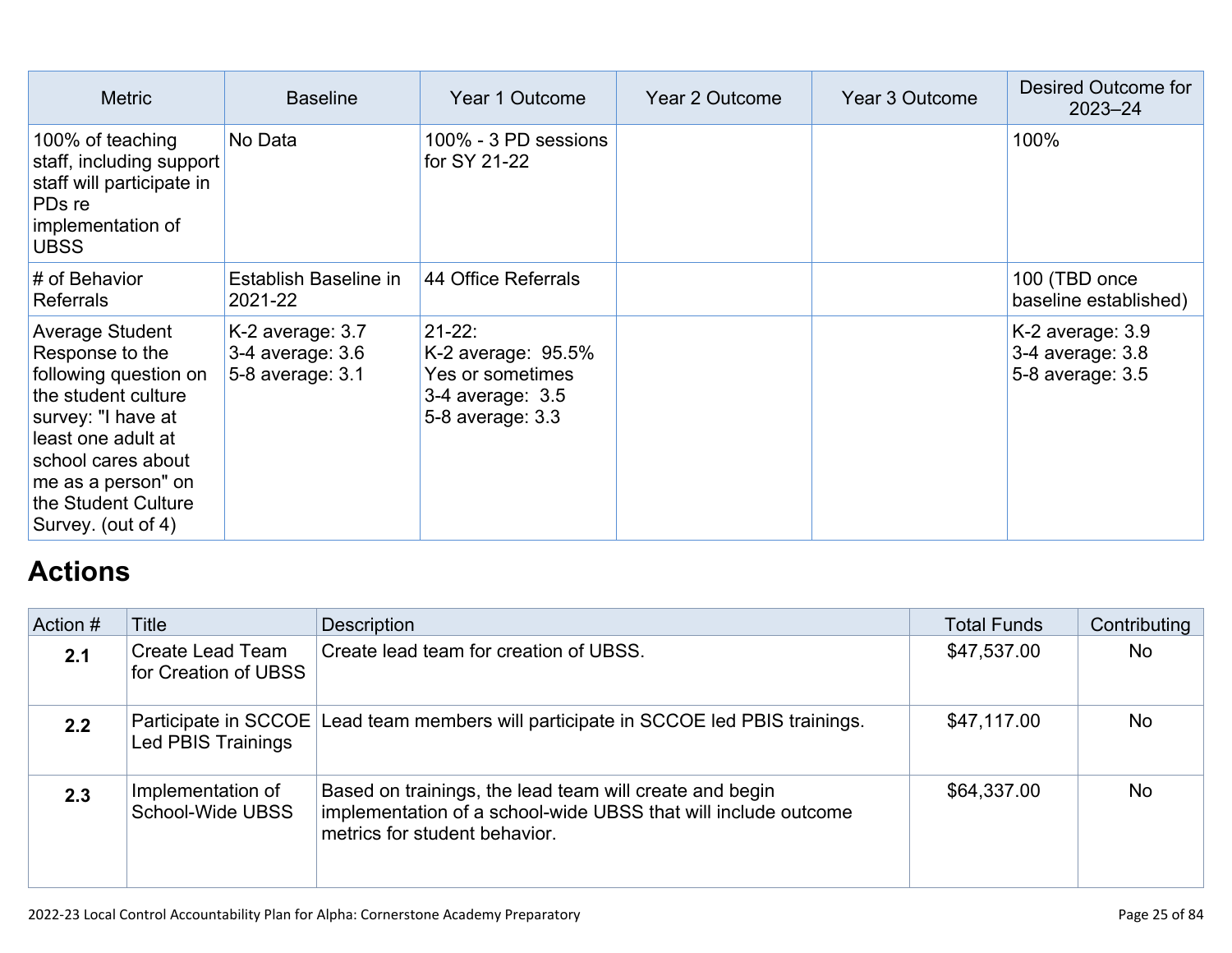| Metric | Baseline | Year 1 Outcome | Year 2 Outcome | Year 3 Outcome | Desired Outcome for 2023–24 |
| --- | --- | --- | --- | --- | --- |
| 100% of teaching staff, including support staff will participate in PDs re implementation of UBSS | No Data | 100% - 3 PD sessions for SY 21-22 | | | 100% |
| # of Behavior Referrals | Establish Baseline in 2021-22 | 44 Office Referrals | | | 100 (TBD once baseline established) |
| Average Student Response to the following question on the student culture survey: "I have at least one adult at school cares about me as a person" on the Student Culture Survey. (out of 4) | K-2 average: 3.7<br>3-4 average: 3.6<br>5-8 average: 3.1 | 21-22:<br>K-2 average: 95.5% Yes or sometimes<br>3-4 average: 3.5<br>5-8 average: 3.3 | | | K-2 average: 3.9<br>3-4 average: 3.8<br>5-8 average: 3.5 |

## Actions

| Action # | Title | Description | Total Funds | Contributing |
| --- | --- | --- | --- | --- |
| **2.1** | Create Lead Team for Creation of UBSS | Create lead team for creation of UBSS. | $47,537.00 | No |
| **2.2** | Participate in SCCOE Led PBIS Trainings | Lead team members will participate in SCCOE led PBIS trainings. | $47,117.00 | No |
| **2.3** | Implementation of School-Wide UBSS | Based on trainings, the lead team will create and begin implementation of a school-wide UBSS that will include outcome metrics for student behavior. | $64,337.00 | No |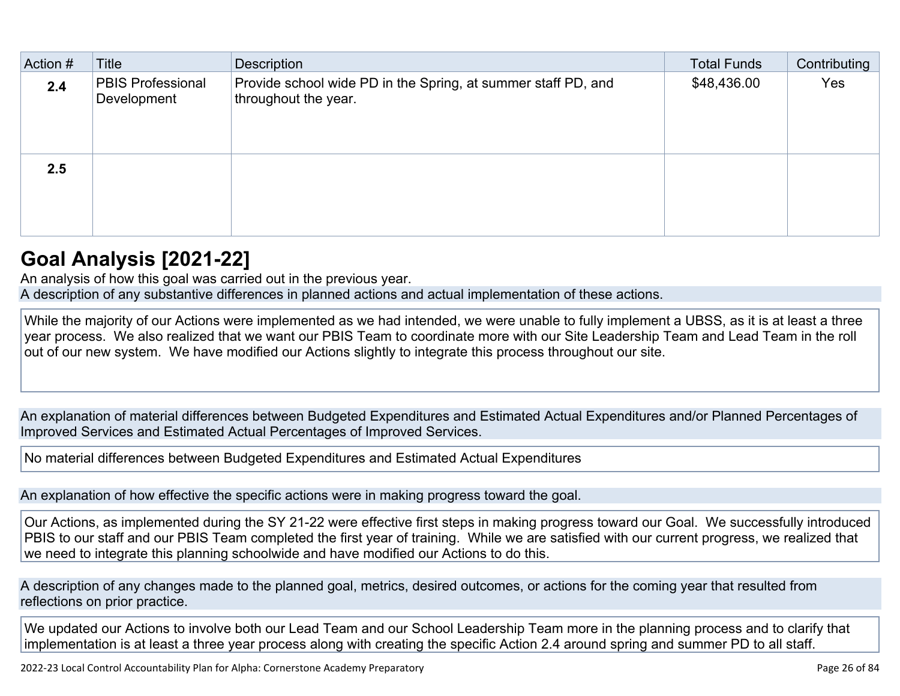| Action # | Title | Description | Total Funds | Contributing |
|---|---|---|---|---|
| **2.4** | PBIS Professional Development | Provide school wide PD in the Spring, at summer staff PD, and throughout the year. | $48,436.00 | Yes |
| **2.5** | | | | |

## Goal Analysis [2021-22]

An analysis of how this goal was carried out in the previous year.

A description of any substantive differences in planned actions and actual implementation of these actions.

While the majority of our Actions were implemented as we had intended, we were unable to fully implement a UBSS, as it is at least a three year process. We also realized that we want our PBIS Team to coordinate more with our Site Leadership Team and Lead Team in the roll out of our new system. We have modified our Actions slightly to integrate this process throughout our site.

An explanation of material differences between Budgeted Expenditures and Estimated Actual Expenditures and/or Planned Percentages of Improved Services and Estimated Actual Percentages of Improved Services.

No material differences between Budgeted Expenditures and Estimated Actual Expenditures

An explanation of how effective the specific actions were in making progress toward the goal.

Our Actions, as implemented during the SY 21-22 were effective first steps in making progress toward our Goal. We successfully introduced PBIS to our staff and our PBIS Team completed the first year of training. While we are satisfied with our current progress, we realized that we need to integrate this planning schoolwide and have modified our Actions to do this.

A description of any changes made to the planned goal, metrics, desired outcomes, or actions for the coming year that resulted from reflections on prior practice.

We updated our Actions to involve both our Lead Team and our School Leadership Team more in the planning process and to clarify that implementation is at least a three year process along with creating the specific Action 2.4 around spring and summer PD to all staff.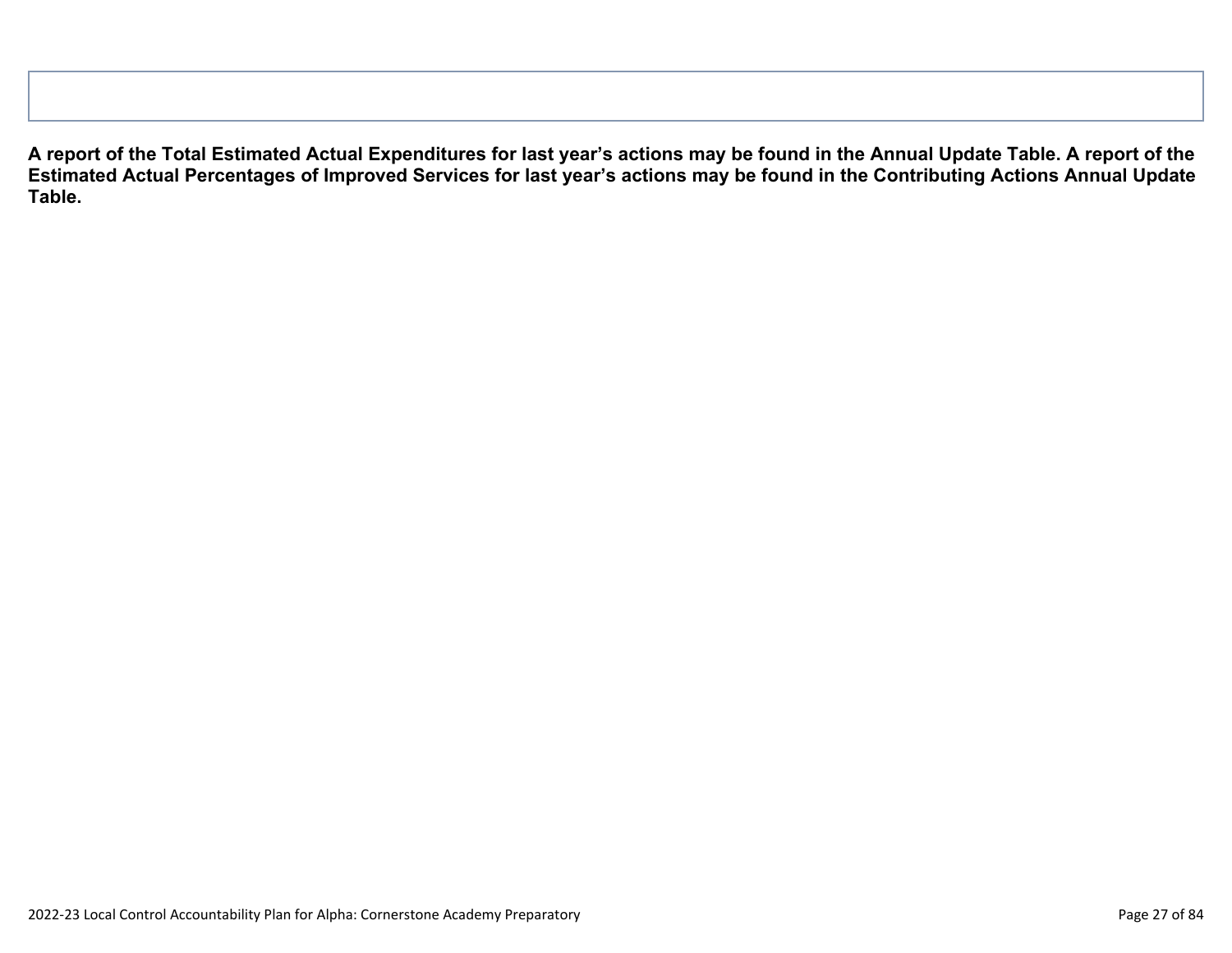| |
|---|
| |

**A report of the Total Estimated Actual Expenditures for last year's actions may be found in the Annual Update Table. A report of the Estimated Actual Percentages of Improved Services for last year's actions may be found in the Contributing Actions Annual Update Table.**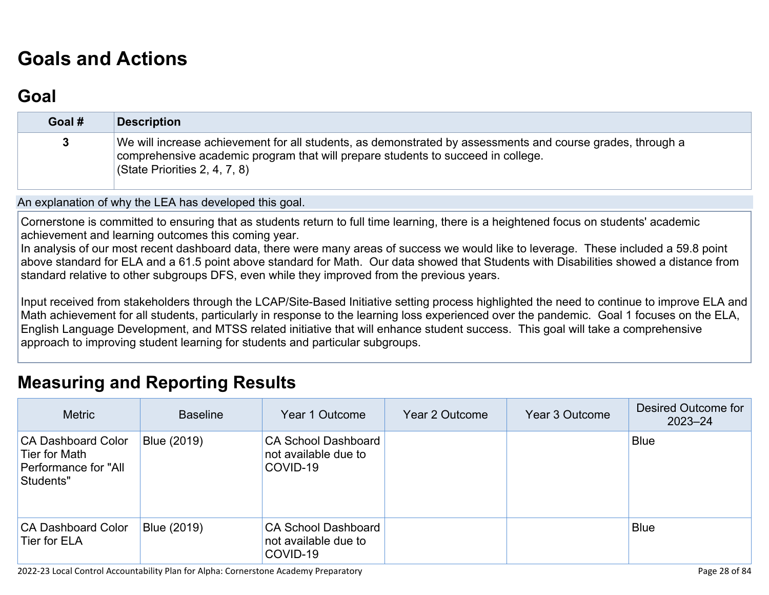# Goals and Actions

## Goal

| Goal # | Description |
| --- | --- |
| 3 | We will increase achievement for all students, as demonstrated by assessments and course grades, through a comprehensive academic program that will prepare students to succeed in college.<br>(State Priorities 2, 4, 7, 8) |

An explanation of why the LEA has developed this goal.

Cornerstone is committed to ensuring that as students return to full time learning, there is a heightened focus on students' academic achievement and learning outcomes this coming year.
In analysis of our most recent dashboard data, there were many areas of success we would like to leverage. These included a 59.8 point above standard for ELA and a 61.5 point above standard for Math. Our data showed that Students with Disabilities showed a distance from standard relative to other subgroups DFS, even while they improved from the previous years.

Input received from stakeholders through the LCAP/Site-Based Initiative setting process highlighted the need to continue to improve ELA and Math achievement for all students, particularly in response to the learning loss experienced over the pandemic. Goal 1 focuses on the ELA, English Language Development, and MTSS related initiative that will enhance student success. This goal will take a comprehensive approach to improving student learning for students and particular subgroups.

## Measuring and Reporting Results

| Metric | Baseline | Year 1 Outcome | Year 2 Outcome | Year 3 Outcome | Desired Outcome for 2023–24 |
| --- | --- | --- | --- | --- | --- |
| CA Dashboard Color Tier for Math Performance for "All Students" | Blue (2019) | CA School Dashboard not available due to COVID-19 | | | Blue |
| CA Dashboard Color Tier for ELA | Blue (2019) | CA School Dashboard not available due to COVID-19 | | | Blue |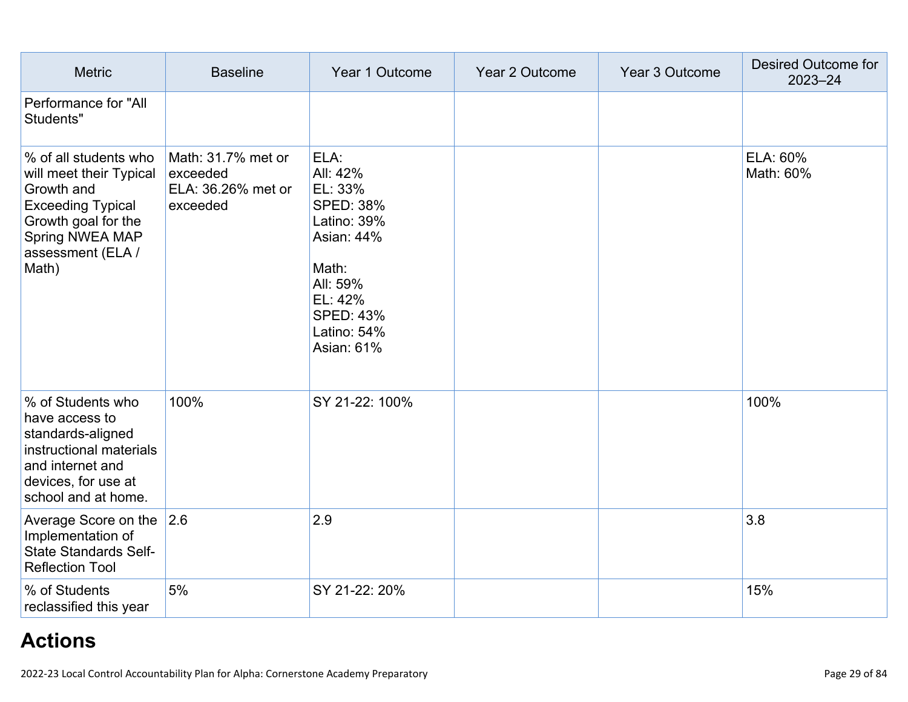| Metric | Baseline | Year 1 Outcome | Year 2 Outcome | Year 3 Outcome | Desired Outcome for 2023–24 |
|---|---|---|---|---|---|
| Performance for "All Students" | | | | | |
| % of all students who will meet their Typical Growth and Exceeding Typical Growth goal for the Spring NWEA MAP assessment (ELA / Math) | Math: 31.7% met or exceeded<br>ELA: 36.26% met or exceeded | ELA:<br>All: 42%<br>EL: 33%<br>SPED: 38%<br>Latino: 39%<br>Asian: 44%<br><br>Math:<br>All: 59%<br>EL: 42%<br>SPED: 43%<br>Latino: 54%<br>Asian: 61% | | | ELA: 60%<br>Math: 60% |
| % of Students who have access to standards-aligned instructional materials and internet and devices, for use at school and at home. | 100% | SY 21-22: 100% | | | 100% |
| Average Score on the Implementation of State Standards Self-Reflection Tool | 2.6 | 2.9 | | | 3.8 |
| % of Students reclassified this year | 5% | SY 21-22: 20% | | | 15% |

# Actions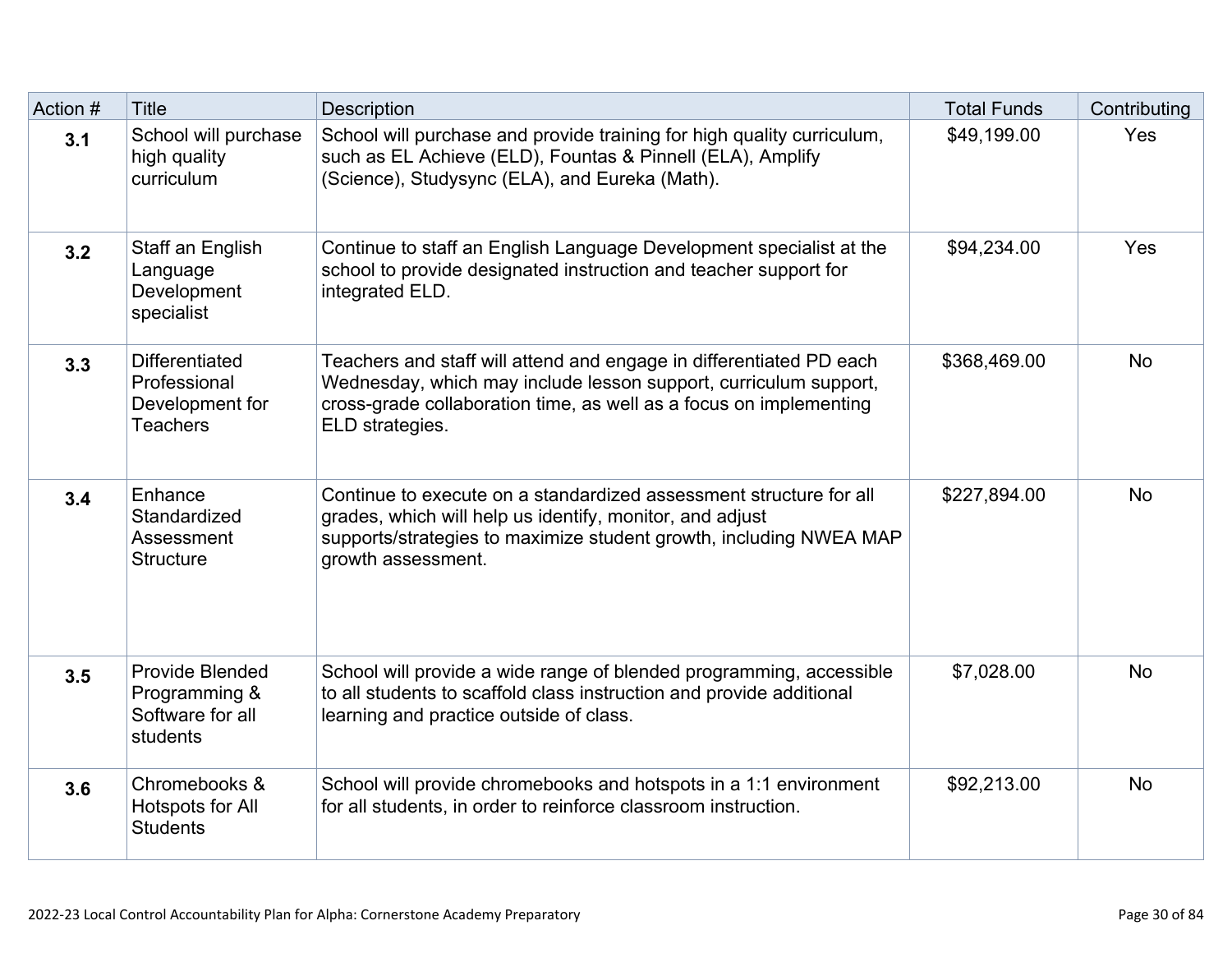| Action # | Title | Description | Total Funds | Contributing |
|---|---|---|---|---|
| **3.1** | School will purchase high quality curriculum | School will purchase and provide training for high quality curriculum, such as EL Achieve (ELD), Fountas & Pinnell (ELA), Amplify (Science), Studysync (ELA), and Eureka (Math). | $49,199.00 | Yes |
| **3.2** | Staff an English Language Development specialist | Continue to staff an English Language Development specialist at the school to provide designated instruction and teacher support for integrated ELD. | $94,234.00 | Yes |
| **3.3** | Differentiated Professional Development for Teachers | Teachers and staff will attend and engage in differentiated PD each Wednesday, which may include lesson support, curriculum support, cross-grade collaboration time, as well as a focus on implementing ELD strategies. | $368,469.00 | No |
| **3.4** | Enhance Standardized Assessment Structure | Continue to execute on a standardized assessment structure for all grades, which will help us identify, monitor, and adjust supports/strategies to maximize student growth, including NWEA MAP growth assessment. | $227,894.00 | No |
| **3.5** | Provide Blended Programming & Software for all students | School will provide a wide range of blended programming, accessible to all students to scaffold class instruction and provide additional learning and practice outside of class. | $7,028.00 | No |
| **3.6** | Chromebooks & Hotspots for All Students | School will provide chromebooks and hotspots in a 1:1 environment for all students, in order to reinforce classroom instruction. | $92,213.00 | No |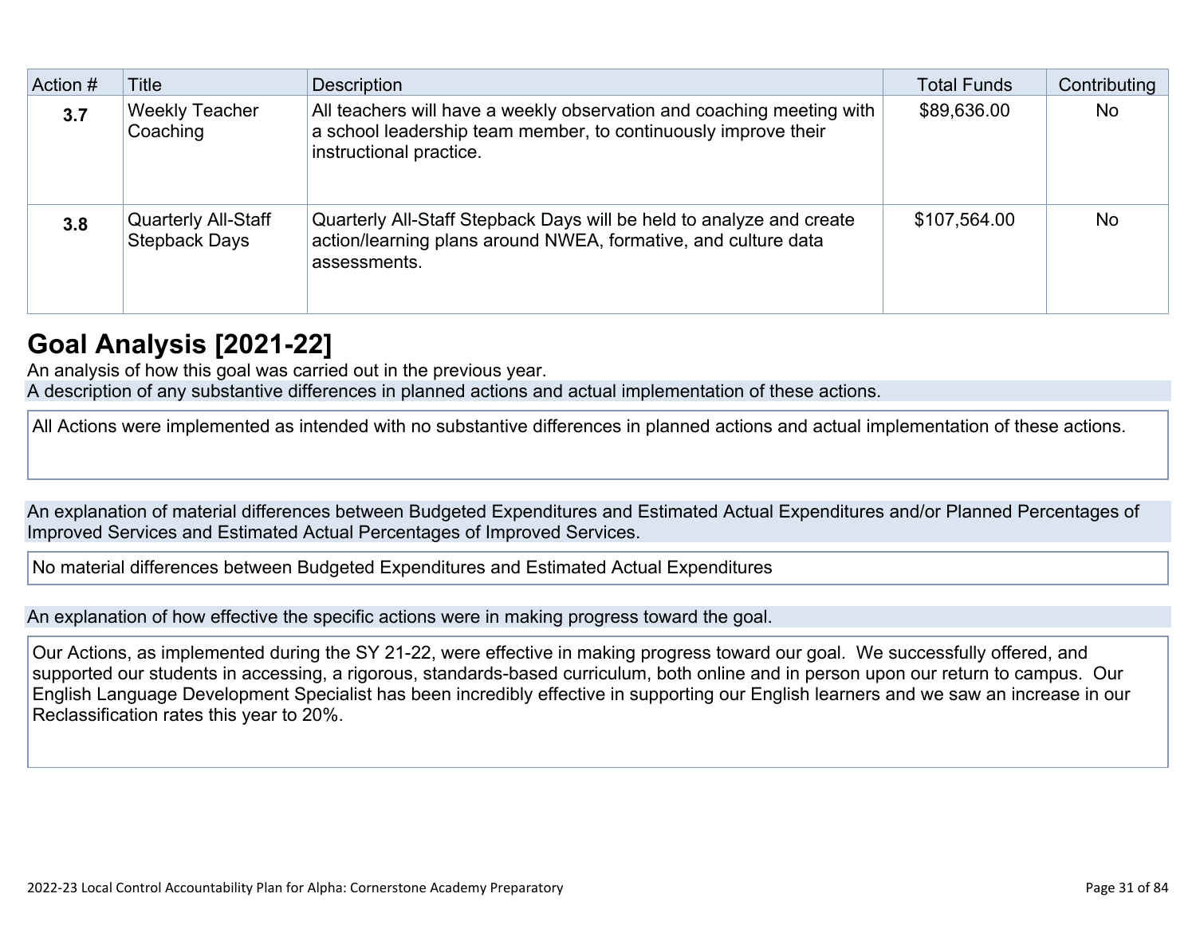| Action # | Title | Description | Total Funds | Contributing |
|---|---|---|---|---|
| **3.7** | Weekly Teacher Coaching | All teachers will have a weekly observation and coaching meeting with a school leadership team member, to continuously improve their instructional practice. | $89,636.00 | No |
| **3.8** | Quarterly All-Staff Stepback Days | Quarterly All-Staff Stepback Days will be held to analyze and create action/learning plans around NWEA, formative, and culture data assessments. | $107,564.00 | No |

## Goal Analysis [2021-22]

An analysis of how this goal was carried out in the previous year.

A description of any substantive differences in planned actions and actual implementation of these actions.

All Actions were implemented as intended with no substantive differences in planned actions and actual implementation of these actions.

An explanation of material differences between Budgeted Expenditures and Estimated Actual Expenditures and/or Planned Percentages of Improved Services and Estimated Actual Percentages of Improved Services.

No material differences between Budgeted Expenditures and Estimated Actual Expenditures

An explanation of how effective the specific actions were in making progress toward the goal.

Our Actions, as implemented during the SY 21-22, were effective in making progress toward our goal. We successfully offered, and supported our students in accessing, a rigorous, standards-based curriculum, both online and in person upon our return to campus. Our English Language Development Specialist has been incredibly effective in supporting our English learners and we saw an increase in our Reclassification rates this year to 20%.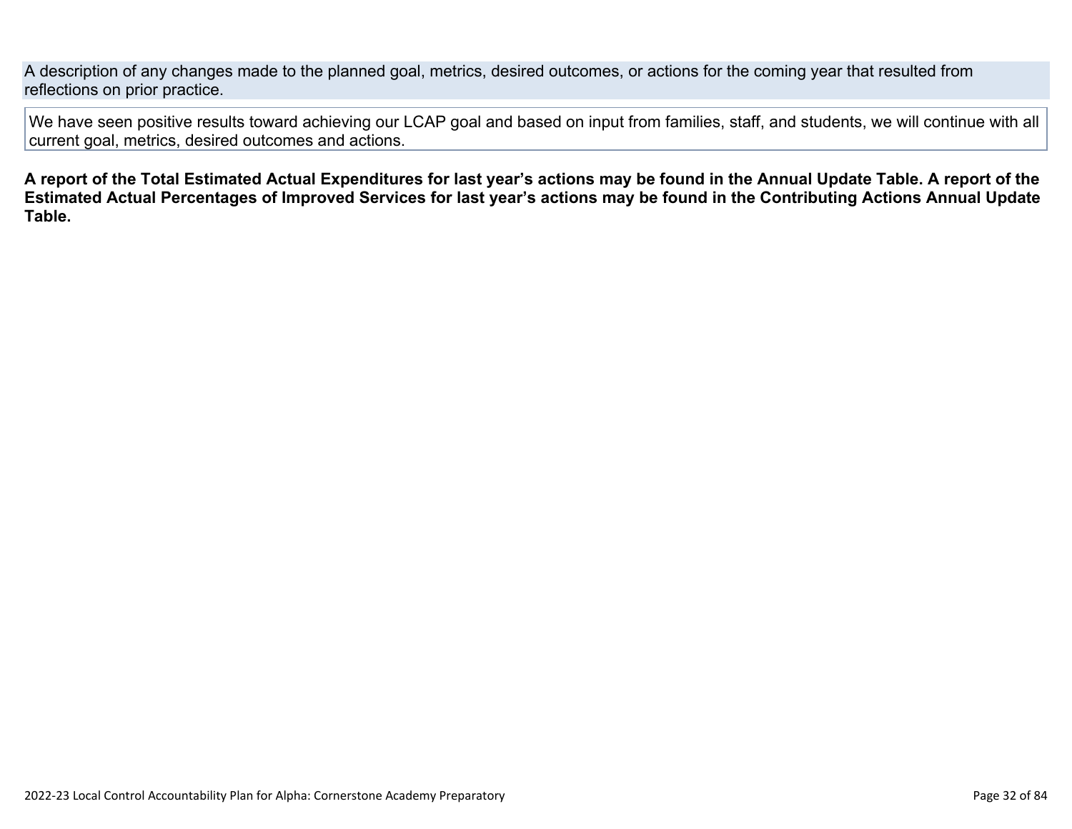| A description of any changes made to the planned goal, metrics, desired outcomes, or actions for the coming year that resulted from reflections on prior practice. |
| --- |
| We have seen positive results toward achieving our LCAP goal and based on input from families, staff, and students, we will continue with all current goal, metrics, desired outcomes and actions. |

**A report of the Total Estimated Actual Expenditures for last year's actions may be found in the Annual Update Table. A report of the Estimated Actual Percentages of Improved Services for last year's actions may be found in the Contributing Actions Annual Update Table.**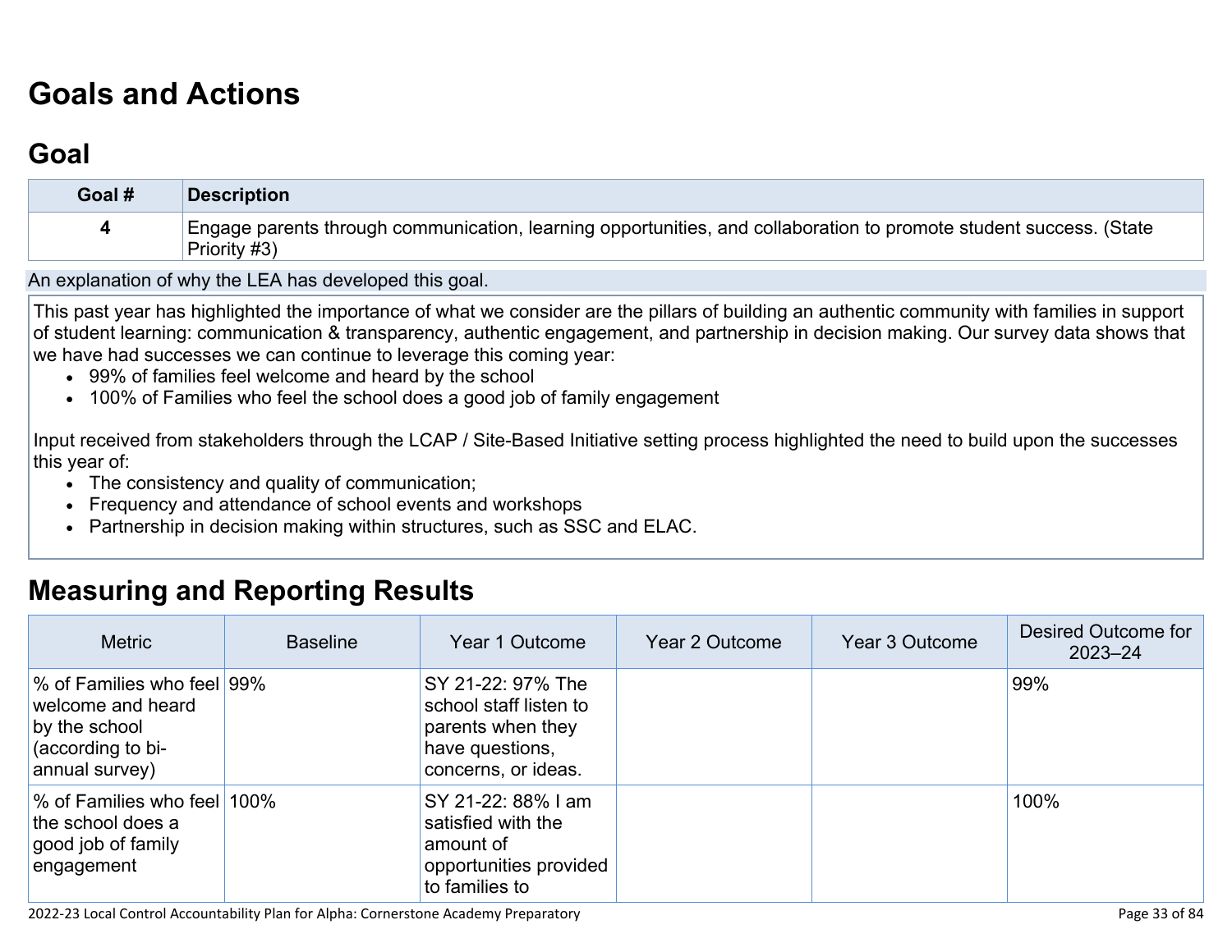# Goals and Actions

## Goal

| Goal # | Description |
|---|---|
| 4 | Engage parents through communication, learning opportunities, and collaboration to promote student success. (State Priority #3) |

An explanation of why the LEA has developed this goal.

This past year has highlighted the importance of what we consider are the pillars of building an authentic community with families in support of student learning: communication & transparency, authentic engagement, and partnership in decision making. Our survey data shows that we have had successes we can continue to leverage this coming year:

- 99% of families feel welcome and heard by the school
- 100% of Families who feel the school does a good job of family engagement

Input received from stakeholders through the LCAP / Site-Based Initiative setting process highlighted the need to build upon the successes this year of:

- The consistency and quality of communication;
- Frequency and attendance of school events and workshops
- Partnership in decision making within structures, such as SSC and ELAC.

# Measuring and Reporting Results

| Metric | Baseline | Year 1 Outcome | Year 2 Outcome | Year 3 Outcome | Desired Outcome for 2023–24 |
|---|---|---|---|---|---|
| % of Families who feel welcome and heard by the school (according to bi-annual survey) | 99% | SY 21-22: 97% The school staff listen to parents when they have questions, concerns, or ideas. | | | 99% |
| % of Families who feel the school does a good job of family engagement | 100% | SY 21-22: 88% I am satisfied with the amount of opportunities provided to families to | | | 100% |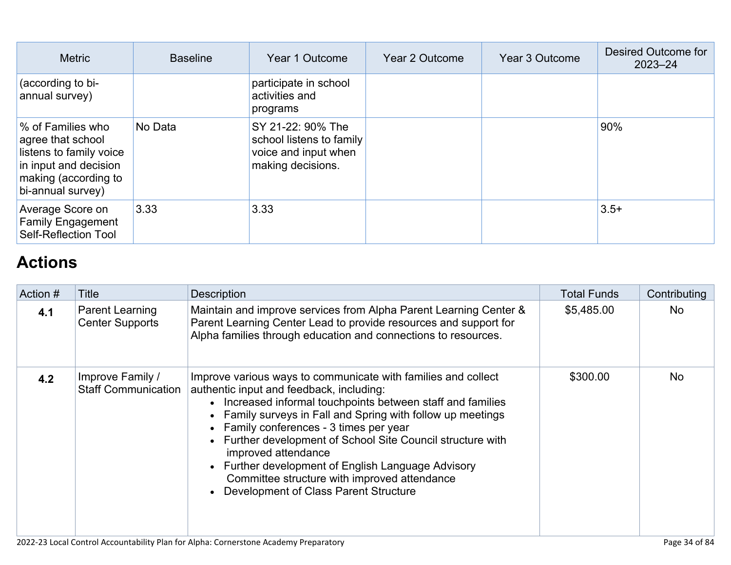| Metric | Baseline | Year 1 Outcome | Year 2 Outcome | Year 3 Outcome | Desired Outcome for 2023–24 |
|---|---|---|---|---|---|
| (according to bi-annual survey) | | participate in school activities and programs | | | |
| % of Families who agree that school listens to family voice in input and decision making (according to bi-annual survey) | No Data | SY 21-22: 90% The school listens to family voice and input when making decisions. | | | 90% |
| Average Score on Family Engagement Self-Reflection Tool | 3.33 | 3.33 | | | 3.5+ |

## Actions

| Action # | Title | Description | Total Funds | Contributing |
|---|---|---|---|---|
| **4.1** | Parent Learning Center Supports | Maintain and improve services from Alpha Parent Learning Center & Parent Learning Center Lead to provide resources and support for Alpha families through education and connections to resources. | $5,485.00 | No |
| **4.2** | Improve Family / Staff Communication | Improve various ways to communicate with families and collect authentic input and feedback, including:<br>• Increased informal touchpoints between staff and families<br>• Family surveys in Fall and Spring with follow up meetings<br>• Family conferences - 3 times per year<br>• Further development of School Site Council structure with improved attendance<br>• Further development of English Language Advisory Committee structure with improved attendance<br>• Development of Class Parent Structure | $300.00 | No |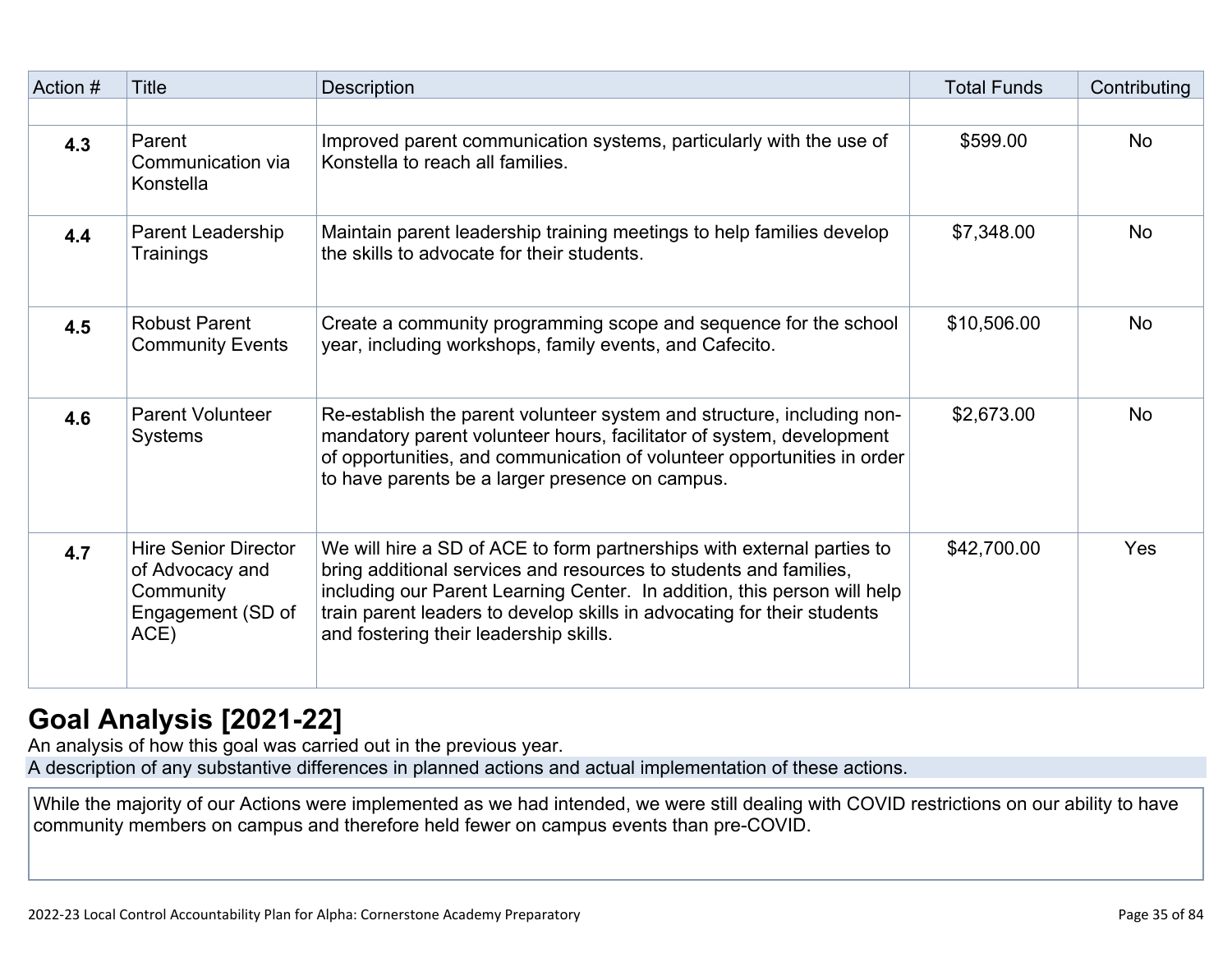| Action # | Title | Description | Total Funds | Contributing |
| --- | --- | --- | --- | --- |
| | | | | |
| **4.3** | Parent Communication via Konstella | Improved parent communication systems, particularly with the use of Konstella to reach all families. | $599.00 | No |
| **4.4** | Parent Leadership Trainings | Maintain parent leadership training meetings to help families develop the skills to advocate for their students. | $7,348.00 | No |
| **4.5** | Robust Parent Community Events | Create a community programming scope and sequence for the school year, including workshops, family events, and Cafecito. | $10,506.00 | No |
| **4.6** | Parent Volunteer Systems | Re-establish the parent volunteer system and structure, including non-mandatory parent volunteer hours, facilitator of system, development of opportunities, and communication of volunteer opportunities in order to have parents be a larger presence on campus. | $2,673.00 | No |
| **4.7** | Hire Senior Director of Advocacy and Community Engagement (SD of ACE) | We will hire a SD of ACE to form partnerships with external parties to bring additional services and resources to students and families, including our Parent Learning Center. In addition, this person will help train parent leaders to develop skills in advocating for their students and fostering their leadership skills. | $42,700.00 | Yes |

## Goal Analysis [2021-22]

An analysis of how this goal was carried out in the previous year.

A description of any substantive differences in planned actions and actual implementation of these actions.

While the majority of our Actions were implemented as we had intended, we were still dealing with COVID restrictions on our ability to have community members on campus and therefore held fewer on campus events than pre-COVID.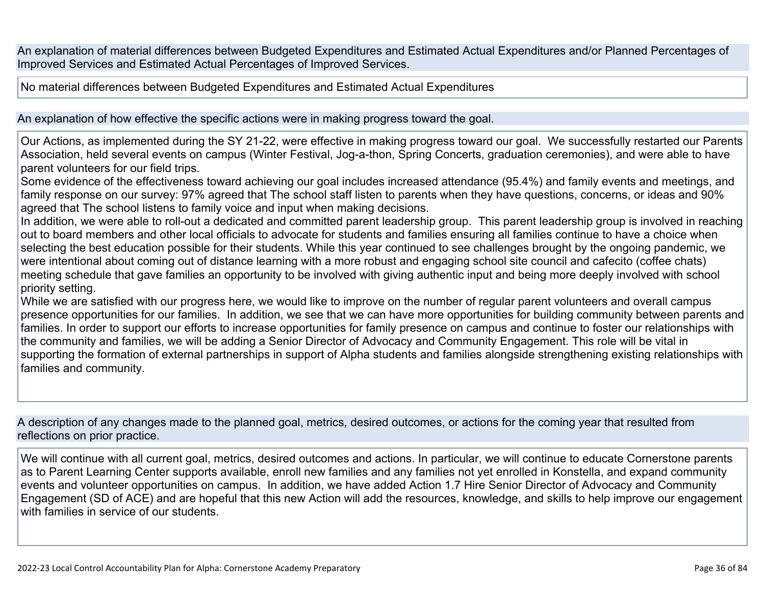An explanation of material differences between Budgeted Expenditures and Estimated Actual Expenditures and/or Planned Percentages of Improved Services and Estimated Actual Percentages of Improved Services.

No material differences between Budgeted Expenditures and Estimated Actual Expenditures

An explanation of how effective the specific actions were in making progress toward the goal.

Our Actions, as implemented during the SY 21-22, were effective in making progress toward our goal. We successfully restarted our Parents Association, held several events on campus (Winter Festival, Jog-a-thon, Spring Concerts, graduation ceremonies), and were able to have parent volunteers for our field trips.
Some evidence of the effectiveness toward achieving our goal includes increased attendance (95.4%) and family events and meetings, and family response on our survey: 97% agreed that The school staff listen to parents when they have questions, concerns, or ideas and 90% agreed that The school listens to family voice and input when making decisions.
In addition, we were able to roll-out a dedicated and committed parent leadership group. This parent leadership group is involved in reaching out to board members and other local officials to advocate for students and families ensuring all families continue to have a choice when selecting the best education possible for their students. While this year continued to see challenges brought by the ongoing pandemic, we were intentional about coming out of distance learning with a more robust and engaging school site council and cafecito (coffee chats) meeting schedule that gave families an opportunity to be involved with giving authentic input and being more deeply involved with school priority setting.
While we are satisfied with our progress here, we would like to improve on the number of regular parent volunteers and overall campus presence opportunities for our families. In addition, we see that we can have more opportunities for building community between parents and families. In order to support our efforts to increase opportunities for family presence on campus and continue to foster our relationships with the community and families, we will be adding a Senior Director of Advocacy and Community Engagement. This role will be vital in supporting the formation of external partnerships in support of Alpha students and families alongside strengthening existing relationships with families and community.

A description of any changes made to the planned goal, metrics, desired outcomes, or actions for the coming year that resulted from reflections on prior practice.

We will continue with all current goal, metrics, desired outcomes and actions. In particular, we will continue to educate Cornerstone parents as to Parent Learning Center supports available, enroll new families and any families not yet enrolled in Konstella, and expand community events and volunteer opportunities on campus. In addition, we have added Action 1.7 Hire Senior Director of Advocacy and Community Engagement (SD of ACE) and are hopeful that this new Action will add the resources, knowledge, and skills to help improve our engagement with families in service of our students.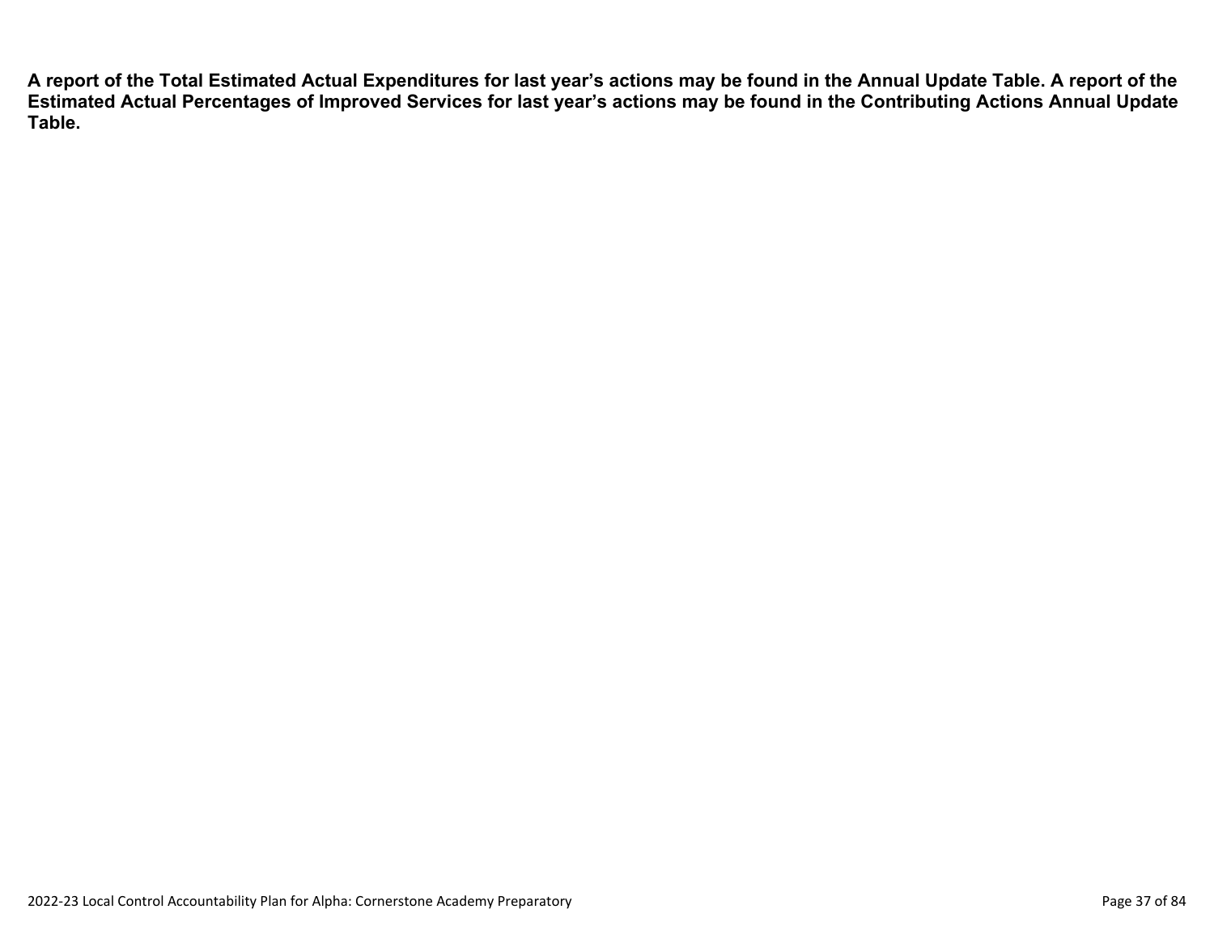**A report of the Total Estimated Actual Expenditures for last year's actions may be found in the Annual Update Table. A report of the Estimated Actual Percentages of Improved Services for last year's actions may be found in the Contributing Actions Annual Update Table.**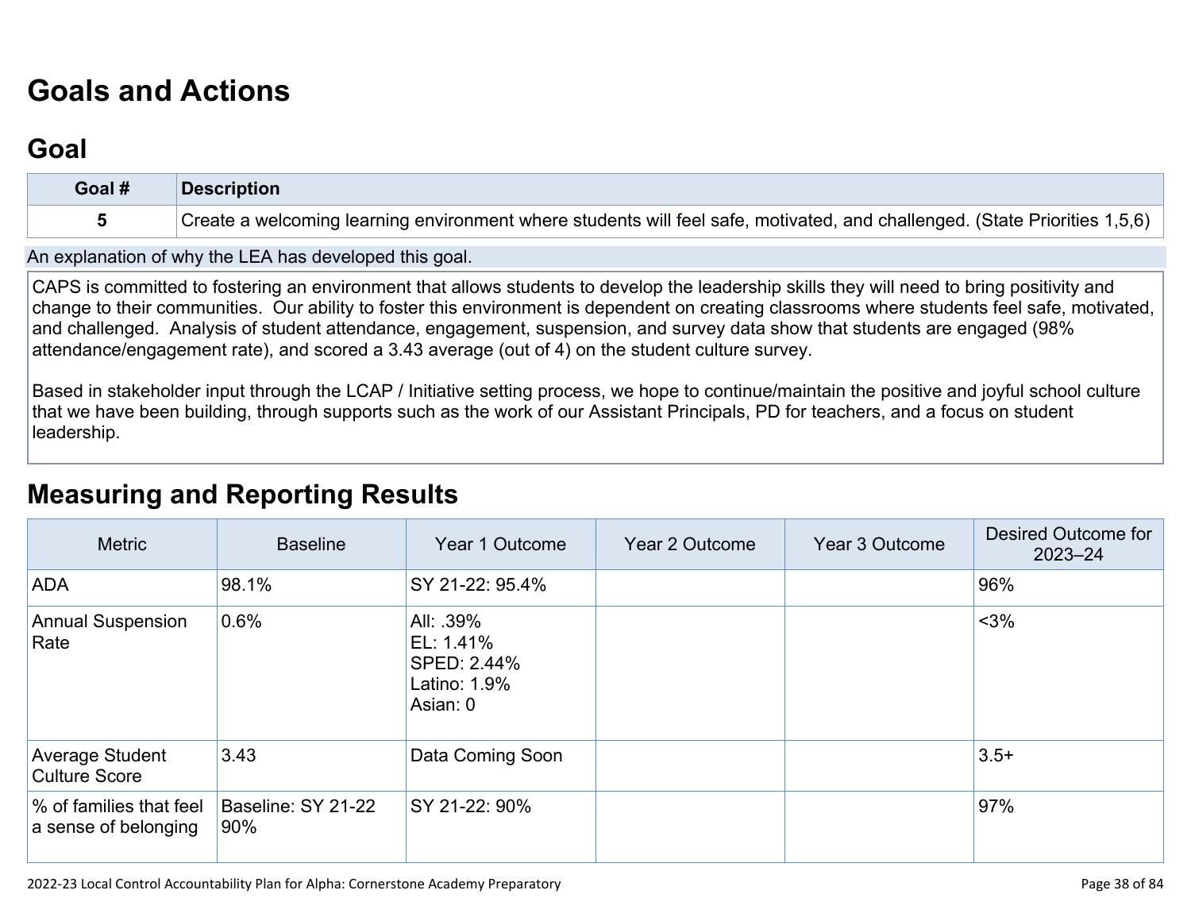# Goals and Actions

## Goal

| Goal # | Description |
|---|---|
| 5 | Create a welcoming learning environment where students will feel safe, motivated, and challenged. (State Priorities 1,5,6) |

An explanation of why the LEA has developed this goal.

CAPS is committed to fostering an environment that allows students to develop the leadership skills they will need to bring positivity and change to their communities. Our ability to foster this environment is dependent on creating classrooms where students feel safe, motivated, and challenged. Analysis of student attendance, engagement, suspension, and survey data show that students are engaged (98% attendance/engagement rate), and scored a 3.43 average (out of 4) on the student culture survey.

Based in stakeholder input through the LCAP / Initiative setting process, we hope to continue/maintain the positive and joyful school culture that we have been building, through supports such as the work of our Assistant Principals, PD for teachers, and a focus on student leadership.

# Measuring and Reporting Results

| Metric | Baseline | Year 1 Outcome | Year 2 Outcome | Year 3 Outcome | Desired Outcome for 2023–24 |
|---|---|---|---|---|---|
| ADA | 98.1% | SY 21-22: 95.4% | | | 96% |
| Annual Suspension Rate | 0.6% | All: .39%<br>EL: 1.41%<br>SPED: 2.44%<br>Latino: 1.9%<br>Asian: 0 | | | <3% |
| Average Student Culture Score | 3.43 | Data Coming Soon | | | 3.5+ |
| % of families that feel a sense of belonging | Baseline: SY 21-22 90% | SY 21-22: 90% | | | 97% |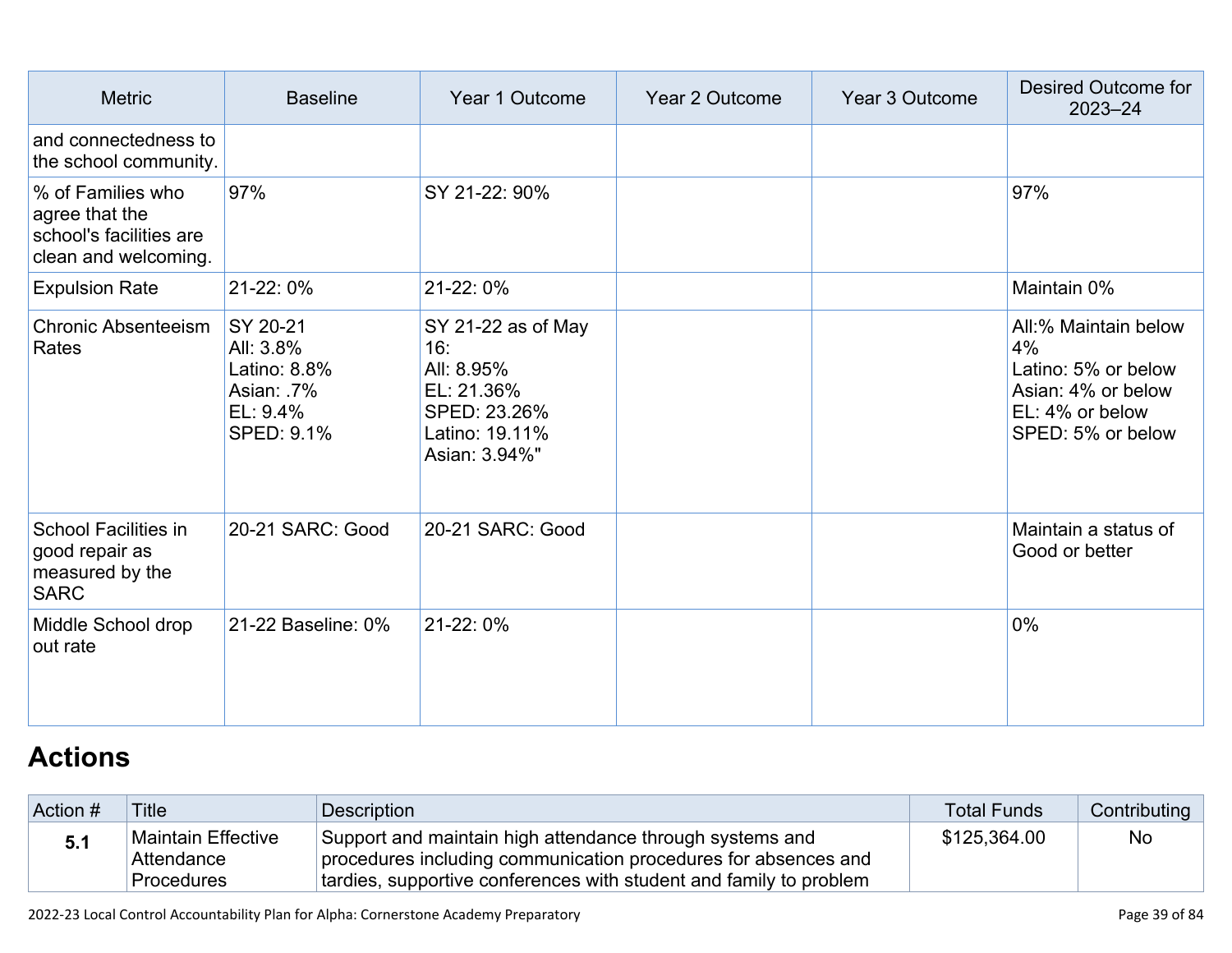| Metric | Baseline | Year 1 Outcome | Year 2 Outcome | Year 3 Outcome | Desired Outcome for 2023–24 |
|---|---|---|---|---|---|
| and connectedness to the school community. | | | | | |
| % of Families who agree that the school's facilities are clean and welcoming. | 97% | SY 21-22: 90% | | | 97% |
| Expulsion Rate | 21-22: 0% | 21-22: 0% | | | Maintain 0% |
| Chronic Absenteeism Rates | SY 20-21<br>All: 3.8%<br>Latino: 8.8%<br>Asian: .7%<br>EL: 9.4%<br>SPED: 9.1% | SY 21-22 as of May 16:<br>All: 8.95%<br>EL: 21.36%<br>SPED: 23.26%<br>Latino: 19.11%<br>Asian: 3.94%" | | | All:% Maintain below 4%<br>Latino: 5% or below<br>Asian: 4% or below<br>EL: 4% or below<br>SPED: 5% or below |
| School Facilities in good repair as measured by the SARC | 20-21 SARC: Good | 20-21 SARC: Good | | | Maintain a status of Good or better |
| Middle School drop out rate | 21-22 Baseline: 0% | 21-22: 0% | | | 0% |

# Actions

| Action # | Title | Description | Total Funds | Contributing |
|---|---|---|---|---|
| **5.1** | Maintain Effective Attendance Procedures | Support and maintain high attendance through systems and procedures including communication procedures for absences and tardies, supportive conferences with student and family to problem | $125,364.00 | No |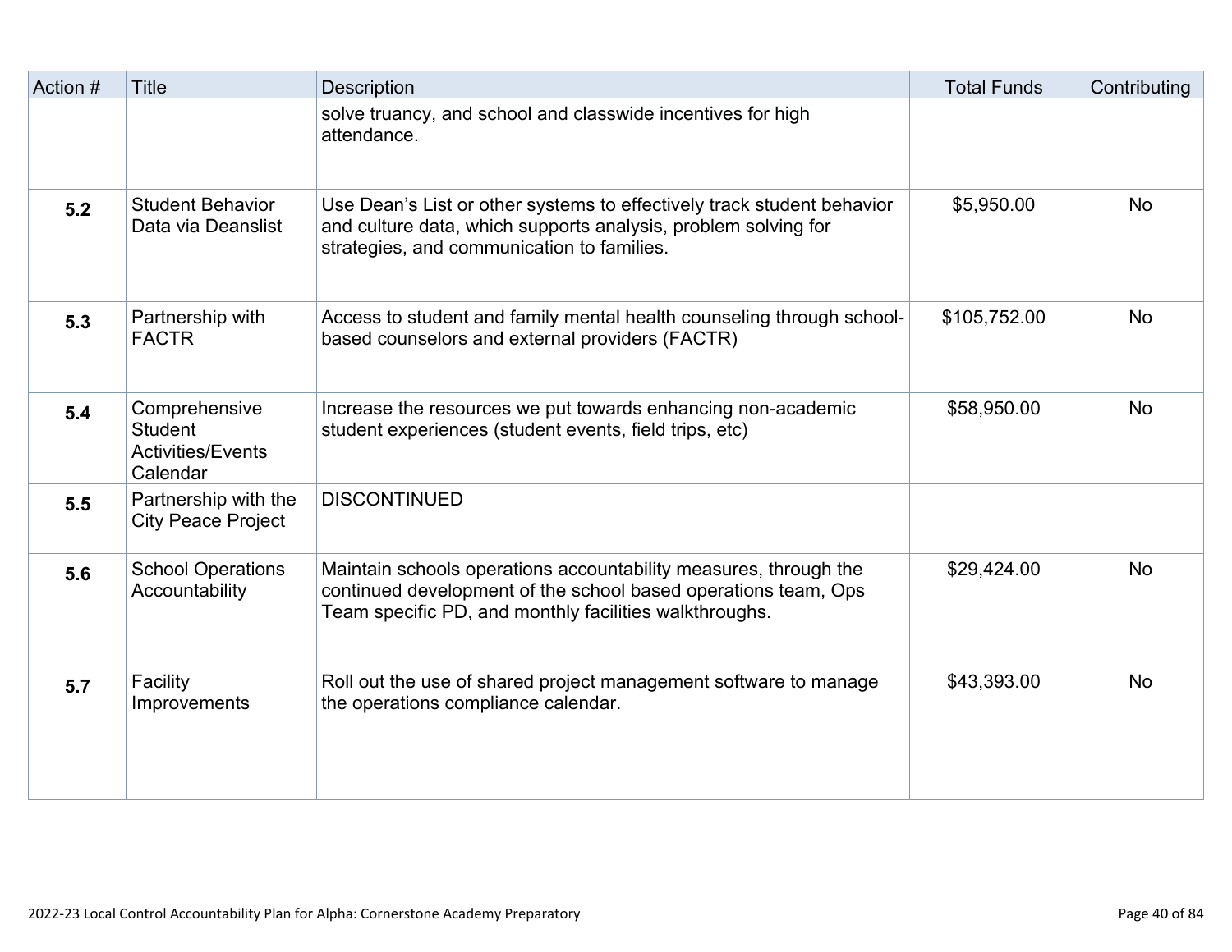| Action # | Title | Description | Total Funds | Contributing |
|---|---|---|---|---|
| | | solve truancy, and school and classwide incentives for high attendance. | | |
| **5.2** | Student Behavior Data via Deanslist | Use Dean's List or other systems to effectively track student behavior and culture data, which supports analysis, problem solving for strategies, and communication to families. | $5,950.00 | No |
| **5.3** | Partnership with FACTR | Access to student and family mental health counseling through school-based counselors and external providers (FACTR) | $105,752.00 | No |
| **5.4** | Comprehensive Student Activities/Events Calendar | Increase the resources we put towards enhancing non-academic student experiences (student events, field trips, etc) | $58,950.00 | No |
| **5.5** | Partnership with the City Peace Project | DISCONTINUED | | |
| **5.6** | School Operations Accountability | Maintain schools operations accountability measures, through the continued development of the school based operations team, Ops Team specific PD, and monthly facilities walkthroughs. | $29,424.00 | No |
| **5.7** | Facility Improvements | Roll out the use of shared project management software to manage the operations compliance calendar. | $43,393.00 | No |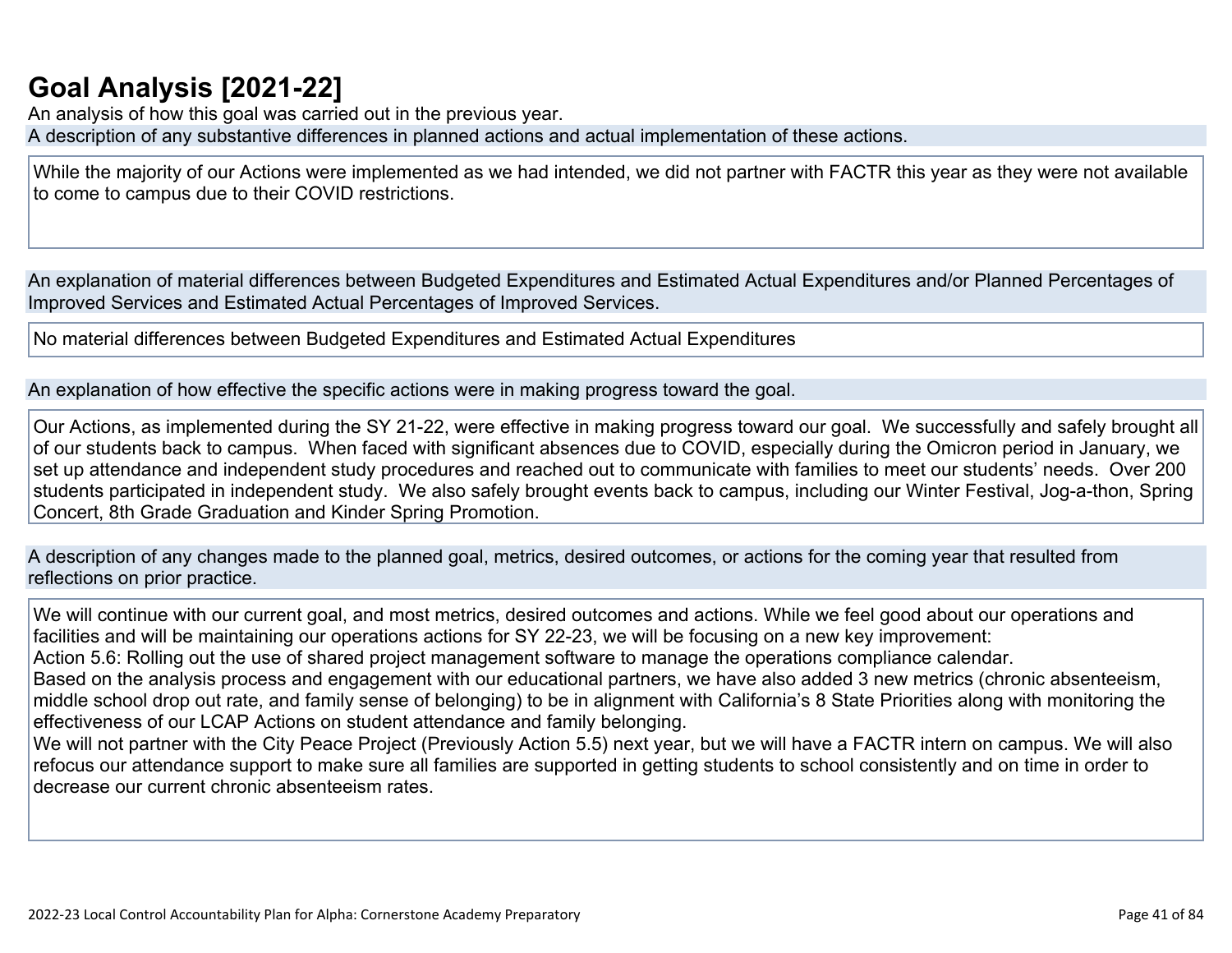# Goal Analysis [2021-22]

An analysis of how this goal was carried out in the previous year.

A description of any substantive differences in planned actions and actual implementation of these actions.

While the majority of our Actions were implemented as we had intended, we did not partner with FACTR this year as they were not available to come to campus due to their COVID restrictions.

An explanation of material differences between Budgeted Expenditures and Estimated Actual Expenditures and/or Planned Percentages of Improved Services and Estimated Actual Percentages of Improved Services.

No material differences between Budgeted Expenditures and Estimated Actual Expenditures

An explanation of how effective the specific actions were in making progress toward the goal.

Our Actions, as implemented during the SY 21-22, were effective in making progress toward our goal. We successfully and safely brought all of our students back to campus. When faced with significant absences due to COVID, especially during the Omicron period in January, we set up attendance and independent study procedures and reached out to communicate with families to meet our students' needs. Over 200 students participated in independent study. We also safely brought events back to campus, including our Winter Festival, Jog-a-thon, Spring Concert, 8th Grade Graduation and Kinder Spring Promotion.

A description of any changes made to the planned goal, metrics, desired outcomes, or actions for the coming year that resulted from reflections on prior practice.

We will continue with our current goal, and most metrics, desired outcomes and actions. While we feel good about our operations and facilities and will be maintaining our operations actions for SY 22-23, we will be focusing on a new key improvement:
Action 5.6: Rolling out the use of shared project management software to manage the operations compliance calendar.
Based on the analysis process and engagement with our educational partners, we have also added 3 new metrics (chronic absenteeism, middle school drop out rate, and family sense of belonging) to be in alignment with California's 8 State Priorities along with monitoring the effectiveness of our LCAP Actions on student attendance and family belonging.
We will not partner with the City Peace Project (Previously Action 5.5) next year, but we will have a FACTR intern on campus. We will also refocus our attendance support to make sure all families are supported in getting students to school consistently and on time in order to decrease our current chronic absenteeism rates.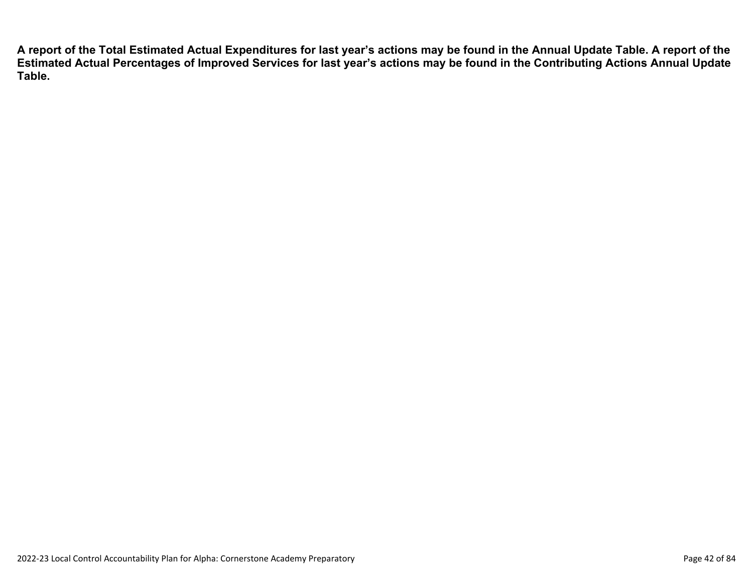**A report of the Total Estimated Actual Expenditures for last year's actions may be found in the Annual Update Table. A report of the Estimated Actual Percentages of Improved Services for last year's actions may be found in the Contributing Actions Annual Update Table.**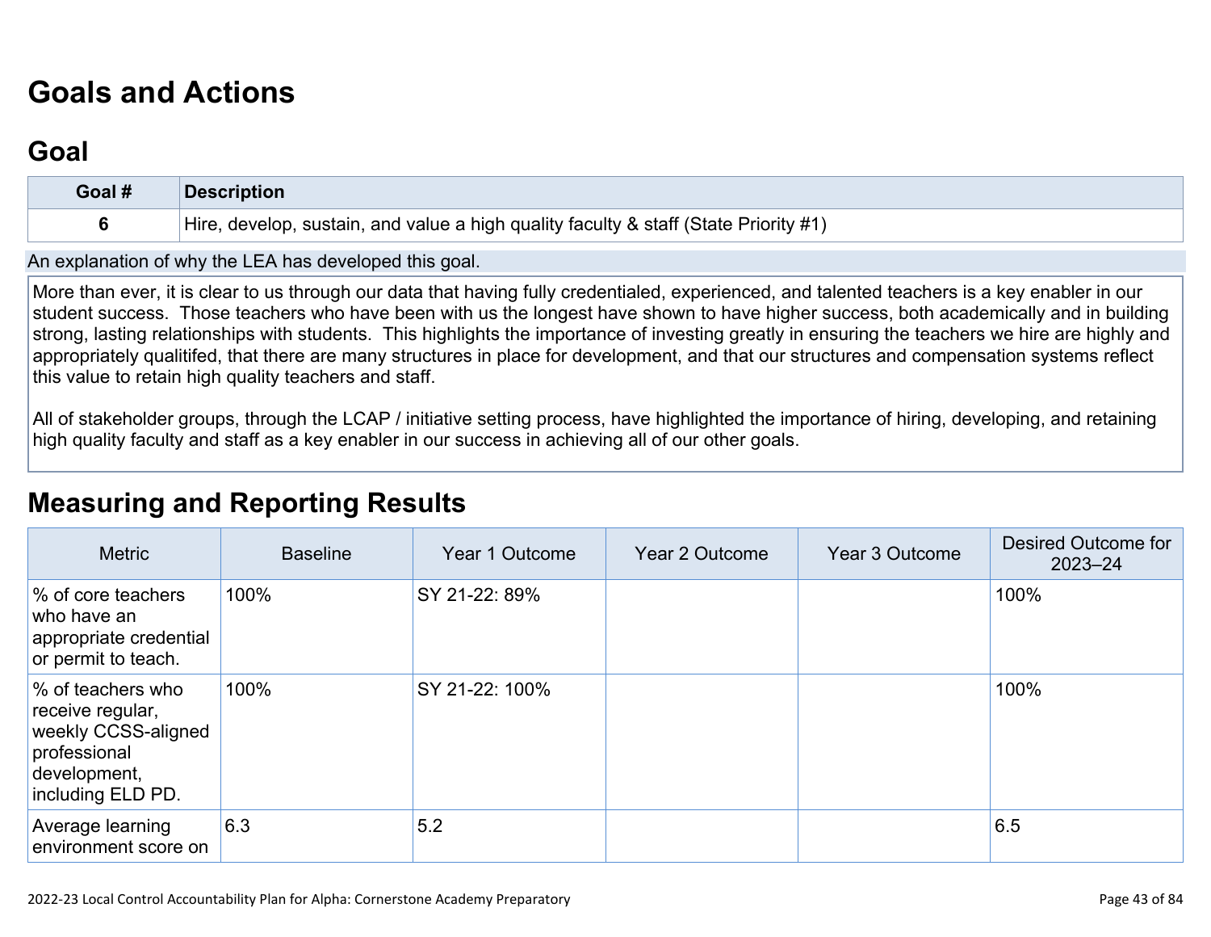# Goals and Actions

## Goal

| Goal # | Description |
|---|---|
| 6 | Hire, develop, sustain, and value a high quality faculty & staff (State Priority #1) |

An explanation of why the LEA has developed this goal.

More than ever, it is clear to us through our data that having fully credentialed, experienced, and talented teachers is a key enabler in our student success. Those teachers who have been with us the longest have shown to have higher success, both academically and in building strong, lasting relationships with students. This highlights the importance of investing greatly in ensuring the teachers we hire are highly and appropriately qualitifed, that there are many structures in place for development, and that our structures and compensation systems reflect this value to retain high quality teachers and staff.

All of stakeholder groups, through the LCAP / initiative setting process, have highlighted the importance of hiring, developing, and retaining high quality faculty and staff as a key enabler in our success in achieving all of our other goals.

## Measuring and Reporting Results

| Metric | Baseline | Year 1 Outcome | Year 2 Outcome | Year 3 Outcome | Desired Outcome for 2023–24 |
|---|---|---|---|---|---|
| % of core teachers who have an appropriate credential or permit to teach. | 100% | SY 21-22: 89% | | | 100% |
| % of teachers who receive regular, weekly CCSS-aligned professional development, including ELD PD. | 100% | SY 21-22: 100% | | | 100% |
| Average learning environment score on | 6.3 | 5.2 | | | 6.5 |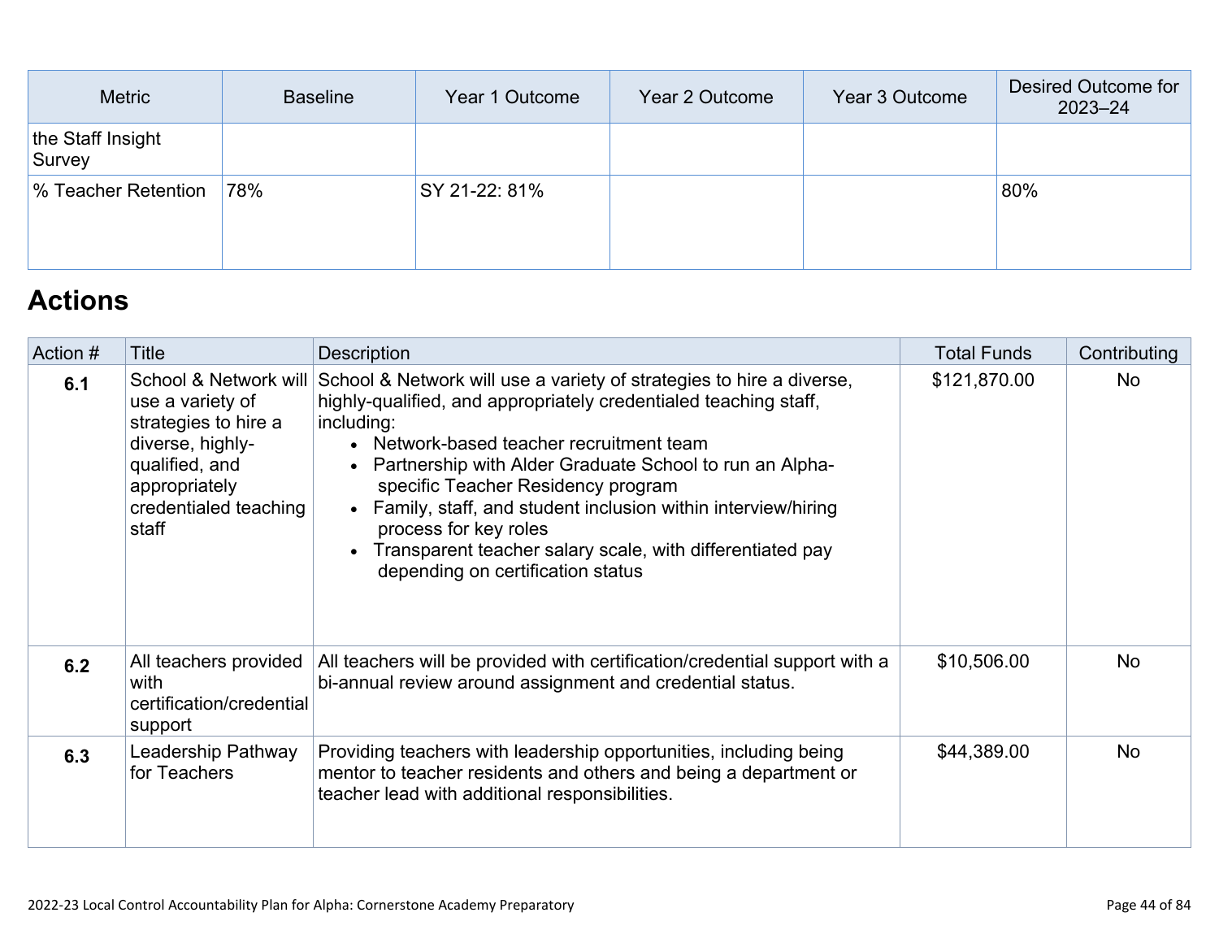| Metric | Baseline | Year 1 Outcome | Year 2 Outcome | Year 3 Outcome | Desired Outcome for 2023–24 |
|---|---|---|---|---|---|
| the Staff Insight Survey | | | | | |
| % Teacher Retention | 78% | SY 21-22: 81% | | | 80% |

## Actions

| Action # | Title | Description | Total Funds | Contributing |
|---|---|---|---|---|
| **6.1** | School & Network will use a variety of strategies to hire a diverse, highly-qualified, and appropriately credentialed teaching staff | School & Network will use a variety of strategies to hire a diverse, highly-qualified, and appropriately credentialed teaching staff, including: <br>• Network-based teacher recruitment team <br>• Partnership with Alder Graduate School to run an Alpha-specific Teacher Residency program <br>• Family, staff, and student inclusion within interview/hiring process for key roles <br>• Transparent teacher salary scale, with differentiated pay depending on certification status | $121,870.00 | No |
| **6.2** | All teachers provided with certification/credential support | All teachers will be provided with certification/credential support with a bi-annual review around assignment and credential status. | $10,506.00 | No |
| **6.3** | Leadership Pathway for Teachers | Providing teachers with leadership opportunities, including being mentor to teacher residents and others and being a department or teacher lead with additional responsibilities. | $44,389.00 | No |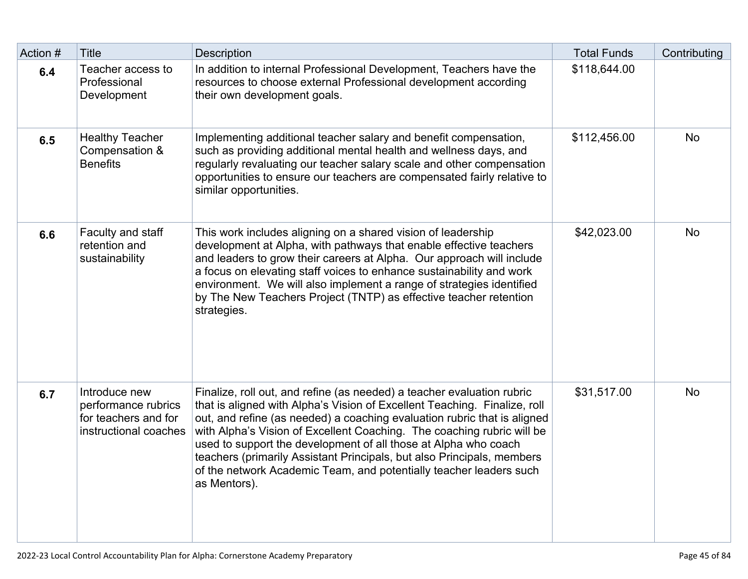| Action # | Title | Description | Total Funds | Contributing |
| --- | --- | --- | --- | --- |
| **6.4** | Teacher access to Professional Development | In addition to internal Professional Development, Teachers have the resources to choose external Professional development according their own development goals. | $118,644.00 | |
| **6.5** | Healthy Teacher Compensation & Benefits | Implementing additional teacher salary and benefit compensation, such as providing additional mental health and wellness days, and regularly revaluating our teacher salary scale and other compensation opportunities to ensure our teachers are compensated fairly relative to similar opportunities. | $112,456.00 | No |
| **6.6** | Faculty and staff retention and sustainability | This work includes aligning on a shared vision of leadership development at Alpha, with pathways that enable effective teachers and leaders to grow their careers at Alpha. Our approach will include a focus on elevating staff voices to enhance sustainability and work environment. We will also implement a range of strategies identified by The New Teachers Project (TNTP) as effective teacher retention strategies. | $42,023.00 | No |
| **6.7** | Introduce new performance rubrics for teachers and for instructional coaches | Finalize, roll out, and refine (as needed) a teacher evaluation rubric that is aligned with Alpha's Vision of Excellent Teaching. Finalize, roll out, and refine (as needed) a coaching evaluation rubric that is aligned with Alpha's Vision of Excellent Coaching. The coaching rubric will be used to support the development of all those at Alpha who coach teachers (primarily Assistant Principals, but also Principals, members of the network Academic Team, and potentially teacher leaders such as Mentors). | $31,517.00 | No |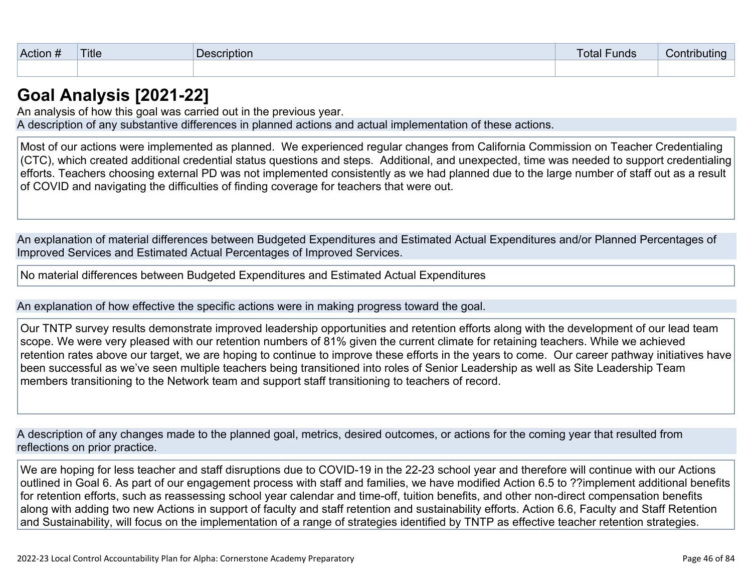| Action # | Title | Description | Total Funds | Contributing |
|---|---|---|---|---|
| | | | | |

## Goal Analysis [2021-22]

An analysis of how this goal was carried out in the previous year.

A description of any substantive differences in planned actions and actual implementation of these actions.

Most of our actions were implemented as planned. We experienced regular changes from California Commission on Teacher Credentialing (CTC), which created additional credential status questions and steps. Additional, and unexpected, time was needed to support credentialing efforts. Teachers choosing external PD was not implemented consistently as we had planned due to the large number of staff out as a result of COVID and navigating the difficulties of finding coverage for teachers that were out.

An explanation of material differences between Budgeted Expenditures and Estimated Actual Expenditures and/or Planned Percentages of Improved Services and Estimated Actual Percentages of Improved Services.

No material differences between Budgeted Expenditures and Estimated Actual Expenditures

An explanation of how effective the specific actions were in making progress toward the goal.

Our TNTP survey results demonstrate improved leadership opportunities and retention efforts along with the development of our lead team scope. We were very pleased with our retention numbers of 81% given the current climate for retaining teachers. While we achieved retention rates above our target, we are hoping to continue to improve these efforts in the years to come. Our career pathway initiatives have been successful as we've seen multiple teachers being transitioned into roles of Senior Leadership as well as Site Leadership Team members transitioning to the Network team and support staff transitioning to teachers of record.

A description of any changes made to the planned goal, metrics, desired outcomes, or actions for the coming year that resulted from reflections on prior practice.

We are hoping for less teacher and staff disruptions due to COVID-19 in the 22-23 school year and therefore will continue with our Actions outlined in Goal 6. As part of our engagement process with staff and families, we have modified Action 6.5 to ??implement additional benefits for retention efforts, such as reassessing school year calendar and time-off, tuition benefits, and other non-direct compensation benefits along with adding two new Actions in support of faculty and staff retention and sustainability efforts. Action 6.6, Faculty and Staff Retention and Sustainability, will focus on the implementation of a range of strategies identified by TNTP as effective teacher retention strategies.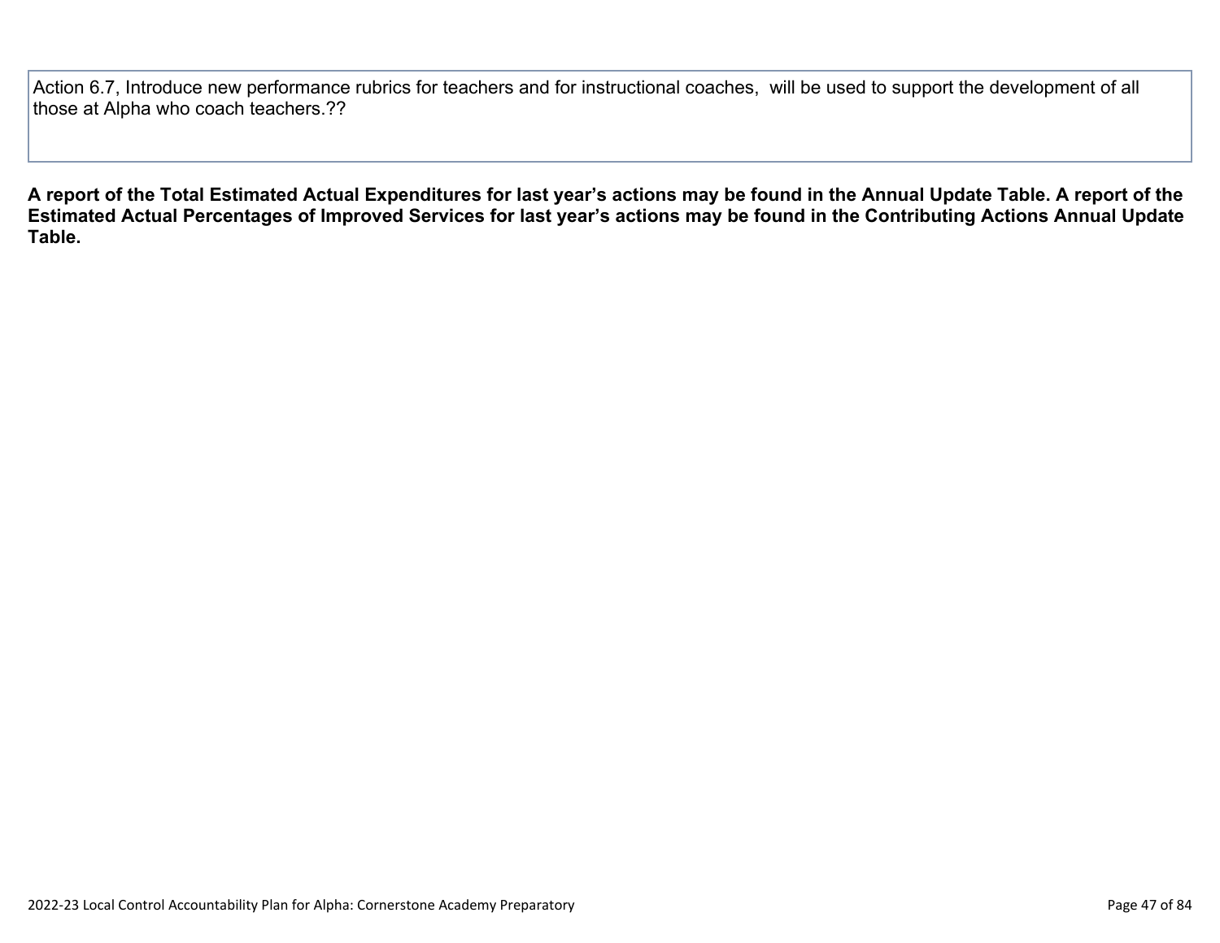| Action 6.7, Introduce new performance rubrics for teachers and for instructional coaches, will be used to support the development of all those at Alpha who coach teachers.?? |
| --- |

**A report of the Total Estimated Actual Expenditures for last year's actions may be found in the Annual Update Table. A report of the Estimated Actual Percentages of Improved Services for last year's actions may be found in the Contributing Actions Annual Update Table.**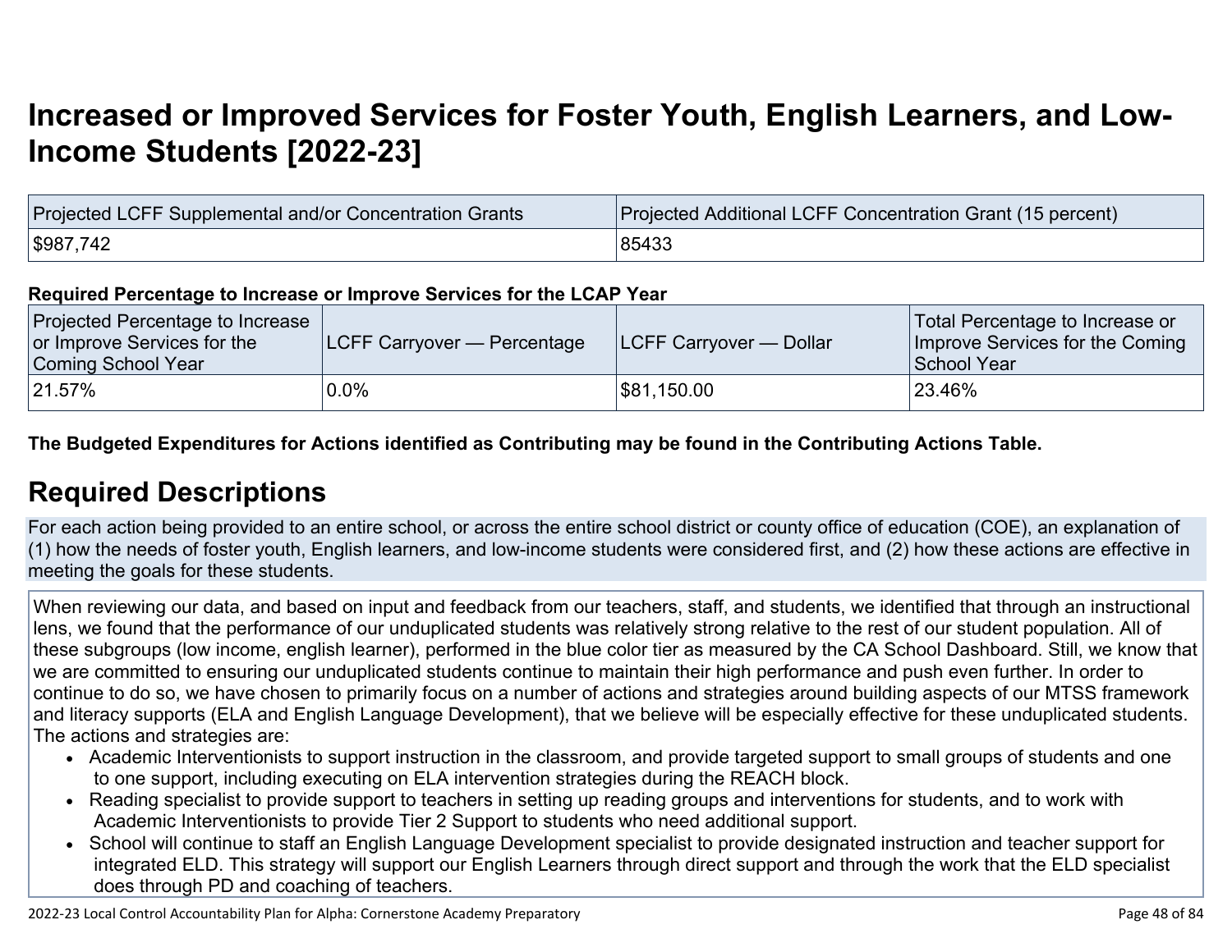# Increased or Improved Services for Foster Youth, English Learners, and Low-Income Students [2022-23]

| Projected LCFF Supplemental and/or Concentration Grants | Projected Additional LCFF Concentration Grant (15 percent) |
| --- | --- |
| $987,742 | 85433 |

**Required Percentage to Increase or Improve Services for the LCAP Year**

| Projected Percentage to Increase or Improve Services for the Coming School Year | LCFF Carryover — Percentage | LCFF Carryover — Dollar | Total Percentage to Increase or Improve Services for the Coming School Year |
| --- | --- | --- | --- |
| 21.57% | 0.0% | $81,150.00 | 23.46% |

**The Budgeted Expenditures for Actions identified as Contributing may be found in the Contributing Actions Table.**

## Required Descriptions

For each action being provided to an entire school, or across the entire school district or county office of education (COE), an explanation of (1) how the needs of foster youth, English learners, and low-income students were considered first, and (2) how these actions are effective in meeting the goals for these students.

When reviewing our data, and based on input and feedback from our teachers, staff, and students, we identified that through an instructional lens, we found that the performance of our unduplicated students was relatively strong relative to the rest of our student population. All of these subgroups (low income, english learner), performed in the blue color tier as measured by the CA School Dashboard. Still, we know that we are committed to ensuring our unduplicated students continue to maintain their high performance and push even further. In order to continue to do so, we have chosen to primarily focus on a number of actions and strategies around building aspects of our MTSS framework and literacy supports (ELA and English Language Development), that we believe will be especially effective for these unduplicated students. The actions and strategies are:

- Academic Interventionists to support instruction in the classroom, and provide targeted support to small groups of students and one to one support, including executing on ELA intervention strategies during the REACH block.
- Reading specialist to provide support to teachers in setting up reading groups and interventions for students, and to work with Academic Interventionists to provide Tier 2 Support to students who need additional support.
- School will continue to staff an English Language Development specialist to provide designated instruction and teacher support for integrated ELD. This strategy will support our English Learners through direct support and through the work that the ELD specialist does through PD and coaching of teachers.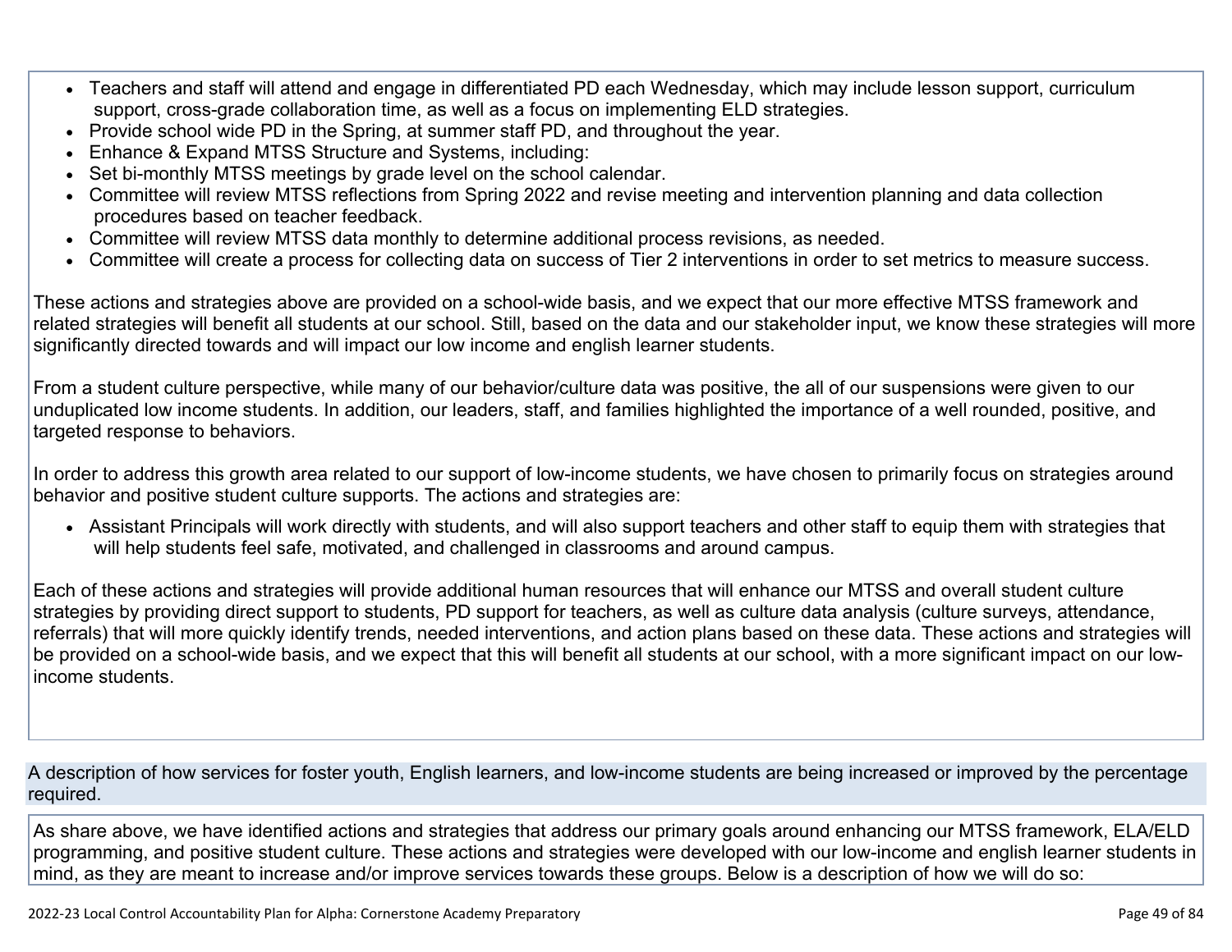- Teachers and staff will attend and engage in differentiated PD each Wednesday, which may include lesson support, curriculum support, cross-grade collaboration time, as well as a focus on implementing ELD strategies.
- Provide school wide PD in the Spring, at summer staff PD, and throughout the year.
- Enhance & Expand MTSS Structure and Systems, including:
- Set bi-monthly MTSS meetings by grade level on the school calendar.
- Committee will review MTSS reflections from Spring 2022 and revise meeting and intervention planning and data collection procedures based on teacher feedback.
- Committee will review MTSS data monthly to determine additional process revisions, as needed.
- Committee will create a process for collecting data on success of Tier 2 interventions in order to set metrics to measure success.

These actions and strategies above are provided on a school-wide basis, and we expect that our more effective MTSS framework and related strategies will benefit all students at our school. Still, based on the data and our stakeholder input, we know these strategies will more significantly directed towards and will impact our low income and english learner students.

From a student culture perspective, while many of our behavior/culture data was positive, the all of our suspensions were given to our unduplicated low income students. In addition, our leaders, staff, and families highlighted the importance of a well rounded, positive, and targeted response to behaviors.

In order to address this growth area related to our support of low-income students, we have chosen to primarily focus on strategies around behavior and positive student culture supports. The actions and strategies are:

- Assistant Principals will work directly with students, and will also support teachers and other staff to equip them with strategies that will help students feel safe, motivated, and challenged in classrooms and around campus.

Each of these actions and strategies will provide additional human resources that will enhance our MTSS and overall student culture strategies by providing direct support to students, PD support for teachers, as well as culture data analysis (culture surveys, attendance, referrals) that will more quickly identify trends, needed interventions, and action plans based on these data. These actions and strategies will be provided on a school-wide basis, and we expect that this will benefit all students at our school, with a more significant impact on our low-income students.

A description of how services for foster youth, English learners, and low-income students are being increased or improved by the percentage required.

As share above, we have identified actions and strategies that address our primary goals around enhancing our MTSS framework, ELA/ELD programming, and positive student culture. These actions and strategies were developed with our low-income and english learner students in mind, as they are meant to increase and/or improve services towards these groups. Below is a description of how we will do so: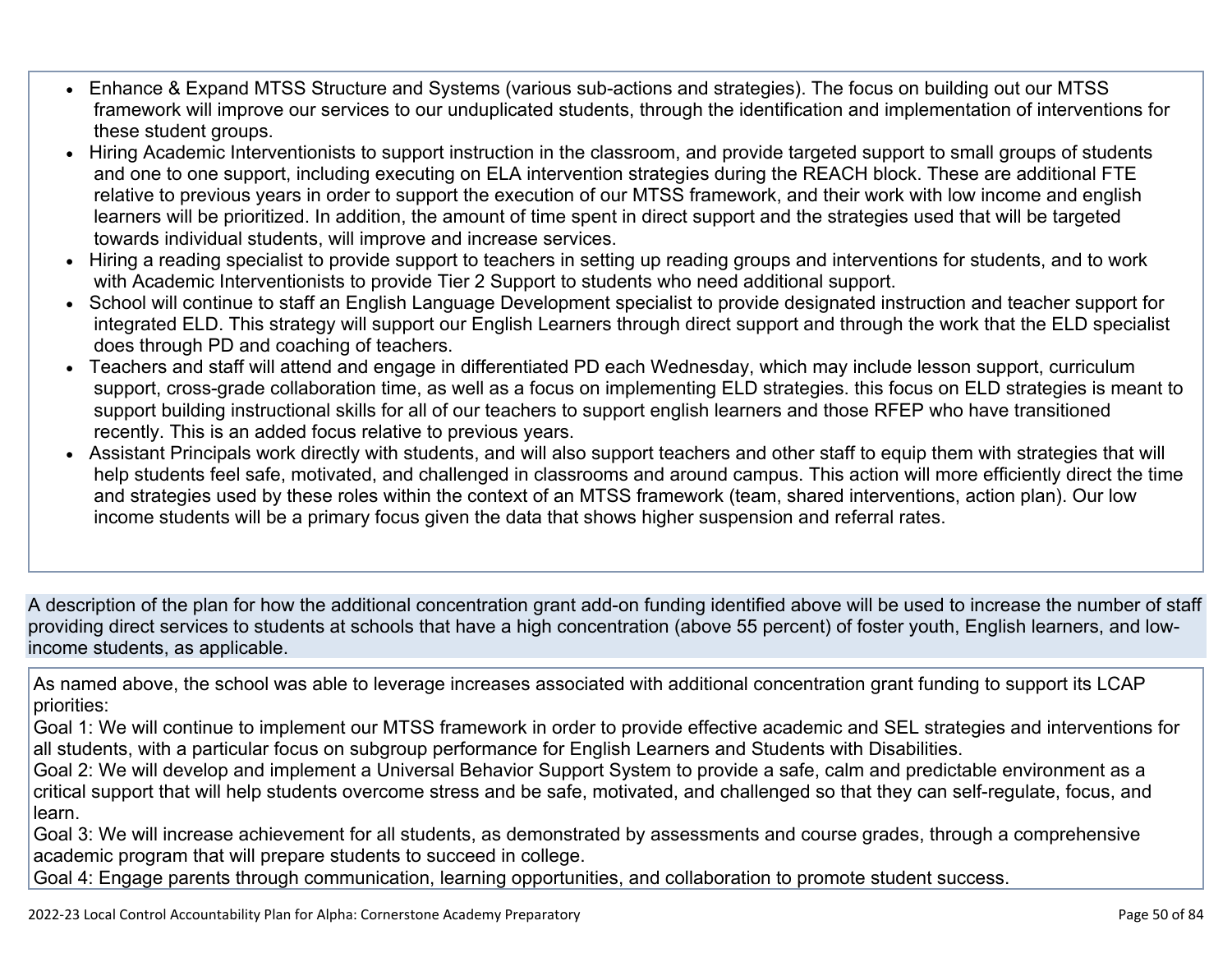- Enhance & Expand MTSS Structure and Systems (various sub-actions and strategies). The focus on building out our MTSS framework will improve our services to our unduplicated students, through the identification and implementation of interventions for these student groups.
- Hiring Academic Interventionists to support instruction in the classroom, and provide targeted support to small groups of students and one to one support, including executing on ELA intervention strategies during the REACH block. These are additional FTE relative to previous years in order to support the execution of our MTSS framework, and their work with low income and english learners will be prioritized. In addition, the amount of time spent in direct support and the strategies used that will be targeted towards individual students, will improve and increase services.
- Hiring a reading specialist to provide support to teachers in setting up reading groups and interventions for students, and to work with Academic Interventionists to provide Tier 2 Support to students who need additional support.
- School will continue to staff an English Language Development specialist to provide designated instruction and teacher support for integrated ELD. This strategy will support our English Learners through direct support and through the work that the ELD specialist does through PD and coaching of teachers.
- Teachers and staff will attend and engage in differentiated PD each Wednesday, which may include lesson support, curriculum support, cross-grade collaboration time, as well as a focus on implementing ELD strategies. this focus on ELD strategies is meant to support building instructional skills for all of our teachers to support english learners and those RFEP who have transitioned recently. This is an added focus relative to previous years.
- Assistant Principals work directly with students, and will also support teachers and other staff to equip them with strategies that will help students feel safe, motivated, and challenged in classrooms and around campus. This action will more efficiently direct the time and strategies used by these roles within the context of an MTSS framework (team, shared interventions, action plan). Our low income students will be a primary focus given the data that shows higher suspension and referral rates.

A description of the plan for how the additional concentration grant add-on funding identified above will be used to increase the number of staff providing direct services to students at schools that have a high concentration (above 55 percent) of foster youth, English learners, and low-income students, as applicable.

As named above, the school was able to leverage increases associated with additional concentration grant funding to support its LCAP priorities:
Goal 1: We will continue to implement our MTSS framework in order to provide effective academic and SEL strategies and interventions for all students, with a particular focus on subgroup performance for English Learners and Students with Disabilities.
Goal 2: We will develop and implement a Universal Behavior Support System to provide a safe, calm and predictable environment as a critical support that will help students overcome stress and be safe, motivated, and challenged so that they can self-regulate, focus, and learn.
Goal 3: We will increase achievement for all students, as demonstrated by assessments and course grades, through a comprehensive academic program that will prepare students to succeed in college.
Goal 4: Engage parents through communication, learning opportunities, and collaboration to promote student success.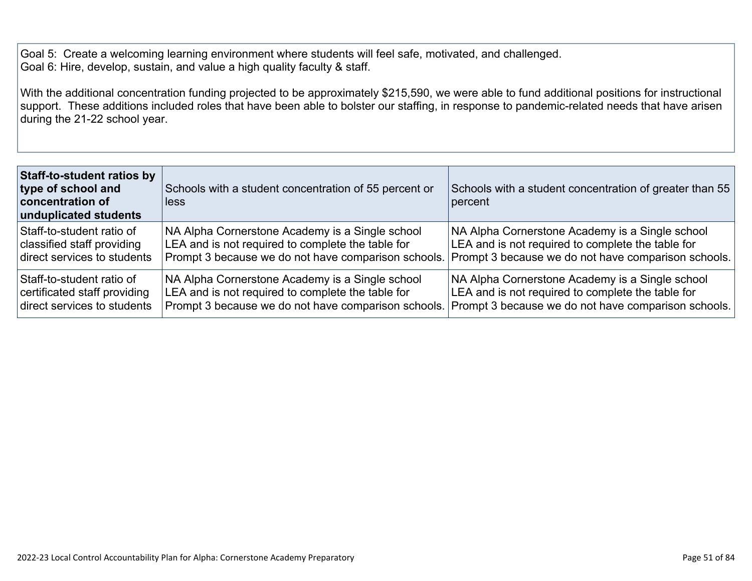Goal 5: Create a welcoming learning environment where students will feel safe, motivated, and challenged.
Goal 6: Hire, develop, sustain, and value a high quality faculty & staff.

With the additional concentration funding projected to be approximately $215,590, we were able to fund additional positions for instructional support. These additions included roles that have been able to bolster our staffing, in response to pandemic-related needs that have arisen during the 21-22 school year.

| **Staff-to-student ratios by type of school and concentration of unduplicated students** | Schools with a student concentration of 55 percent or less | Schools with a student concentration of greater than 55 percent |
|---|---|---|
| Staff-to-student ratio of classified staff providing direct services to students | NA Alpha Cornerstone Academy is a Single school LEA and is not required to complete the table for Prompt 3 because we do not have comparison schools. | NA Alpha Cornerstone Academy is a Single school LEA and is not required to complete the table for Prompt 3 because we do not have comparison schools. |
| Staff-to-student ratio of certificated staff providing direct services to students | NA Alpha Cornerstone Academy is a Single school LEA and is not required to complete the table for Prompt 3 because we do not have comparison schools. | NA Alpha Cornerstone Academy is a Single school LEA and is not required to complete the table for Prompt 3 because we do not have comparison schools. |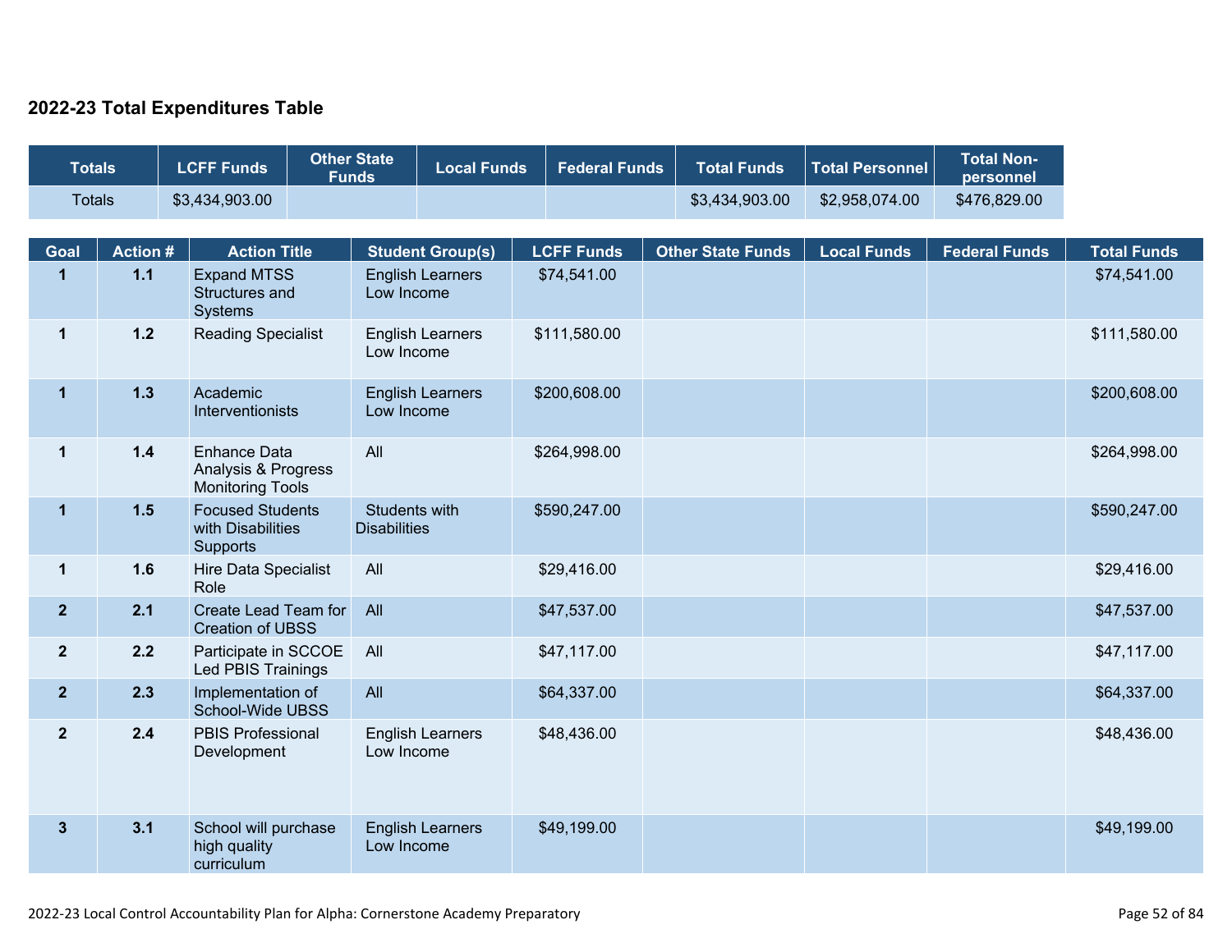## 2022-23 Total Expenditures Table

| Totals | LCFF Funds | Other State Funds | Local Funds | Federal Funds | Total Funds | Total Personnel | Total Non-personnel |
|---|---|---|---|---|---|---|---|
| Totals | $3,434,903.00 | | | | $3,434,903.00 | $2,958,074.00 | $476,829.00 |

| Goal | Action # | Action Title | Student Group(s) | LCFF Funds | Other State Funds | Local Funds | Federal Funds | Total Funds |
|---|---|---|---|---|---|---|---|---|
| 1 | 1.1 | Expand MTSS Structures and Systems | English Learners Low Income | $74,541.00 | | | | $74,541.00 |
| 1 | 1.2 | Reading Specialist | English Learners Low Income | $111,580.00 | | | | $111,580.00 |
| 1 | 1.3 | Academic Interventionists | English Learners Low Income | $200,608.00 | | | | $200,608.00 |
| 1 | 1.4 | Enhance Data Analysis & Progress Monitoring Tools | All | $264,998.00 | | | | $264,998.00 |
| 1 | 1.5 | Focused Students with Disabilities Supports | Students with Disabilities | $590,247.00 | | | | $590,247.00 |
| 1 | 1.6 | Hire Data Specialist Role | All | $29,416.00 | | | | $29,416.00 |
| 2 | 2.1 | Create Lead Team for Creation of UBSS | All | $47,537.00 | | | | $47,537.00 |
| 2 | 2.2 | Participate in SCCOE Led PBIS Trainings | All | $47,117.00 | | | | $47,117.00 |
| 2 | 2.3 | Implementation of School-Wide UBSS | All | $64,337.00 | | | | $64,337.00 |
| 2 | 2.4 | PBIS Professional Development | English Learners Low Income | $48,436.00 | | | | $48,436.00 |
| 3 | 3.1 | School will purchase high quality curriculum | English Learners Low Income | $49,199.00 | | | | $49,199.00 |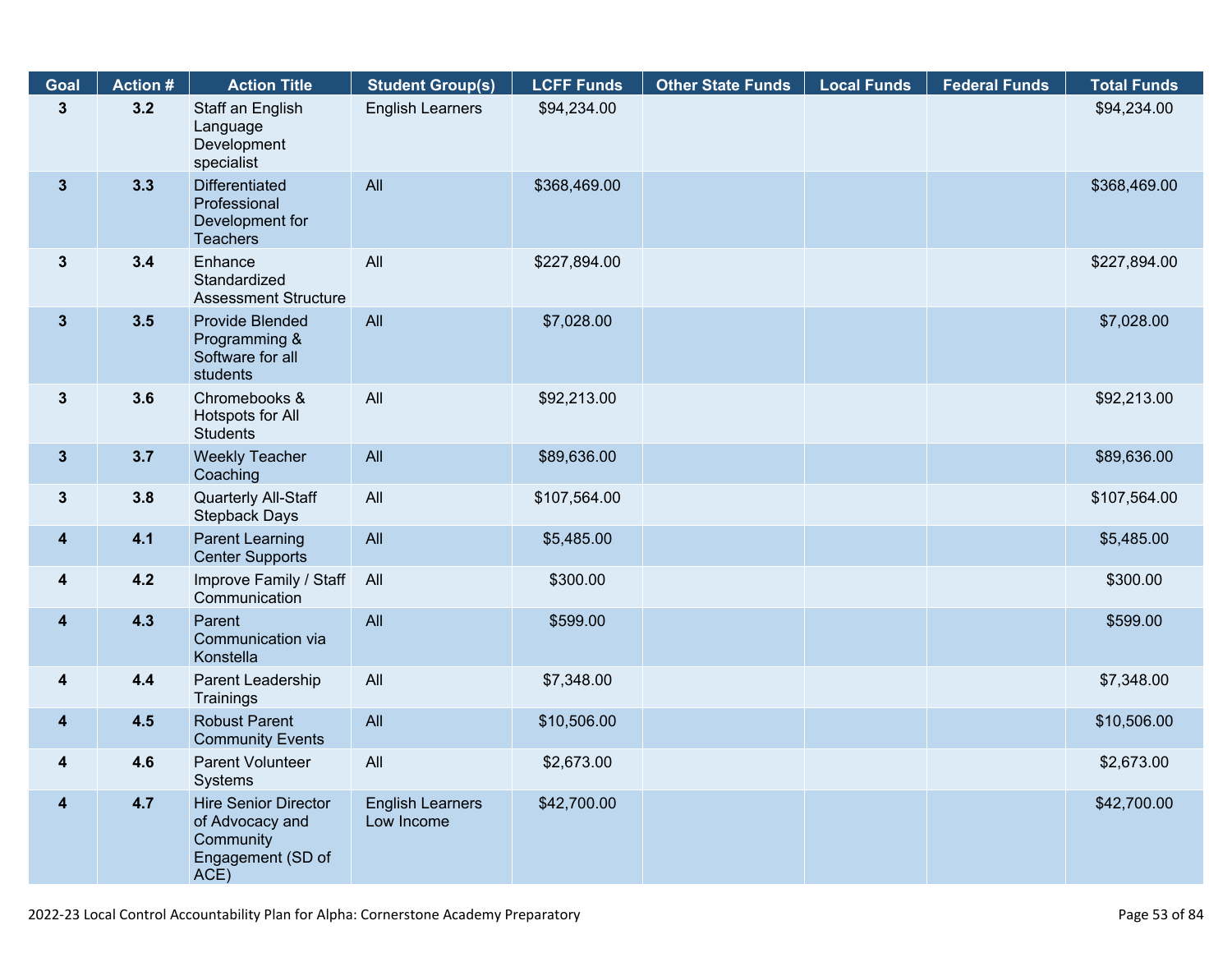| Goal | Action # | Action Title | Student Group(s) | LCFF Funds | Other State Funds | Local Funds | Federal Funds | Total Funds |
|---|---|---|---|---|---|---|---|---|
| 3 | 3.2 | Staff an English Language Development specialist | English Learners | $94,234.00 | | | | $94,234.00 |
| 3 | 3.3 | Differentiated Professional Development for Teachers | All | $368,469.00 | | | | $368,469.00 |
| 3 | 3.4 | Enhance Standardized Assessment Structure | All | $227,894.00 | | | | $227,894.00 |
| 3 | 3.5 | Provide Blended Programming & Software for all students | All | $7,028.00 | | | | $7,028.00 |
| 3 | 3.6 | Chromebooks & Hotspots for All Students | All | $92,213.00 | | | | $92,213.00 |
| 3 | 3.7 | Weekly Teacher Coaching | All | $89,636.00 | | | | $89,636.00 |
| 3 | 3.8 | Quarterly All-Staff Stepback Days | All | $107,564.00 | | | | $107,564.00 |
| 4 | 4.1 | Parent Learning Center Supports | All | $5,485.00 | | | | $5,485.00 |
| 4 | 4.2 | Improve Family / Staff Communication | All | $300.00 | | | | $300.00 |
| 4 | 4.3 | Parent Communication via Konstella | All | $599.00 | | | | $599.00 |
| 4 | 4.4 | Parent Leadership Trainings | All | $7,348.00 | | | | $7,348.00 |
| 4 | 4.5 | Robust Parent Community Events | All | $10,506.00 | | | | $10,506.00 |
| 4 | 4.6 | Parent Volunteer Systems | All | $2,673.00 | | | | $2,673.00 |
| 4 | 4.7 | Hire Senior Director of Advocacy and Community Engagement (SD of ACE) | English Learners Low Income | $42,700.00 | | | | $42,700.00 |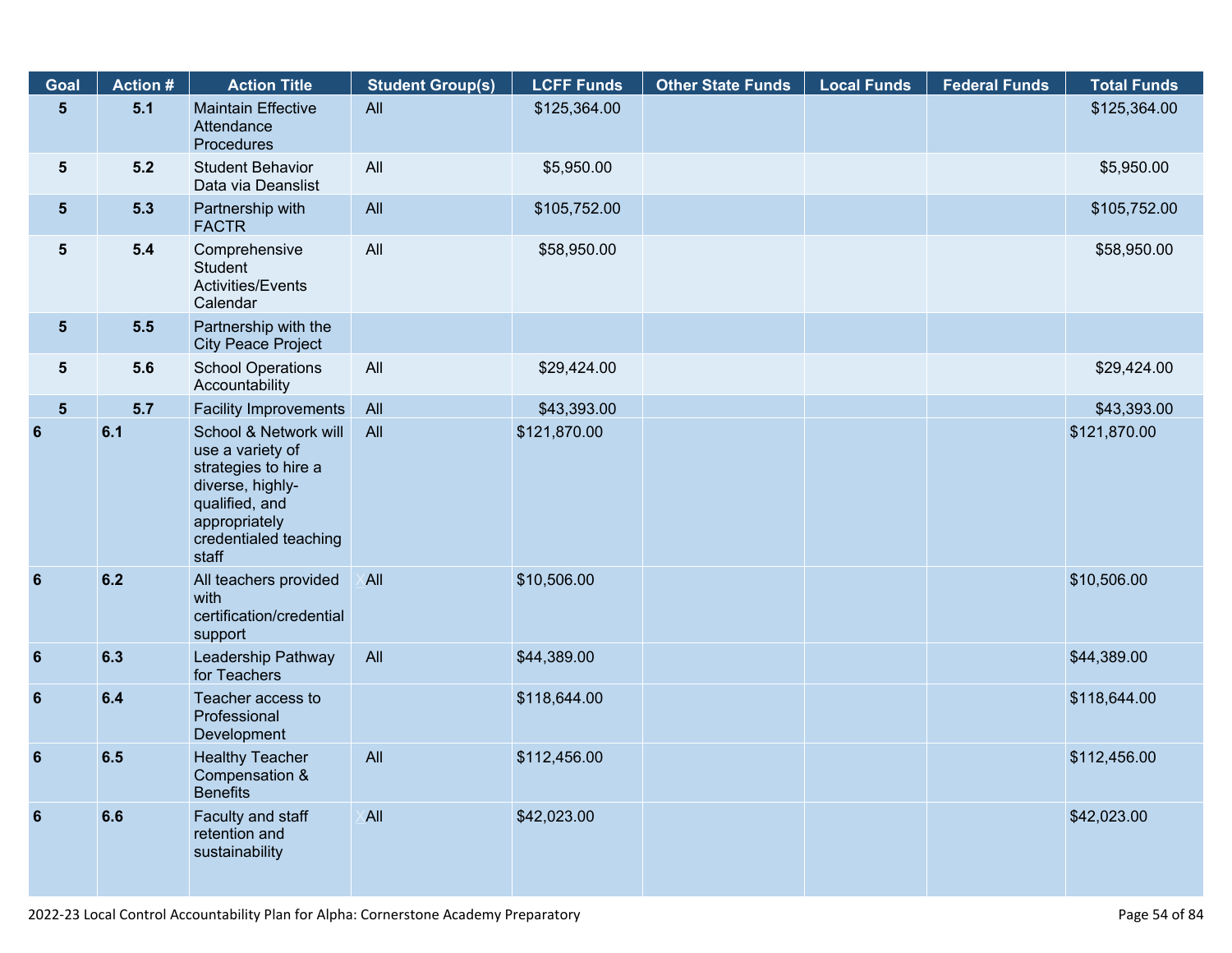| Goal | Action # | Action Title | Student Group(s) | LCFF Funds | Other State Funds | Local Funds | Federal Funds | Total Funds |
|---|---|---|---|---|---|---|---|---|
| 5 | 5.1 | Maintain Effective Attendance Procedures | All | $125,364.00 | | | | $125,364.00 |
| 5 | 5.2 | Student Behavior Data via Deanslist | All | $5,950.00 | | | | $5,950.00 |
| 5 | 5.3 | Partnership with FACTR | All | $105,752.00 | | | | $105,752.00 |
| 5 | 5.4 | Comprehensive Student Activities/Events Calendar | All | $58,950.00 | | | | $58,950.00 |
| 5 | 5.5 | Partnership with the City Peace Project | | | | | | |
| 5 | 5.6 | School Operations Accountability | All | $29,424.00 | | | | $29,424.00 |
| 5 | 5.7 | Facility Improvements | All | $43,393.00 | | | | $43,393.00 |
| 6 | 6.1 | School & Network will use a variety of strategies to hire a diverse, highly-qualified, and appropriately credentialed teaching staff | All | $121,870.00 | | | | $121,870.00 |
| 6 | 6.2 | All teachers provided with certification/credential support | X All | $10,506.00 | | | | $10,506.00 |
| 6 | 6.3 | Leadership Pathway for Teachers | All | $44,389.00 | | | | $44,389.00 |
| 6 | 6.4 | Teacher access to Professional Development | | $118,644.00 | | | | $118,644.00 |
| 6 | 6.5 | Healthy Teacher Compensation & Benefits | All | $112,456.00 | | | | $112,456.00 |
| 6 | 6.6 | Faculty and staff retention and sustainability | X All | $42,023.00 | | | | $42,023.00 |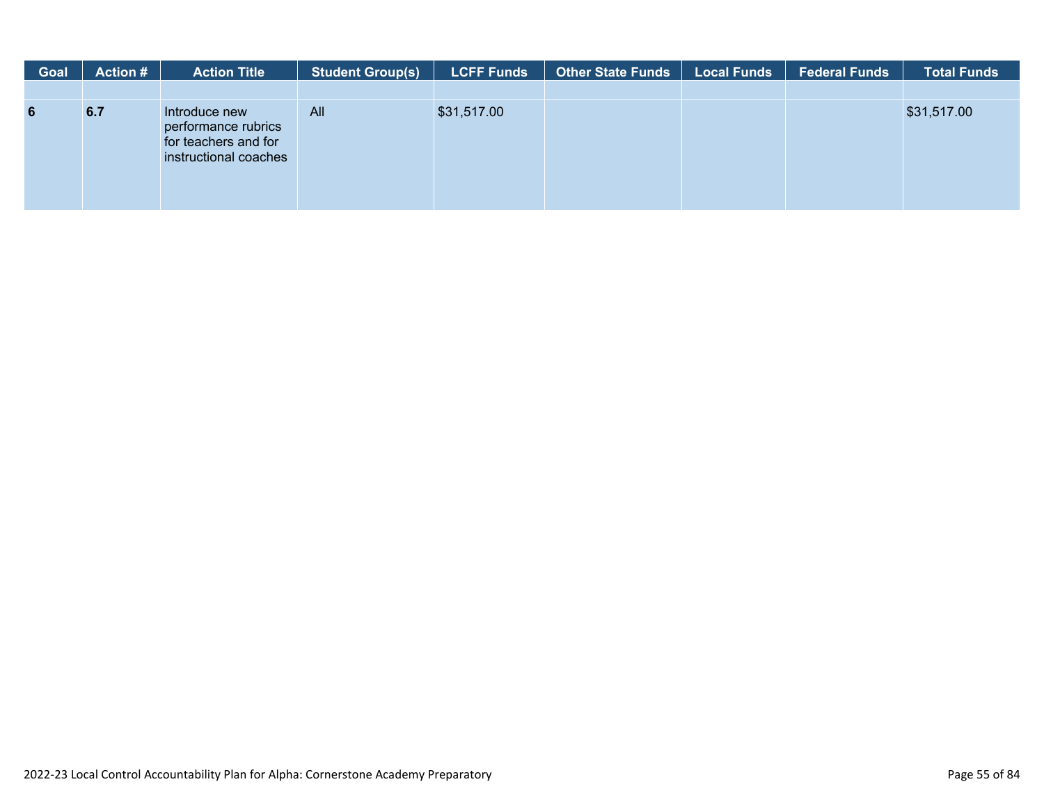| Goal | Action # | Action Title | Student Group(s) | LCFF Funds | Other State Funds | Local Funds | Federal Funds | Total Funds |
|---|---|---|---|---|---|---|---|---|
| | | | | | | | | |
| **6** | **6.7** | Introduce new performance rubrics for teachers and for instructional coaches | All | $31,517.00 | | | | $31,517.00 |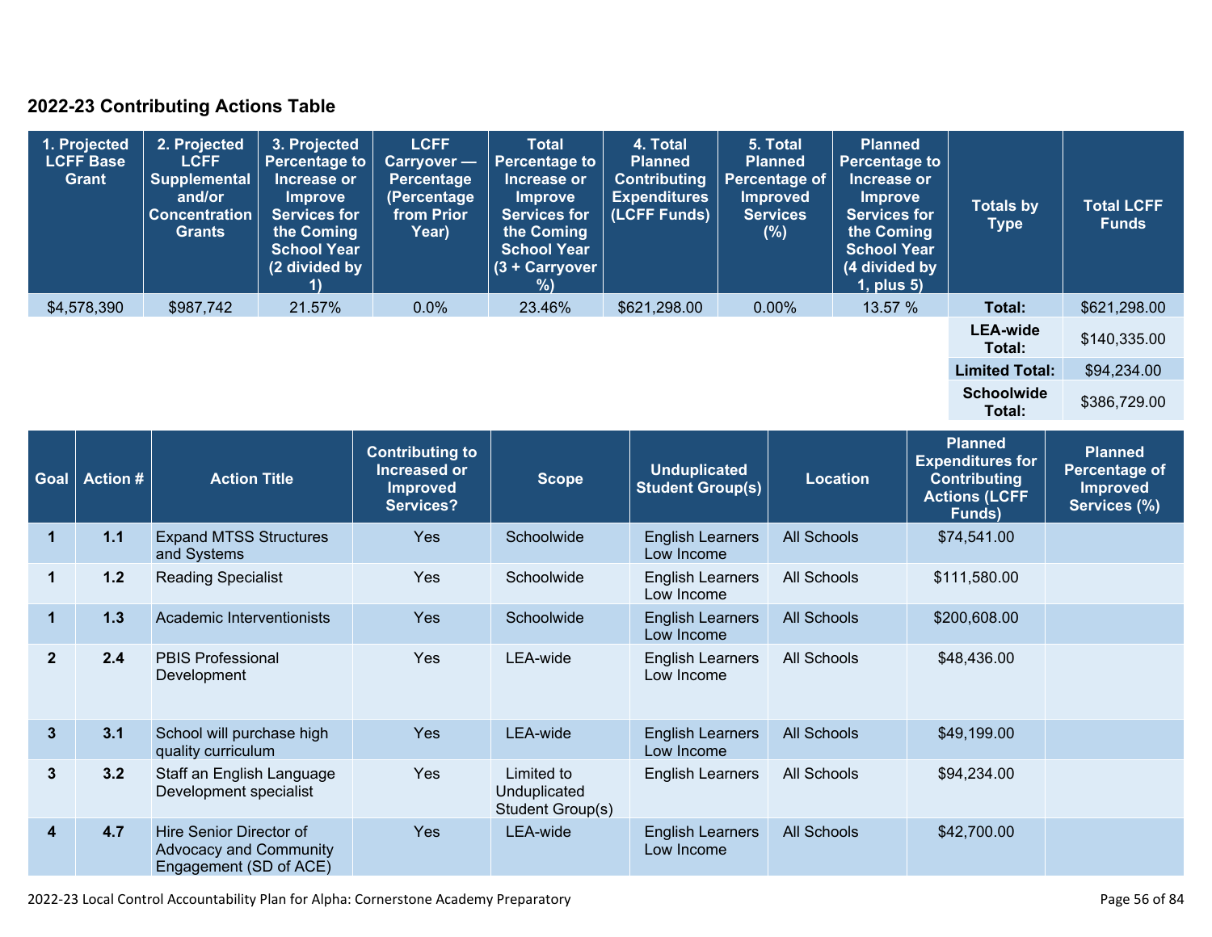## 2022-23 Contributing Actions Table

| 1. Projected LCFF Base Grant | 2. Projected LCFF Supplemental and/or Concentration Grants | 3. Projected Percentage to Increase or Improve Services for the Coming School Year (2 divided by 1) | LCFF Carryover — Percentage (Percentage from Prior Year) | Total Percentage to Increase or Improve Services for the Coming School Year (3 + Carryover %) | 4. Total Planned Contributing Expenditures (LCFF Funds) | 5. Total Planned Percentage of Improved Services (%) | Planned Percentage to Increase or Improve Services for the Coming School Year (4 divided by 1, plus 5) | Totals by Type | Total LCFF Funds |
|---|---|---|---|---|---|---|---|---|---|
| $4,578,390 | $987,742 | 21.57% | 0.0% | 23.46% | $621,298.00 | 0.00% | 13.57 % | Total: | $621,298.00 |
| | | | | | | | | LEA-wide Total: | $140,335.00 |
| | | | | | | | | Limited Total: | $94,234.00 |
| | | | | | | | | Schoolwide Total: | $386,729.00 |

| Goal | Action # | Action Title | Contributing to Increased or Improved Services? | Scope | Unduplicated Student Group(s) | Location | Planned Expenditures for Contributing Actions (LCFF Funds) | Planned Percentage of Improved Services (%) |
|---|---|---|---|---|---|---|---|---|
| 1 | 1.1 | Expand MTSS Structures and Systems | Yes | Schoolwide | English Learners Low Income | All Schools | $74,541.00 | |
| 1 | 1.2 | Reading Specialist | Yes | Schoolwide | English Learners Low Income | All Schools | $111,580.00 | |
| 1 | 1.3 | Academic Interventionists | Yes | Schoolwide | English Learners Low Income | All Schools | $200,608.00 | |
| 2 | 2.4 | PBIS Professional Development | Yes | LEA-wide | English Learners Low Income | All Schools | $48,436.00 | |
| 3 | 3.1 | School will purchase high quality curriculum | Yes | LEA-wide | English Learners Low Income | All Schools | $49,199.00 | |
| 3 | 3.2 | Staff an English Language Development specialist | Yes | Limited to Unduplicated Student Group(s) | English Learners | All Schools | $94,234.00 | |
| 4 | 4.7 | Hire Senior Director of Advocacy and Community Engagement (SD of ACE) | Yes | LEA-wide | English Learners Low Income | All Schools | $42,700.00 | |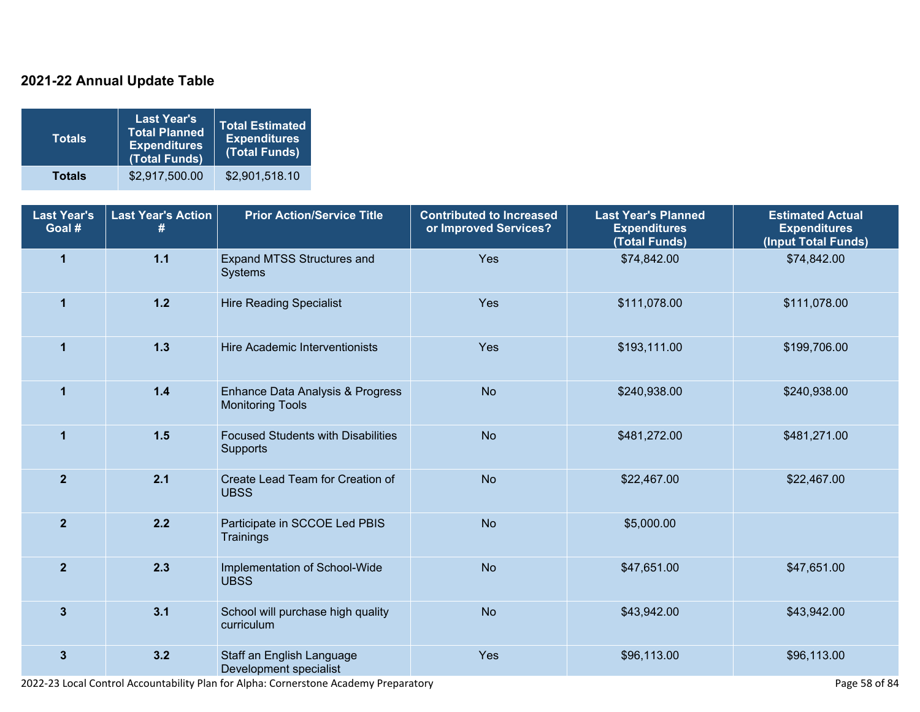## 2021-22 Annual Update Table

| Totals | Last Year's Total Planned Expenditures (Total Funds) | Total Estimated Expenditures (Total Funds) |
|---|---|---|
| **Totals** | $2,917,500.00 | $2,901,518.10 |

| Last Year's Goal # | Last Year's Action # | Prior Action/Service Title | Contributed to Increased or Improved Services? | Last Year's Planned Expenditures (Total Funds) | Estimated Actual Expenditures (Input Total Funds) |
|---|---|---|---|---|---|
| 1 | 1.1 | Expand MTSS Structures and Systems | Yes | $74,842.00 | $74,842.00 |
| 1 | 1.2 | Hire Reading Specialist | Yes | $111,078.00 | $111,078.00 |
| 1 | 1.3 | Hire Academic Interventionists | Yes | $193,111.00 | $199,706.00 |
| 1 | 1.4 | Enhance Data Analysis & Progress Monitoring Tools | No | $240,938.00 | $240,938.00 |
| 1 | 1.5 | Focused Students with Disabilities Supports | No | $481,272.00 | $481,271.00 |
| 2 | 2.1 | Create Lead Team for Creation of UBSS | No | $22,467.00 | $22,467.00 |
| 2 | 2.2 | Participate in SCCOE Led PBIS Trainings | No | $5,000.00 | |
| 2 | 2.3 | Implementation of School-Wide UBSS | No | $47,651.00 | $47,651.00 |
| 3 | 3.1 | School will purchase high quality curriculum | No | $43,942.00 | $43,942.00 |
| 3 | 3.2 | Staff an English Language Development specialist | Yes | $96,113.00 | $96,113.00 |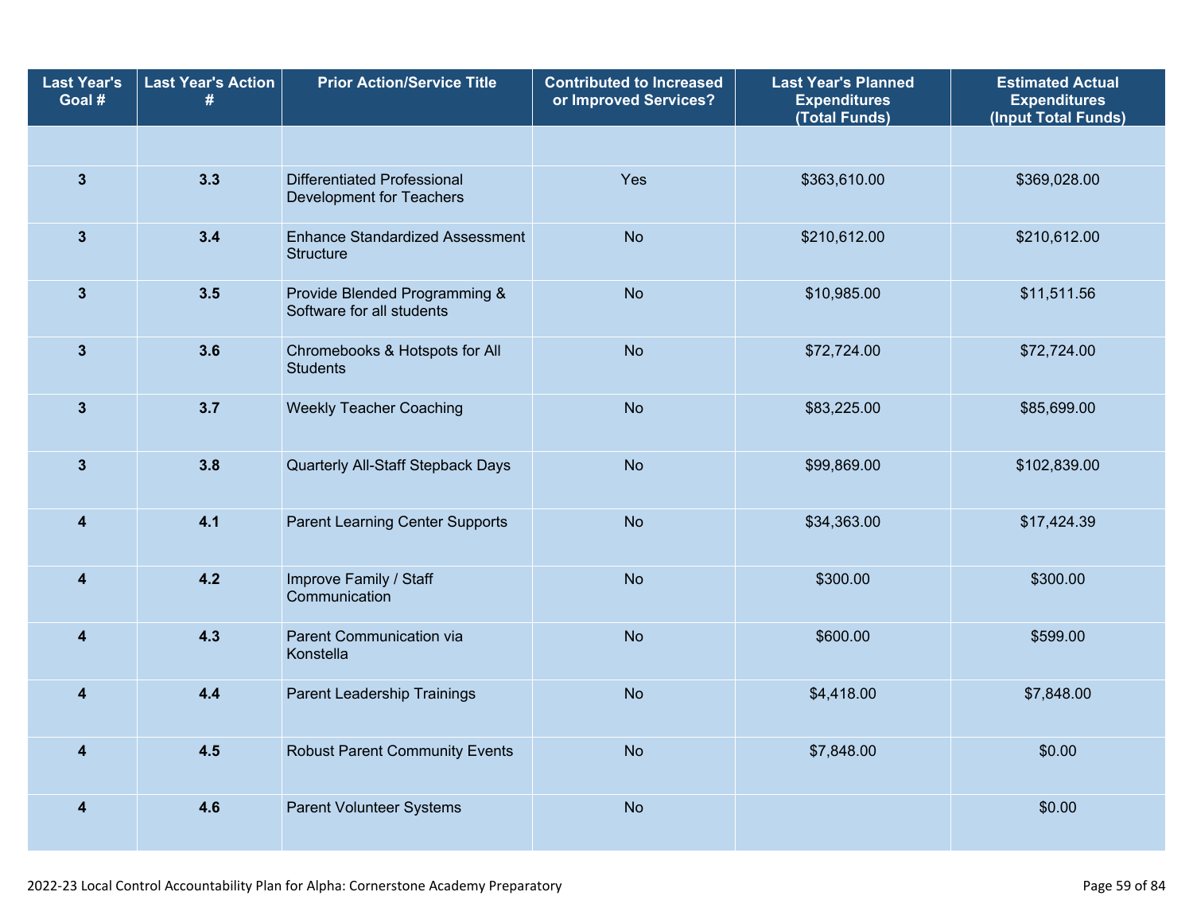| Last Year's Goal # | Last Year's Action # | Prior Action/Service Title | Contributed to Increased or Improved Services? | Last Year's Planned Expenditures (Total Funds) | Estimated Actual Expenditures (Input Total Funds) |
|---|---|---|---|---|---|
| | | | | | |
| 3 | 3.3 | Differentiated Professional Development for Teachers | Yes | $363,610.00 | $369,028.00 |
| 3 | 3.4 | Enhance Standardized Assessment Structure | No | $210,612.00 | $210,612.00 |
| 3 | 3.5 | Provide Blended Programming & Software for all students | No | $10,985.00 | $11,511.56 |
| 3 | 3.6 | Chromebooks & Hotspots for All Students | No | $72,724.00 | $72,724.00 |
| 3 | 3.7 | Weekly Teacher Coaching | No | $83,225.00 | $85,699.00 |
| 3 | 3.8 | Quarterly All-Staff Stepback Days | No | $99,869.00 | $102,839.00 |
| 4 | 4.1 | Parent Learning Center Supports | No | $34,363.00 | $17,424.39 |
| 4 | 4.2 | Improve Family / Staff Communication | No | $300.00 | $300.00 |
| 4 | 4.3 | Parent Communication via Konstella | No | $600.00 | $599.00 |
| 4 | 4.4 | Parent Leadership Trainings | No | $4,418.00 | $7,848.00 |
| 4 | 4.5 | Robust Parent Community Events | No | $7,848.00 | $0.00 |
| 4 | 4.6 | Parent Volunteer Systems | No | | $0.00 |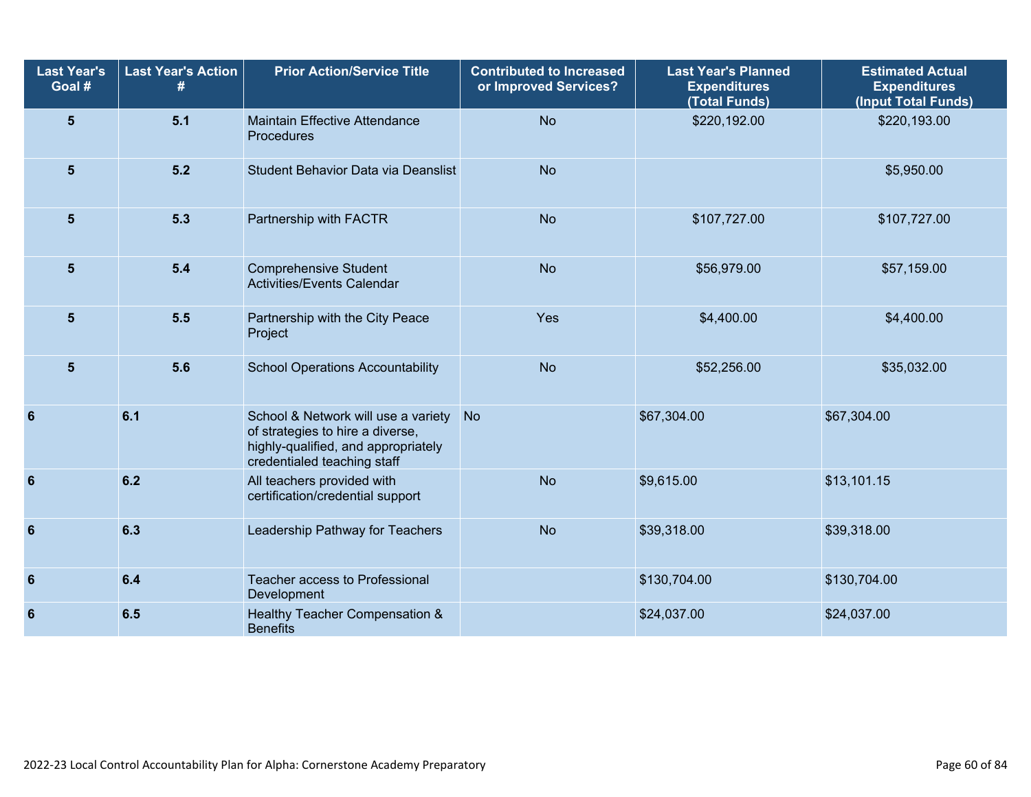| Last Year's Goal # | Last Year's Action # | Prior Action/Service Title | Contributed to Increased or Improved Services? | Last Year's Planned Expenditures (Total Funds) | Estimated Actual Expenditures (Input Total Funds) |
|---|---|---|---|---|---|
| 5 | 5.1 | Maintain Effective Attendance Procedures | No | $220,192.00 | $220,193.00 |
| 5 | 5.2 | Student Behavior Data via Deanslist | No | | $5,950.00 |
| 5 | 5.3 | Partnership with FACTR | No | $107,727.00 | $107,727.00 |
| 5 | 5.4 | Comprehensive Student Activities/Events Calendar | No | $56,979.00 | $57,159.00 |
| 5 | 5.5 | Partnership with the City Peace Project | Yes | $4,400.00 | $4,400.00 |
| 5 | 5.6 | School Operations Accountability | No | $52,256.00 | $35,032.00 |
| 6 | 6.1 | School & Network will use a variety of strategies to hire a diverse, highly-qualified, and appropriately credentialed teaching staff | No | $67,304.00 | $67,304.00 |
| 6 | 6.2 | All teachers provided with certification/credential support | No | $9,615.00 | $13,101.15 |
| 6 | 6.3 | Leadership Pathway for Teachers | No | $39,318.00 | $39,318.00 |
| 6 | 6.4 | Teacher access to Professional Development | | $130,704.00 | $130,704.00 |
| 6 | 6.5 | Healthy Teacher Compensation & Benefits | | $24,037.00 | $24,037.00 |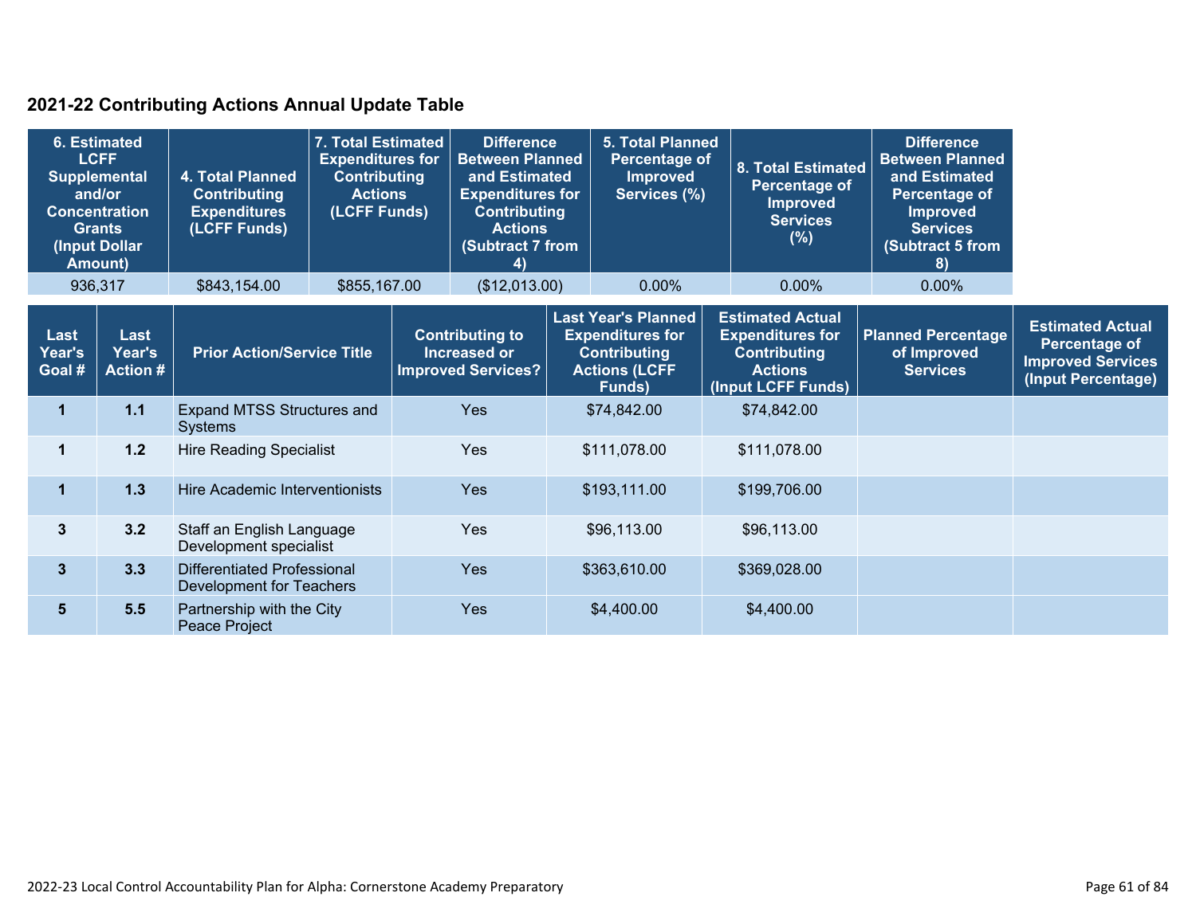## 2021-22 Contributing Actions Annual Update Table

| 6. Estimated LCFF Supplemental and/or Concentration Grants (Input Dollar Amount) | 4. Total Planned Contributing Expenditures (LCFF Funds) | 7. Total Estimated Expenditures for Contributing Actions (LCFF Funds) | Difference Between Planned and Estimated Expenditures for Contributing Actions (Subtract 7 from 4) | 5. Total Planned Percentage of Improved Services (%) | 8. Total Estimated Percentage of Improved Services (%) | Difference Between Planned and Estimated Percentage of Improved Services (Subtract 5 from 8) |
|---|---|---|---|---|---|---|
| 936,317 | $843,154.00 | $855,167.00 | ($12,013.00) | 0.00% | 0.00% | 0.00% |

| Last Year's Goal # | Last Year's Action # | Prior Action/Service Title | Contributing to Increased or Improved Services? | Last Year's Planned Expenditures for Contributing Actions (LCFF Funds) | Estimated Actual Expenditures for Contributing Actions (Input LCFF Funds) | Planned Percentage of Improved Services | Estimated Actual Percentage of Improved Services (Input Percentage) |
|---|---|---|---|---|---|---|---|
| 1 | 1.1 | Expand MTSS Structures and Systems | Yes | $74,842.00 | $74,842.00 | | |
| 1 | 1.2 | Hire Reading Specialist | Yes | $111,078.00 | $111,078.00 | | |
| 1 | 1.3 | Hire Academic Interventionists | Yes | $193,111.00 | $199,706.00 | | |
| 3 | 3.2 | Staff an English Language Development specialist | Yes | $96,113.00 | $96,113.00 | | |
| 3 | 3.3 | Differentiated Professional Development for Teachers | Yes | $363,610.00 | $369,028.00 | | |
| 5 | 5.5 | Partnership with the City Peace Project | Yes | $4,400.00 | $4,400.00 | | |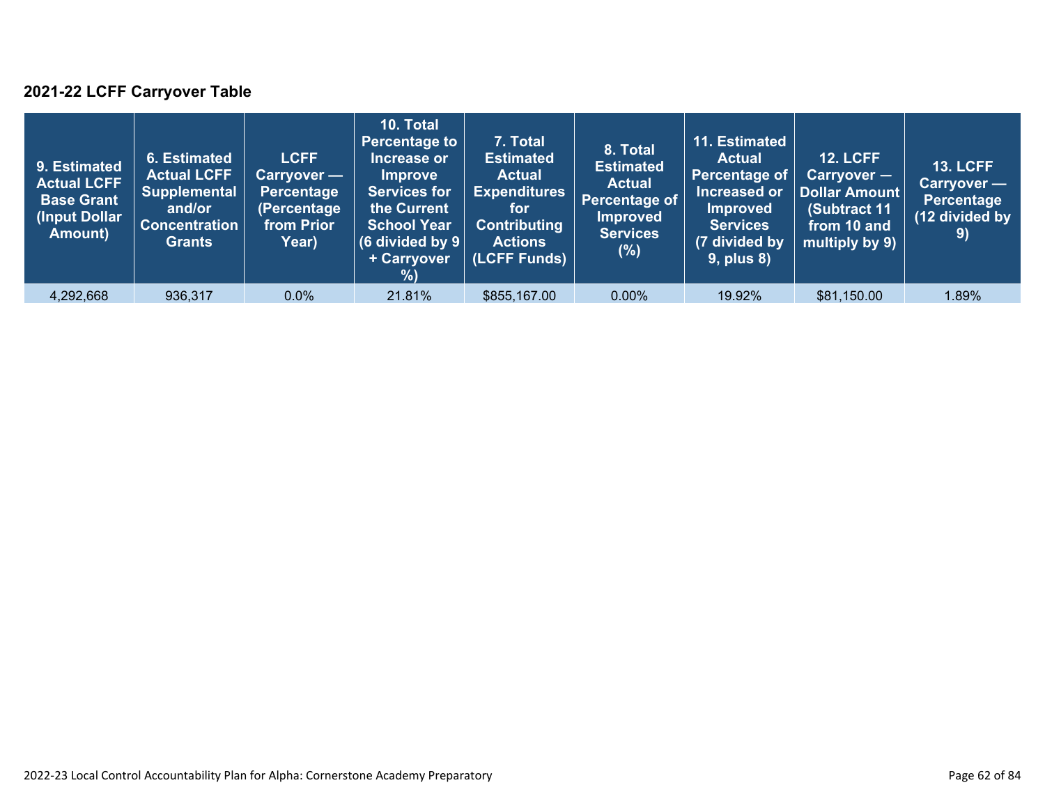### 2021-22 LCFF Carryover Table

| 9. Estimated Actual LCFF Base Grant (Input Dollar Amount) | 6. Estimated Actual LCFF Supplemental and/or Concentration Grants | LCFF Carryover — Percentage (Percentage from Prior Year) | 10. Total Percentage to Increase or Improve Services for the Current School Year (6 divided by 9 + Carryover %) | 7. Total Estimated Actual Expenditures for Contributing Actions (LCFF Funds) | 8. Total Estimated Actual Percentage of Improved Services (%) | 11. Estimated Actual Percentage of Increased or Improved Services (7 divided by 9, plus 8) | 12. LCFF Carryover — Dollar Amount (Subtract 11 from 10 and multiply by 9) | 13. LCFF Carryover — Percentage (12 divided by 9) |
|---|---|---|---|---|---|---|---|---|
| 4,292,668 | 936,317 | 0.0% | 21.81% | $855,167.00 | 0.00% | 19.92% | $81,150.00 | 1.89% |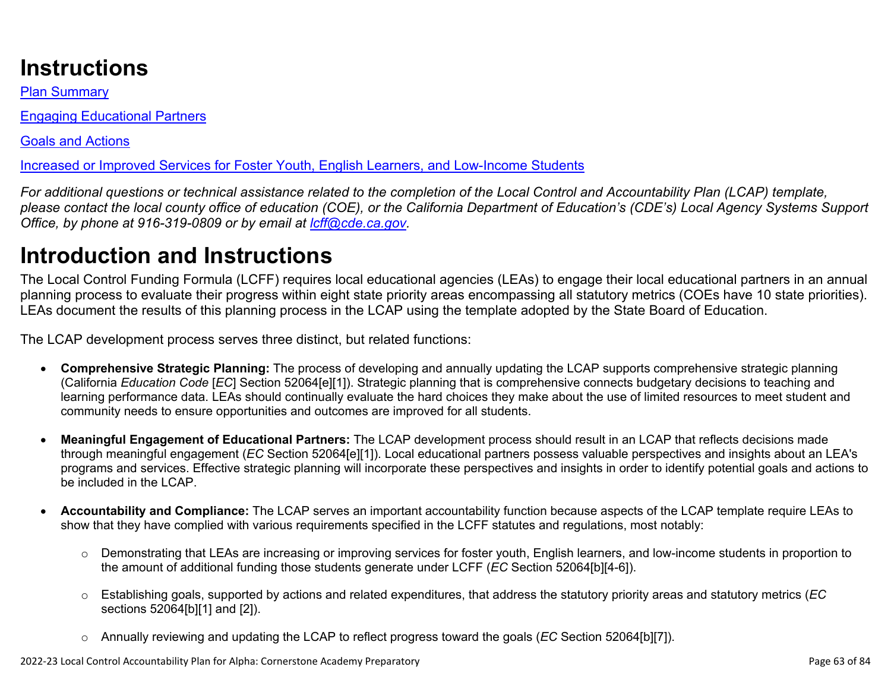# Instructions

[Plan Summary](#)

[Engaging Educational Partners](#)

[Goals and Actions](#)

[Increased or Improved Services for Foster Youth, English Learners, and Low-Income Students](#)

*For additional questions or technical assistance related to the completion of the Local Control and Accountability Plan (LCAP) template, please contact the local county office of education (COE), or the California Department of Education's (CDE's) Local Agency Systems Support Office, by phone at 916-319-0809 or by email at [lcff@cde.ca.gov](mailto:lcff@cde.ca.gov).*

# Introduction and Instructions

The Local Control Funding Formula (LCFF) requires local educational agencies (LEAs) to engage their local educational partners in an annual planning process to evaluate their progress within eight state priority areas encompassing all statutory metrics (COEs have 10 state priorities). LEAs document the results of this planning process in the LCAP using the template adopted by the State Board of Education.

The LCAP development process serves three distinct, but related functions:

- **Comprehensive Strategic Planning:** The process of developing and annually updating the LCAP supports comprehensive strategic planning (California *Education Code* [*EC*] Section 52064[e][1]). Strategic planning that is comprehensive connects budgetary decisions to teaching and learning performance data. LEAs should continually evaluate the hard choices they make about the use of limited resources to meet student and community needs to ensure opportunities and outcomes are improved for all students.

- **Meaningful Engagement of Educational Partners:** The LCAP development process should result in an LCAP that reflects decisions made through meaningful engagement (*EC* Section 52064[e][1]). Local educational partners possess valuable perspectives and insights about an LEA's programs and services. Effective strategic planning will incorporate these perspectives and insights in order to identify potential goals and actions to be included in the LCAP.

- **Accountability and Compliance:** The LCAP serves an important accountability function because aspects of the LCAP template require LEAs to show that they have complied with various requirements specified in the LCFF statutes and regulations, most notably:

    - Demonstrating that LEAs are increasing or improving services for foster youth, English learners, and low-income students in proportion to the amount of additional funding those students generate under LCFF (*EC* Section 52064[b][4-6]).

    - Establishing goals, supported by actions and related expenditures, that address the statutory priority areas and statutory metrics (*EC* sections 52064[b][1] and [2]).

    - Annually reviewing and updating the LCAP to reflect progress toward the goals (*EC* Section 52064[b][7]).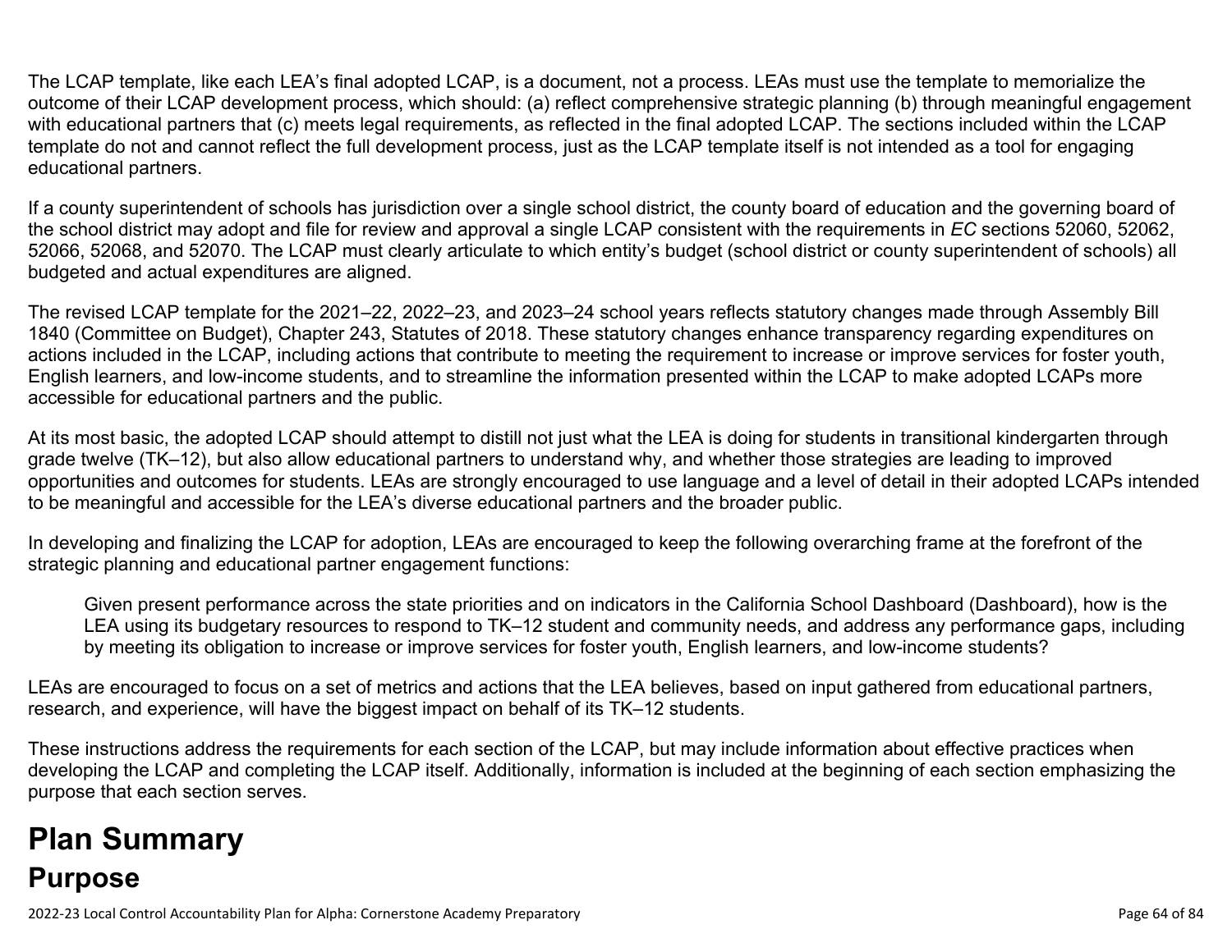The LCAP template, like each LEA's final adopted LCAP, is a document, not a process. LEAs must use the template to memorialize the outcome of their LCAP development process, which should: (a) reflect comprehensive strategic planning (b) through meaningful engagement with educational partners that (c) meets legal requirements, as reflected in the final adopted LCAP. The sections included within the LCAP template do not and cannot reflect the full development process, just as the LCAP template itself is not intended as a tool for engaging educational partners.

If a county superintendent of schools has jurisdiction over a single school district, the county board of education and the governing board of the school district may adopt and file for review and approval a single LCAP consistent with the requirements in *EC* sections 52060, 52062, 52066, 52068, and 52070. The LCAP must clearly articulate to which entity's budget (school district or county superintendent of schools) all budgeted and actual expenditures are aligned.

The revised LCAP template for the 2021–22, 2022–23, and 2023–24 school years reflects statutory changes made through Assembly Bill 1840 (Committee on Budget), Chapter 243, Statutes of 2018. These statutory changes enhance transparency regarding expenditures on actions included in the LCAP, including actions that contribute to meeting the requirement to increase or improve services for foster youth, English learners, and low-income students, and to streamline the information presented within the LCAP to make adopted LCAPs more accessible for educational partners and the public.

At its most basic, the adopted LCAP should attempt to distill not just what the LEA is doing for students in transitional kindergarten through grade twelve (TK–12), but also allow educational partners to understand why, and whether those strategies are leading to improved opportunities and outcomes for students. LEAs are strongly encouraged to use language and a level of detail in their adopted LCAPs intended to be meaningful and accessible for the LEA's diverse educational partners and the broader public.

In developing and finalizing the LCAP for adoption, LEAs are encouraged to keep the following overarching frame at the forefront of the strategic planning and educational partner engagement functions:

> Given present performance across the state priorities and on indicators in the California School Dashboard (Dashboard), how is the LEA using its budgetary resources to respond to TK–12 student and community needs, and address any performance gaps, including by meeting its obligation to increase or improve services for foster youth, English learners, and low-income students?

LEAs are encouraged to focus on a set of metrics and actions that the LEA believes, based on input gathered from educational partners, research, and experience, will have the biggest impact on behalf of its TK–12 students.

These instructions address the requirements for each section of the LCAP, but may include information about effective practices when developing the LCAP and completing the LCAP itself. Additionally, information is included at the beginning of each section emphasizing the purpose that each section serves.

# Plan Summary

## Purpose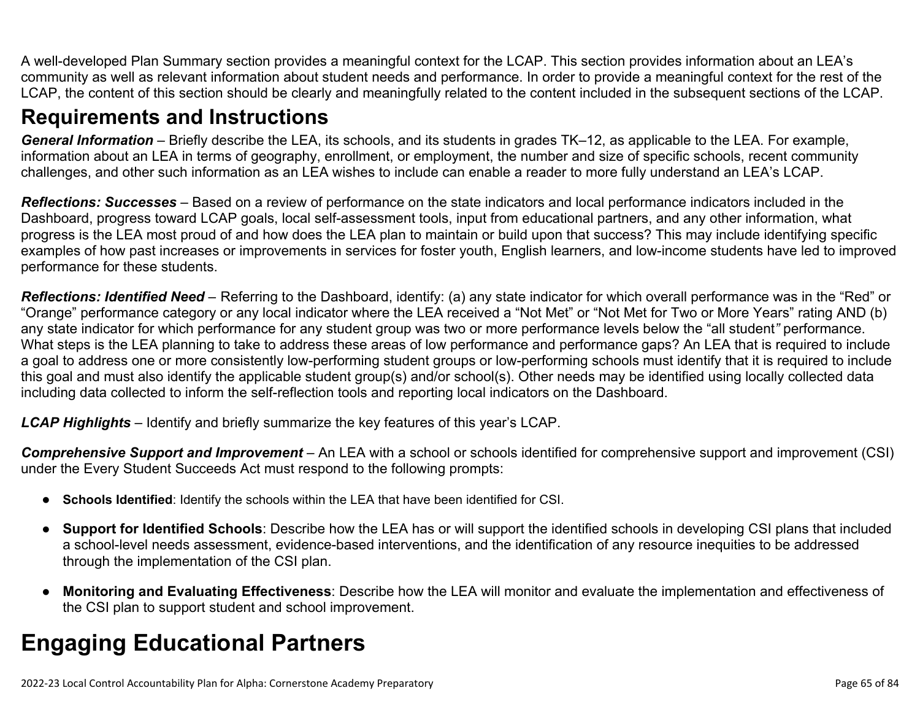A well-developed Plan Summary section provides a meaningful context for the LCAP. This section provides information about an LEA's community as well as relevant information about student needs and performance. In order to provide a meaningful context for the rest of the LCAP, the content of this section should be clearly and meaningfully related to the content included in the subsequent sections of the LCAP.

## Requirements and Instructions

***General Information*** – Briefly describe the LEA, its schools, and its students in grades TK–12, as applicable to the LEA. For example, information about an LEA in terms of geography, enrollment, or employment, the number and size of specific schools, recent community challenges, and other such information as an LEA wishes to include can enable a reader to more fully understand an LEA's LCAP.

***Reflections: Successes*** – Based on a review of performance on the state indicators and local performance indicators included in the Dashboard, progress toward LCAP goals, local self-assessment tools, input from educational partners, and any other information, what progress is the LEA most proud of and how does the LEA plan to maintain or build upon that success? This may include identifying specific examples of how past increases or improvements in services for foster youth, English learners, and low-income students have led to improved performance for these students.

***Reflections: Identified Need*** – Referring to the Dashboard, identify: (a) any state indicator for which overall performance was in the "Red" or "Orange" performance category or any local indicator where the LEA received a "Not Met" or "Not Met for Two or More Years" rating AND (b) any state indicator for which performance for any student group was two or more performance levels below the "all student" performance. What steps is the LEA planning to take to address these areas of low performance and performance gaps? An LEA that is required to include a goal to address one or more consistently low-performing student groups or low-performing schools must identify that it is required to include this goal and must also identify the applicable student group(s) and/or school(s). Other needs may be identified using locally collected data including data collected to inform the self-reflection tools and reporting local indicators on the Dashboard.

***LCAP Highlights*** – Identify and briefly summarize the key features of this year's LCAP.

***Comprehensive Support and Improvement*** – An LEA with a school or schools identified for comprehensive support and improvement (CSI) under the Every Student Succeeds Act must respond to the following prompts:

- **Schools Identified**: Identify the schools within the LEA that have been identified for CSI.
- **Support for Identified Schools**: Describe how the LEA has or will support the identified schools in developing CSI plans that included a school-level needs assessment, evidence-based interventions, and the identification of any resource inequities to be addressed through the implementation of the CSI plan.
- **Monitoring and Evaluating Effectiveness**: Describe how the LEA will monitor and evaluate the implementation and effectiveness of the CSI plan to support student and school improvement.

# Engaging Educational Partners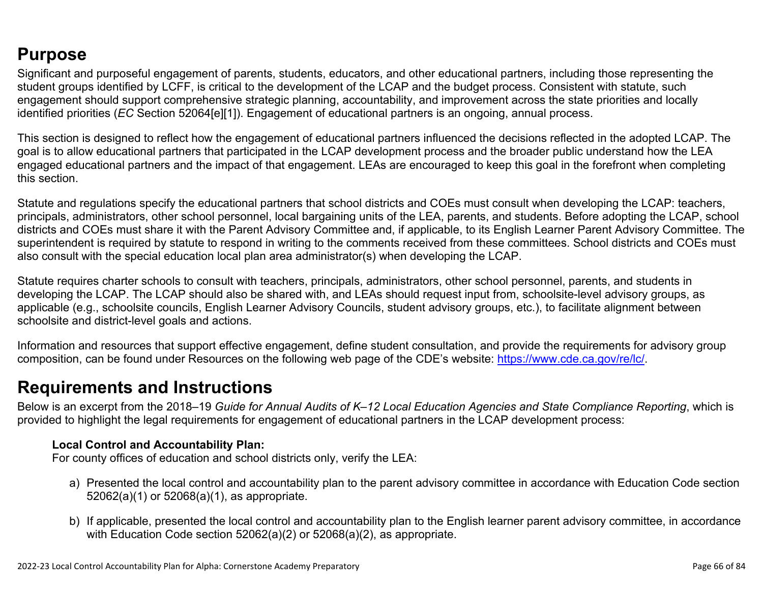## Purpose

Significant and purposeful engagement of parents, students, educators, and other educational partners, including those representing the student groups identified by LCFF, is critical to the development of the LCAP and the budget process. Consistent with statute, such engagement should support comprehensive strategic planning, accountability, and improvement across the state priorities and locally identified priorities (*EC* Section 52064[e][1]). Engagement of educational partners is an ongoing, annual process.

This section is designed to reflect how the engagement of educational partners influenced the decisions reflected in the adopted LCAP. The goal is to allow educational partners that participated in the LCAP development process and the broader public understand how the LEA engaged educational partners and the impact of that engagement. LEAs are encouraged to keep this goal in the forefront when completing this section.

Statute and regulations specify the educational partners that school districts and COEs must consult when developing the LCAP: teachers, principals, administrators, other school personnel, local bargaining units of the LEA, parents, and students. Before adopting the LCAP, school districts and COEs must share it with the Parent Advisory Committee and, if applicable, to its English Learner Parent Advisory Committee. The superintendent is required by statute to respond in writing to the comments received from these committees. School districts and COEs must also consult with the special education local plan area administrator(s) when developing the LCAP.

Statute requires charter schools to consult with teachers, principals, administrators, other school personnel, parents, and students in developing the LCAP. The LCAP should also be shared with, and LEAs should request input from, schoolsite-level advisory groups, as applicable (e.g., schoolsite councils, English Learner Advisory Councils, student advisory groups, etc.), to facilitate alignment between schoolsite and district-level goals and actions.

Information and resources that support effective engagement, define student consultation, and provide the requirements for advisory group composition, can be found under Resources on the following web page of the CDE's website: https://www.cde.ca.gov/re/lc/.

## Requirements and Instructions

Below is an excerpt from the 2018–19 *Guide for Annual Audits of K–12 Local Education Agencies and State Compliance Reporting*, which is provided to highlight the legal requirements for engagement of educational partners in the LCAP development process:

> **Local Control and Accountability Plan:**
> For county offices of education and school districts only, verify the LEA:
>
> a) Presented the local control and accountability plan to the parent advisory committee in accordance with Education Code section 52062(a)(1) or 52068(a)(1), as appropriate.
>
> b) If applicable, presented the local control and accountability plan to the English learner parent advisory committee, in accordance with Education Code section 52062(a)(2) or 52068(a)(2), as appropriate.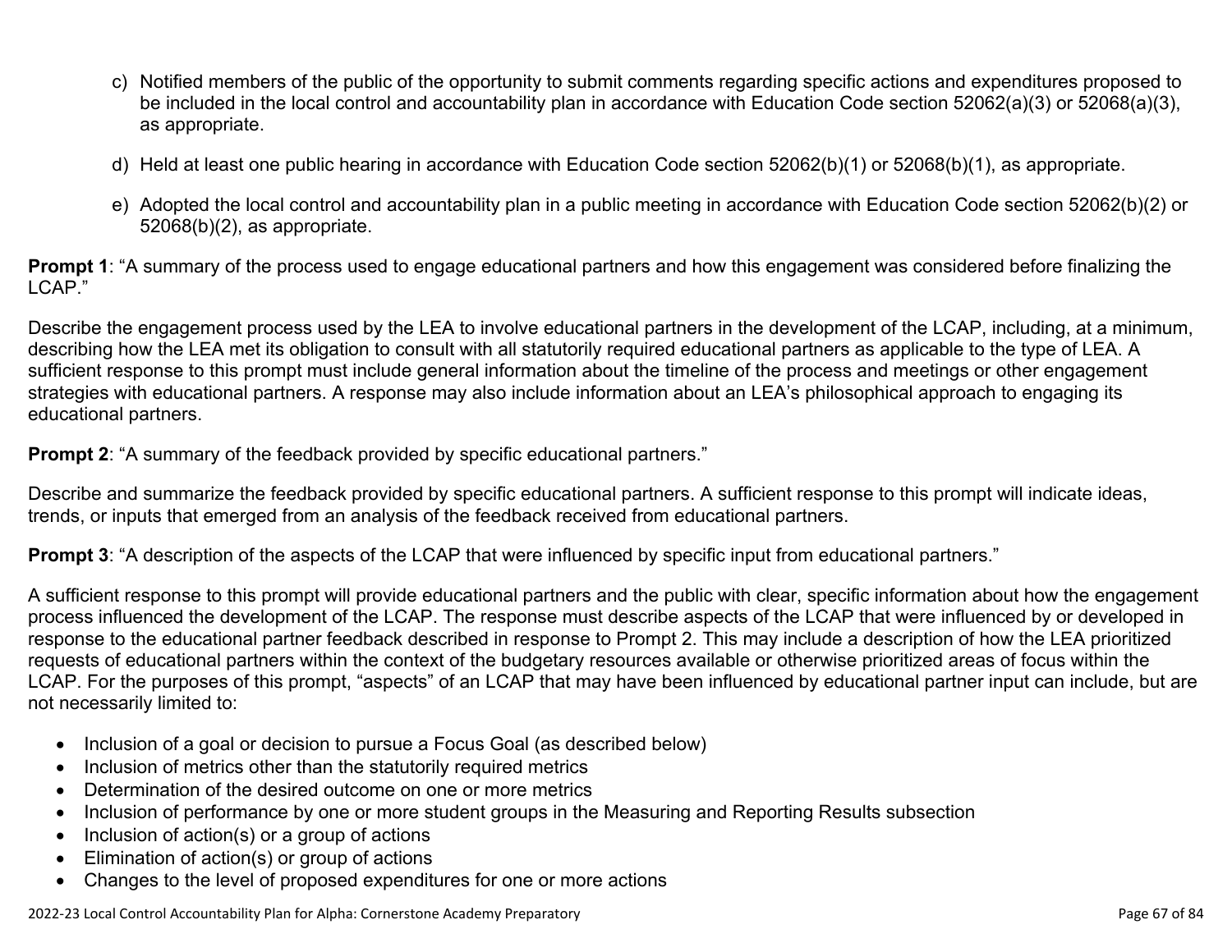c) Notified members of the public of the opportunity to submit comments regarding specific actions and expenditures proposed to be included in the local control and accountability plan in accordance with Education Code section 52062(a)(3) or 52068(a)(3), as appropriate.

d) Held at least one public hearing in accordance with Education Code section 52062(b)(1) or 52068(b)(1), as appropriate.

e) Adopted the local control and accountability plan in a public meeting in accordance with Education Code section 52062(b)(2) or 52068(b)(2), as appropriate.

**Prompt 1**: "A summary of the process used to engage educational partners and how this engagement was considered before finalizing the LCAP."

Describe the engagement process used by the LEA to involve educational partners in the development of the LCAP, including, at a minimum, describing how the LEA met its obligation to consult with all statutorily required educational partners as applicable to the type of LEA. A sufficient response to this prompt must include general information about the timeline of the process and meetings or other engagement strategies with educational partners. A response may also include information about an LEA's philosophical approach to engaging its educational partners.

**Prompt 2**: "A summary of the feedback provided by specific educational partners."

Describe and summarize the feedback provided by specific educational partners. A sufficient response to this prompt will indicate ideas, trends, or inputs that emerged from an analysis of the feedback received from educational partners.

**Prompt 3**: "A description of the aspects of the LCAP that were influenced by specific input from educational partners."

A sufficient response to this prompt will provide educational partners and the public with clear, specific information about how the engagement process influenced the development of the LCAP. The response must describe aspects of the LCAP that were influenced by or developed in response to the educational partner feedback described in response to Prompt 2. This may include a description of how the LEA prioritized requests of educational partners within the context of the budgetary resources available or otherwise prioritized areas of focus within the LCAP. For the purposes of this prompt, "aspects" of an LCAP that may have been influenced by educational partner input can include, but are not necessarily limited to:

- Inclusion of a goal or decision to pursue a Focus Goal (as described below)
- Inclusion of metrics other than the statutorily required metrics
- Determination of the desired outcome on one or more metrics
- Inclusion of performance by one or more student groups in the Measuring and Reporting Results subsection
- Inclusion of action(s) or a group of actions
- Elimination of action(s) or group of actions
- Changes to the level of proposed expenditures for one or more actions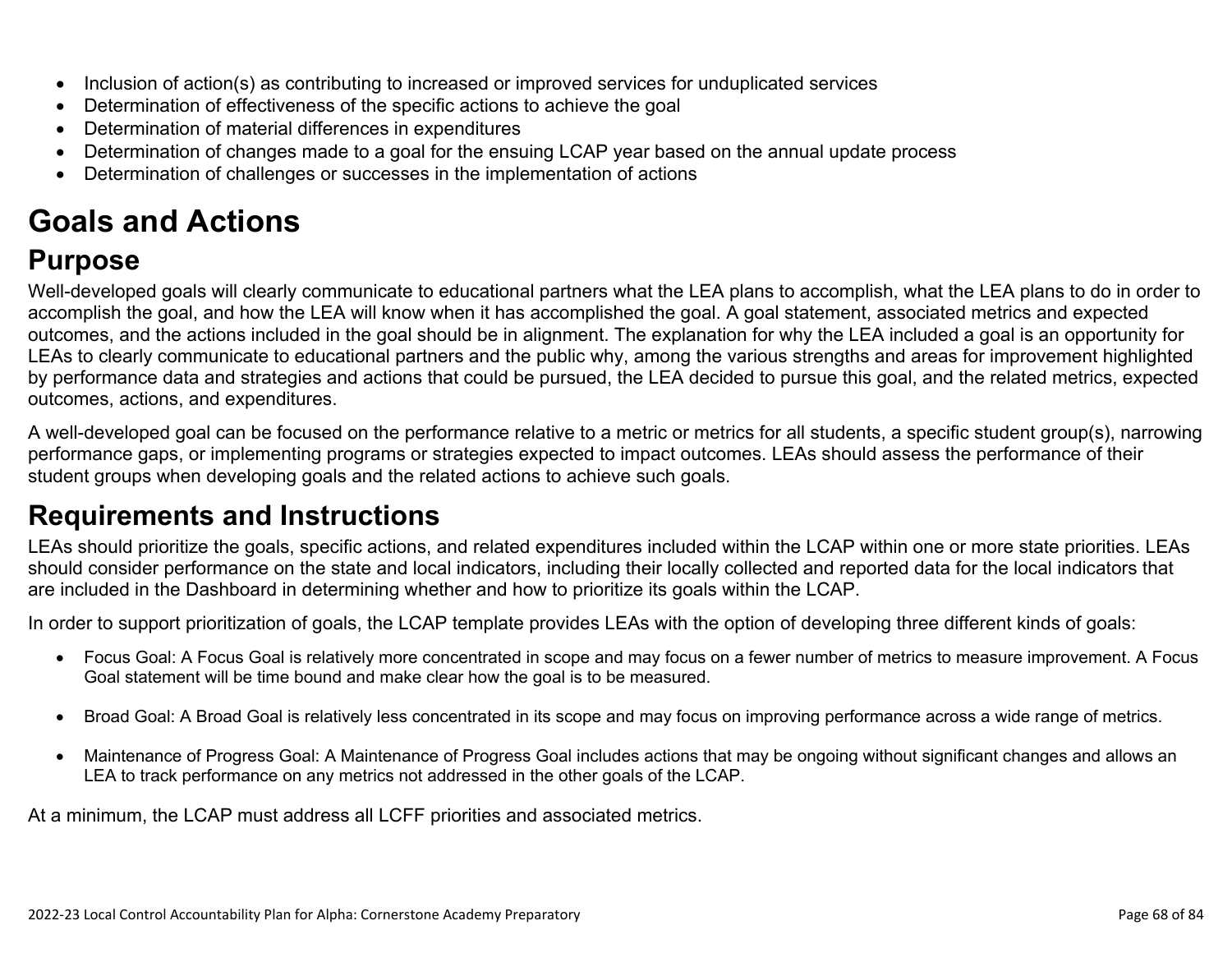- Inclusion of action(s) as contributing to increased or improved services for unduplicated services
- Determination of effectiveness of the specific actions to achieve the goal
- Determination of material differences in expenditures
- Determination of changes made to a goal for the ensuing LCAP year based on the annual update process
- Determination of challenges or successes in the implementation of actions

# Goals and Actions

## Purpose

Well-developed goals will clearly communicate to educational partners what the LEA plans to accomplish, what the LEA plans to do in order to accomplish the goal, and how the LEA will know when it has accomplished the goal. A goal statement, associated metrics and expected outcomes, and the actions included in the goal should be in alignment. The explanation for why the LEA included a goal is an opportunity for LEAs to clearly communicate to educational partners and the public why, among the various strengths and areas for improvement highlighted by performance data and strategies and actions that could be pursued, the LEA decided to pursue this goal, and the related metrics, expected outcomes, actions, and expenditures.

A well-developed goal can be focused on the performance relative to a metric or metrics for all students, a specific student group(s), narrowing performance gaps, or implementing programs or strategies expected to impact outcomes. LEAs should assess the performance of their student groups when developing goals and the related actions to achieve such goals.

## Requirements and Instructions

LEAs should prioritize the goals, specific actions, and related expenditures included within the LCAP within one or more state priorities. LEAs should consider performance on the state and local indicators, including their locally collected and reported data for the local indicators that are included in the Dashboard in determining whether and how to prioritize its goals within the LCAP.

In order to support prioritization of goals, the LCAP template provides LEAs with the option of developing three different kinds of goals:

- Focus Goal: A Focus Goal is relatively more concentrated in scope and may focus on a fewer number of metrics to measure improvement. A Focus Goal statement will be time bound and make clear how the goal is to be measured.

- Broad Goal: A Broad Goal is relatively less concentrated in its scope and may focus on improving performance across a wide range of metrics.

- Maintenance of Progress Goal: A Maintenance of Progress Goal includes actions that may be ongoing without significant changes and allows an LEA to track performance on any metrics not addressed in the other goals of the LCAP.

At a minimum, the LCAP must address all LCFF priorities and associated metrics.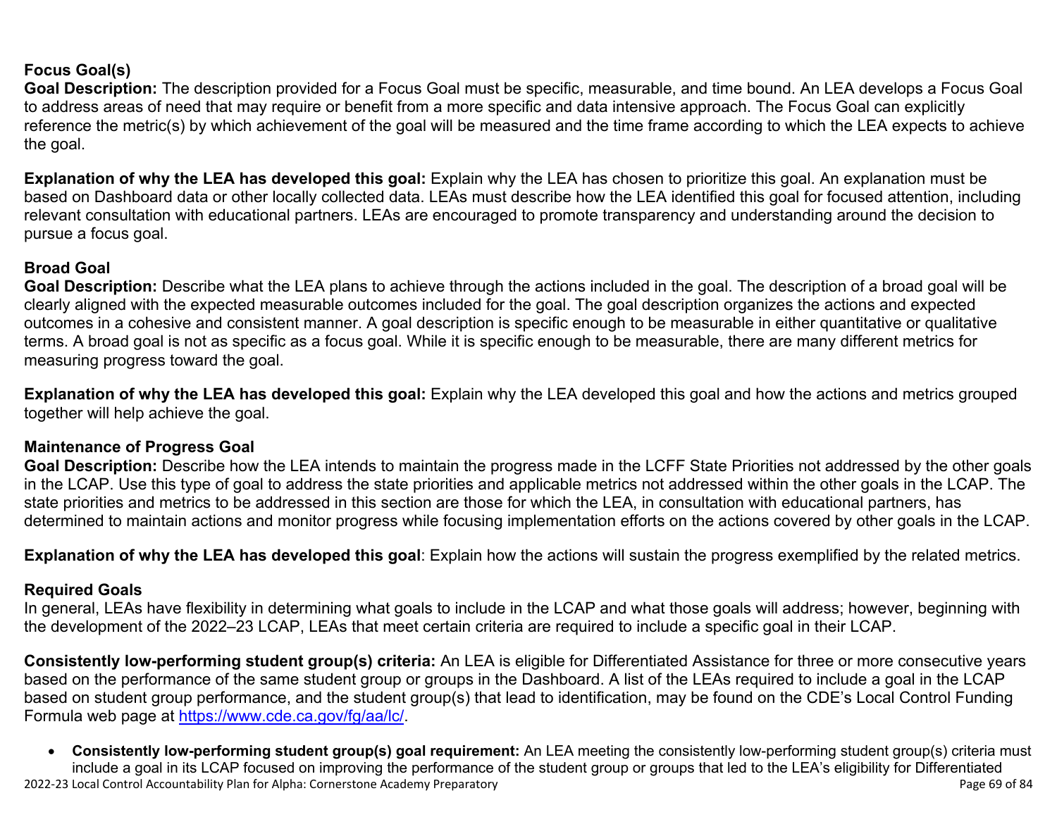### Focus Goal(s)

**Goal Description:** The description provided for a Focus Goal must be specific, measurable, and time bound. An LEA develops a Focus Goal to address areas of need that may require or benefit from a more specific and data intensive approach. The Focus Goal can explicitly reference the metric(s) by which achievement of the goal will be measured and the time frame according to which the LEA expects to achieve the goal.

**Explanation of why the LEA has developed this goal:** Explain why the LEA has chosen to prioritize this goal. An explanation must be based on Dashboard data or other locally collected data. LEAs must describe how the LEA identified this goal for focused attention, including relevant consultation with educational partners. LEAs are encouraged to promote transparency and understanding around the decision to pursue a focus goal.

### Broad Goal

**Goal Description:** Describe what the LEA plans to achieve through the actions included in the goal. The description of a broad goal will be clearly aligned with the expected measurable outcomes included for the goal. The goal description organizes the actions and expected outcomes in a cohesive and consistent manner. A goal description is specific enough to be measurable in either quantitative or qualitative terms. A broad goal is not as specific as a focus goal. While it is specific enough to be measurable, there are many different metrics for measuring progress toward the goal.

**Explanation of why the LEA has developed this goal:** Explain why the LEA developed this goal and how the actions and metrics grouped together will help achieve the goal.

### Maintenance of Progress Goal

**Goal Description:** Describe how the LEA intends to maintain the progress made in the LCFF State Priorities not addressed by the other goals in the LCAP. Use this type of goal to address the state priorities and applicable metrics not addressed within the other goals in the LCAP. The state priorities and metrics to be addressed in this section are those for which the LEA, in consultation with educational partners, has determined to maintain actions and monitor progress while focusing implementation efforts on the actions covered by other goals in the LCAP.

**Explanation of why the LEA has developed this goal**: Explain how the actions will sustain the progress exemplified by the related metrics.

### Required Goals

In general, LEAs have flexibility in determining what goals to include in the LCAP and what those goals will address; however, beginning with the development of the 2022–23 LCAP, LEAs that meet certain criteria are required to include a specific goal in their LCAP.

**Consistently low-performing student group(s) criteria:** An LEA is eligible for Differentiated Assistance for three or more consecutive years based on the performance of the same student group or groups in the Dashboard. A list of the LEAs required to include a goal in the LCAP based on student group performance, and the student group(s) that lead to identification, may be found on the CDE's Local Control Funding Formula web page at https://www.cde.ca.gov/fg/aa/lc/.

- **Consistently low-performing student group(s) goal requirement:** An LEA meeting the consistently low-performing student group(s) criteria must include a goal in its LCAP focused on improving the performance of the student group or groups that led to the LEA's eligibility for Differentiated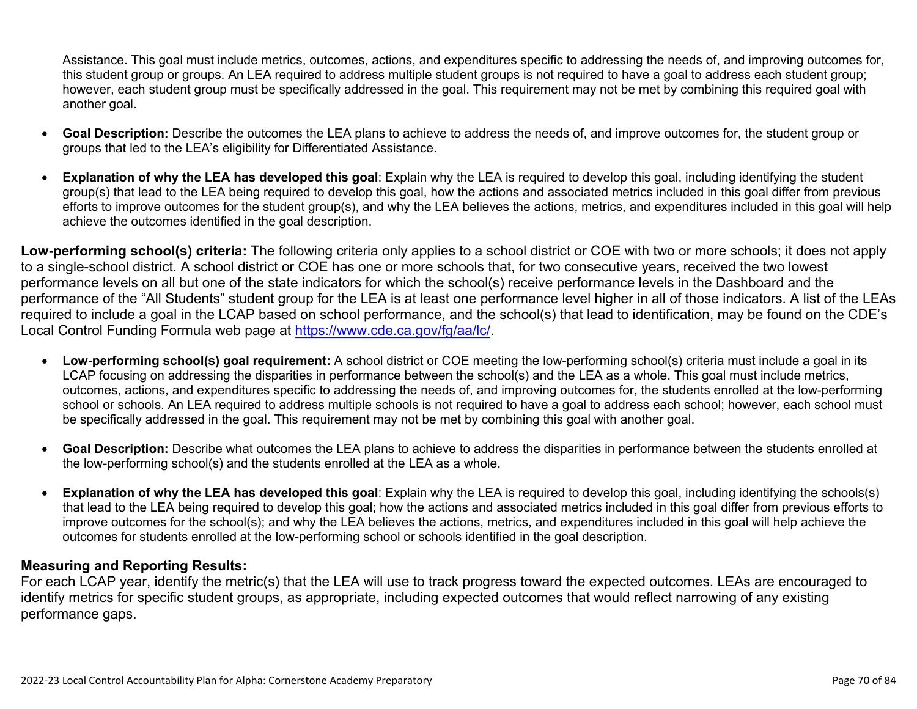Assistance. This goal must include metrics, outcomes, actions, and expenditures specific to addressing the needs of, and improving outcomes for, this student group or groups. An LEA required to address multiple student groups is not required to have a goal to address each student group; however, each student group must be specifically addressed in the goal. This requirement may not be met by combining this required goal with another goal.

- **Goal Description:** Describe the outcomes the LEA plans to achieve to address the needs of, and improve outcomes for, the student group or groups that led to the LEA's eligibility for Differentiated Assistance.
- **Explanation of why the LEA has developed this goal**: Explain why the LEA is required to develop this goal, including identifying the student group(s) that lead to the LEA being required to develop this goal, how the actions and associated metrics included in this goal differ from previous efforts to improve outcomes for the student group(s), and why the LEA believes the actions, metrics, and expenditures included in this goal will help achieve the outcomes identified in the goal description.

**Low-performing school(s) criteria:** The following criteria only applies to a school district or COE with two or more schools; it does not apply to a single-school district. A school district or COE has one or more schools that, for two consecutive years, received the two lowest performance levels on all but one of the state indicators for which the school(s) receive performance levels in the Dashboard and the performance of the "All Students" student group for the LEA is at least one performance level higher in all of those indicators. A list of the LEAs required to include a goal in the LCAP based on school performance, and the school(s) that lead to identification, may be found on the CDE's Local Control Funding Formula web page at [https://www.cde.ca.gov/fg/aa/lc/](https://www.cde.ca.gov/fg/aa/lc/).

- **Low-performing school(s) goal requirement:** A school district or COE meeting the low-performing school(s) criteria must include a goal in its LCAP focusing on addressing the disparities in performance between the school(s) and the LEA as a whole. This goal must include metrics, outcomes, actions, and expenditures specific to addressing the needs of, and improving outcomes for, the students enrolled at the low-performing school or schools. An LEA required to address multiple schools is not required to have a goal to address each school; however, each school must be specifically addressed in the goal. This requirement may not be met by combining this goal with another goal.
- **Goal Description:** Describe what outcomes the LEA plans to achieve to address the disparities in performance between the students enrolled at the low-performing school(s) and the students enrolled at the LEA as a whole.
- **Explanation of why the LEA has developed this goal**: Explain why the LEA is required to develop this goal, including identifying the schools(s) that lead to the LEA being required to develop this goal; how the actions and associated metrics included in this goal differ from previous efforts to improve outcomes for the school(s); and why the LEA believes the actions, metrics, and expenditures included in this goal will help achieve the outcomes for students enrolled at the low-performing school or schools identified in the goal description.

### Measuring and Reporting Results:

For each LCAP year, identify the metric(s) that the LEA will use to track progress toward the expected outcomes. LEAs are encouraged to identify metrics for specific student groups, as appropriate, including expected outcomes that would reflect narrowing of any existing performance gaps.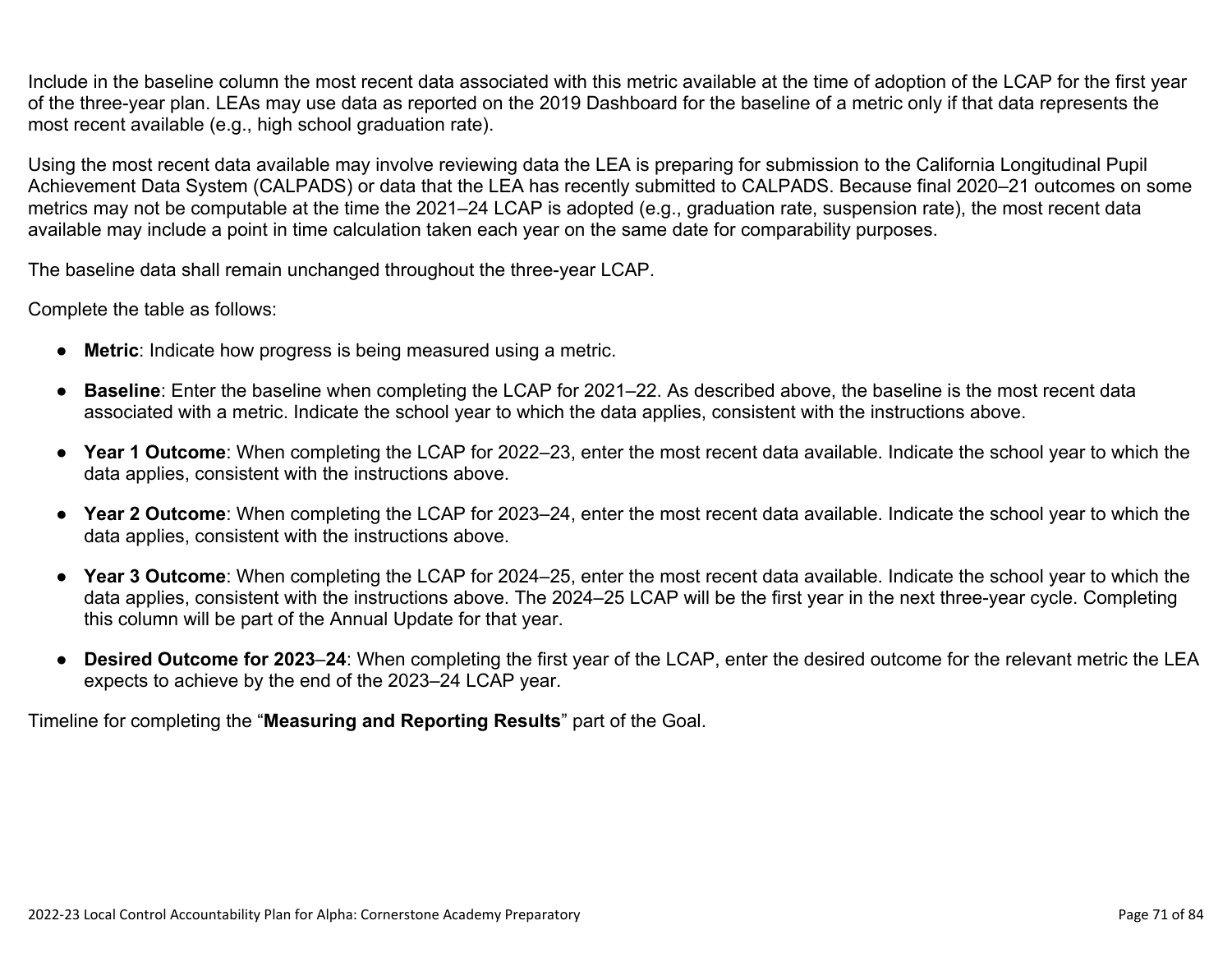Include in the baseline column the most recent data associated with this metric available at the time of adoption of the LCAP for the first year of the three-year plan. LEAs may use data as reported on the 2019 Dashboard for the baseline of a metric only if that data represents the most recent available (e.g., high school graduation rate).

Using the most recent data available may involve reviewing data the LEA is preparing for submission to the California Longitudinal Pupil Achievement Data System (CALPADS) or data that the LEA has recently submitted to CALPADS. Because final 2020–21 outcomes on some metrics may not be computable at the time the 2021–24 LCAP is adopted (e.g., graduation rate, suspension rate), the most recent data available may include a point in time calculation taken each year on the same date for comparability purposes.

The baseline data shall remain unchanged throughout the three-year LCAP.

Complete the table as follows:

- **Metric**: Indicate how progress is being measured using a metric.
- **Baseline**: Enter the baseline when completing the LCAP for 2021–22. As described above, the baseline is the most recent data associated with a metric. Indicate the school year to which the data applies, consistent with the instructions above.
- **Year 1 Outcome**: When completing the LCAP for 2022–23, enter the most recent data available. Indicate the school year to which the data applies, consistent with the instructions above.
- **Year 2 Outcome**: When completing the LCAP for 2023–24, enter the most recent data available. Indicate the school year to which the data applies, consistent with the instructions above.
- **Year 3 Outcome**: When completing the LCAP for 2024–25, enter the most recent data available. Indicate the school year to which the data applies, consistent with the instructions above. The 2024–25 LCAP will be the first year in the next three-year cycle. Completing this column will be part of the Annual Update for that year.
- **Desired Outcome for 2023**–**24**: When completing the first year of the LCAP, enter the desired outcome for the relevant metric the LEA expects to achieve by the end of the 2023–24 LCAP year.

Timeline for completing the "**Measuring and Reporting Results**" part of the Goal.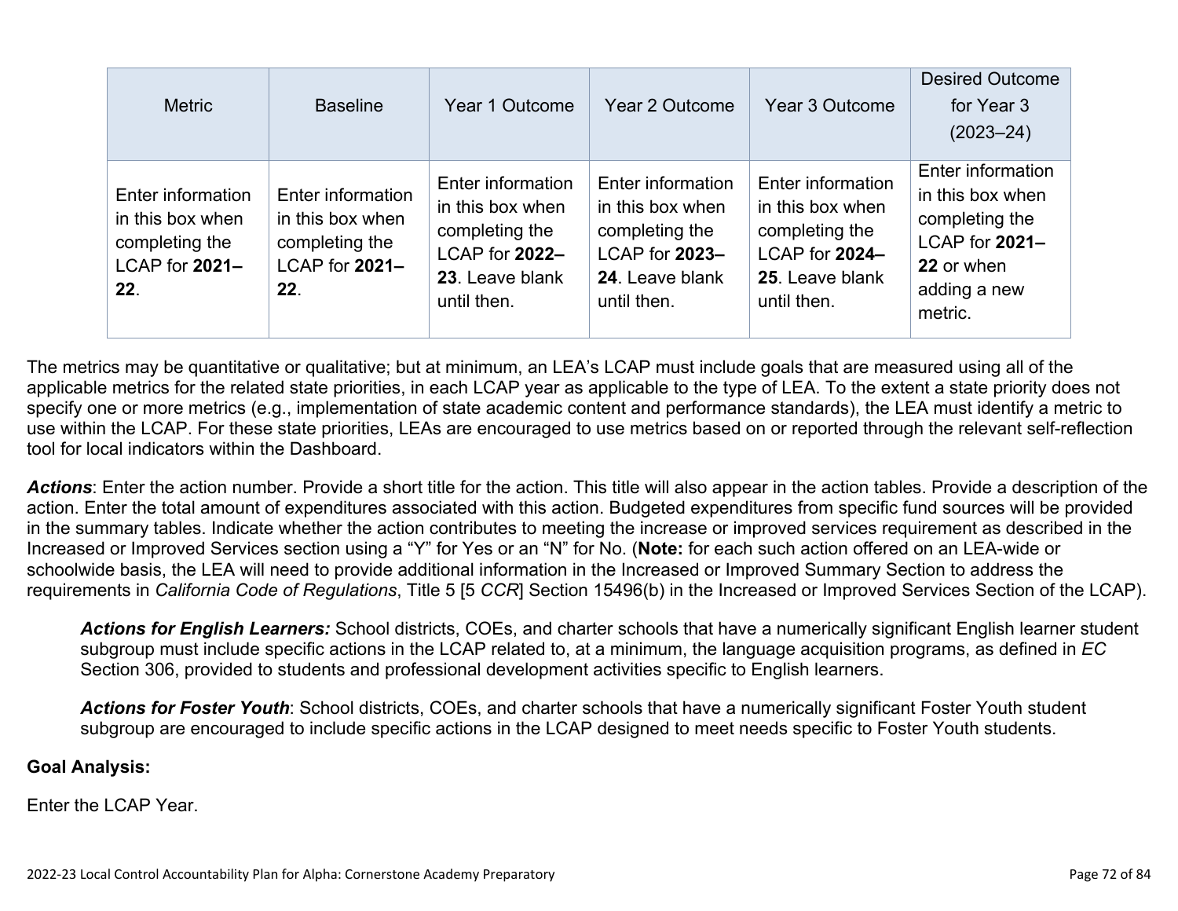| Metric | Baseline | Year 1 Outcome | Year 2 Outcome | Year 3 Outcome | Desired Outcome for Year 3 (2023–24) |
|---|---|---|---|---|---|
| Enter information in this box when completing the LCAP for **2021–22**. | Enter information in this box when completing the LCAP for **2021–22**. | Enter information in this box when completing the LCAP for **2022–23**. Leave blank until then. | Enter information in this box when completing the LCAP for **2023–24**. Leave blank until then. | Enter information in this box when completing the LCAP for **2024–25**. Leave blank until then. | Enter information in this box when completing the LCAP for **2021–22** or when adding a new metric. |

The metrics may be quantitative or qualitative; but at minimum, an LEA's LCAP must include goals that are measured using all of the applicable metrics for the related state priorities, in each LCAP year as applicable to the type of LEA. To the extent a state priority does not specify one or more metrics (e.g., implementation of state academic content and performance standards), the LEA must identify a metric to use within the LCAP. For these state priorities, LEAs are encouraged to use metrics based on or reported through the relevant self-reflection tool for local indicators within the Dashboard.

***Actions***: Enter the action number. Provide a short title for the action. This title will also appear in the action tables. Provide a description of the action. Enter the total amount of expenditures associated with this action. Budgeted expenditures from specific fund sources will be provided in the summary tables. Indicate whether the action contributes to meeting the increase or improved services requirement as described in the Increased or Improved Services section using a "Y" for Yes or an "N" for No. (**Note:** for each such action offered on an LEA-wide or schoolwide basis, the LEA will need to provide additional information in the Increased or Improved Summary Section to address the requirements in *California Code of Regulations*, Title 5 [5 *CCR*] Section 15496(b) in the Increased or Improved Services Section of the LCAP).

> ***Actions for English Learners:*** School districts, COEs, and charter schools that have a numerically significant English learner student subgroup must include specific actions in the LCAP related to, at a minimum, the language acquisition programs, as defined in *EC* Section 306, provided to students and professional development activities specific to English learners.
>
> ***Actions for Foster Youth***: School districts, COEs, and charter schools that have a numerically significant Foster Youth student subgroup are encouraged to include specific actions in the LCAP designed to meet needs specific to Foster Youth students.

**Goal Analysis:**

Enter the LCAP Year.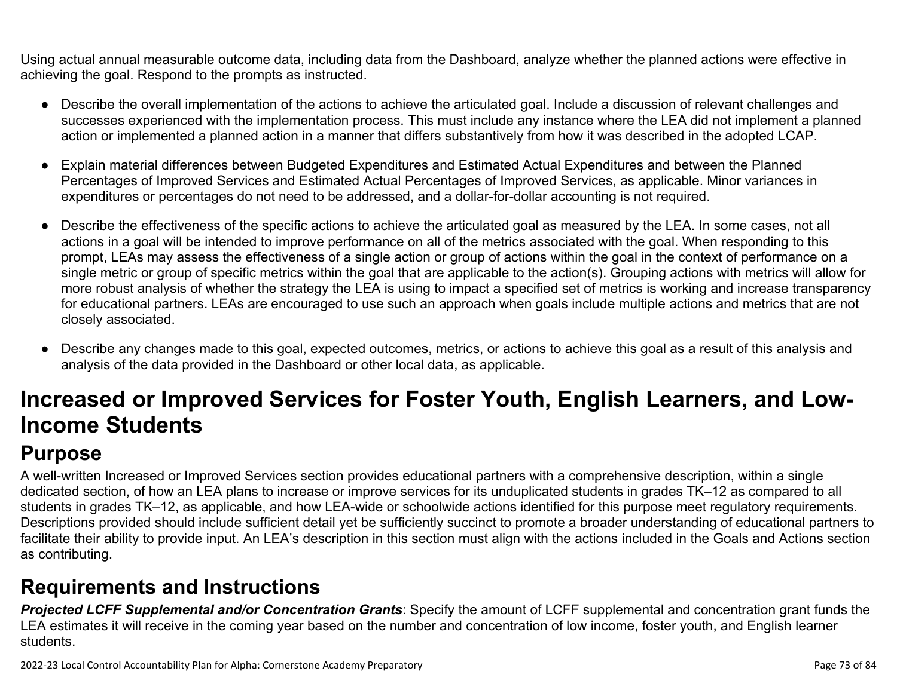Using actual annual measurable outcome data, including data from the Dashboard, analyze whether the planned actions were effective in achieving the goal. Respond to the prompts as instructed.

- Describe the overall implementation of the actions to achieve the articulated goal. Include a discussion of relevant challenges and successes experienced with the implementation process. This must include any instance where the LEA did not implement a planned action or implemented a planned action in a manner that differs substantively from how it was described in the adopted LCAP.
- Explain material differences between Budgeted Expenditures and Estimated Actual Expenditures and between the Planned Percentages of Improved Services and Estimated Actual Percentages of Improved Services, as applicable. Minor variances in expenditures or percentages do not need to be addressed, and a dollar-for-dollar accounting is not required.
- Describe the effectiveness of the specific actions to achieve the articulated goal as measured by the LEA. In some cases, not all actions in a goal will be intended to improve performance on all of the metrics associated with the goal. When responding to this prompt, LEAs may assess the effectiveness of a single action or group of actions within the goal in the context of performance on a single metric or group of specific metrics within the goal that are applicable to the action(s). Grouping actions with metrics will allow for more robust analysis of whether the strategy the LEA is using to impact a specified set of metrics is working and increase transparency for educational partners. LEAs are encouraged to use such an approach when goals include multiple actions and metrics that are not closely associated.
- Describe any changes made to this goal, expected outcomes, metrics, or actions to achieve this goal as a result of this analysis and analysis of the data provided in the Dashboard or other local data, as applicable.

# Increased or Improved Services for Foster Youth, English Learners, and Low-Income Students

## Purpose

A well-written Increased or Improved Services section provides educational partners with a comprehensive description, within a single dedicated section, of how an LEA plans to increase or improve services for its unduplicated students in grades TK–12 as compared to all students in grades TK–12, as applicable, and how LEA-wide or schoolwide actions identified for this purpose meet regulatory requirements. Descriptions provided should include sufficient detail yet be sufficiently succinct to promote a broader understanding of educational partners to facilitate their ability to provide input. An LEA's description in this section must align with the actions included in the Goals and Actions section as contributing.

## Requirements and Instructions

***Projected LCFF Supplemental and/or Concentration Grants***: Specify the amount of LCFF supplemental and concentration grant funds the LEA estimates it will receive in the coming year based on the number and concentration of low income, foster youth, and English learner students.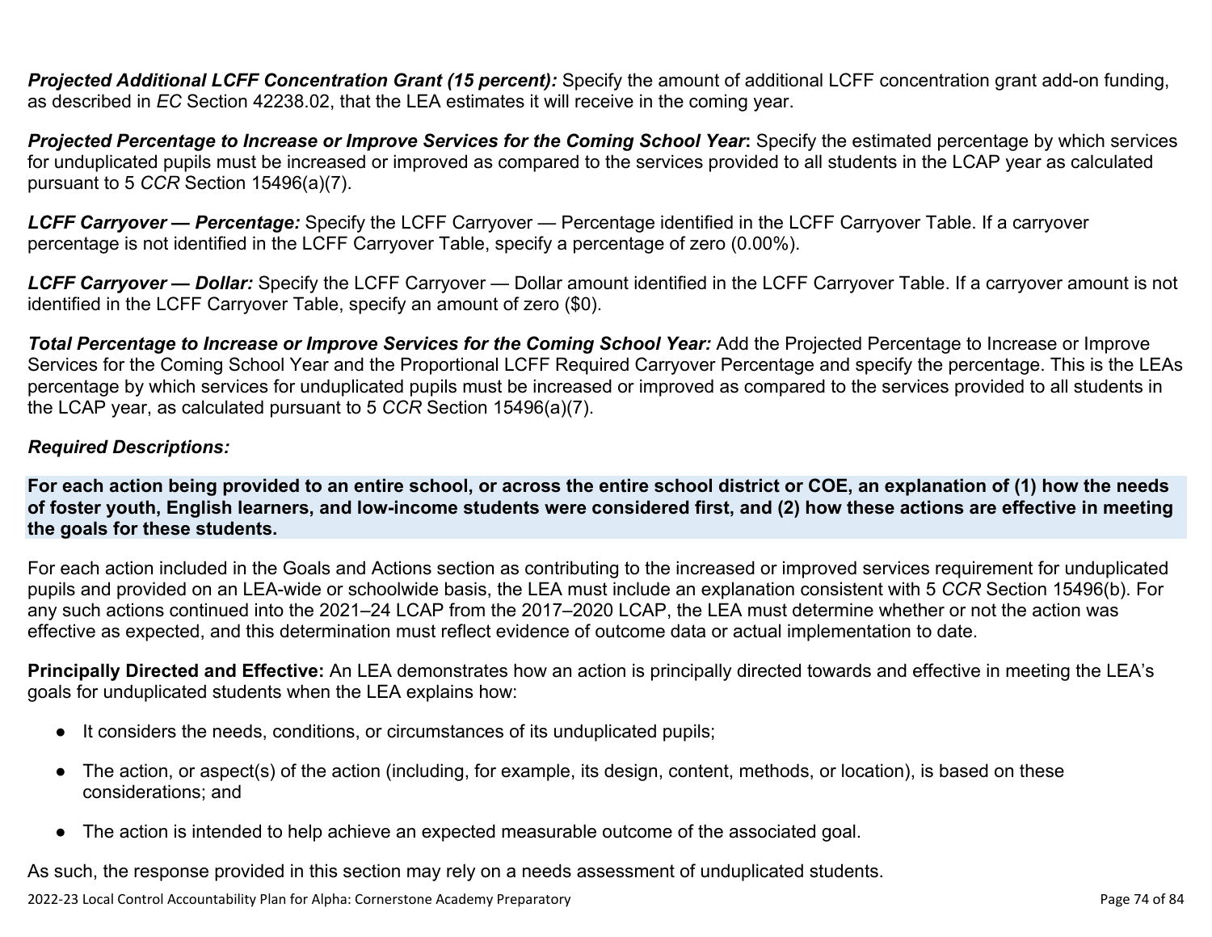***Projected Additional LCFF Concentration Grant (15 percent):*** Specify the amount of additional LCFF concentration grant add-on funding, as described in *EC* Section 42238.02, that the LEA estimates it will receive in the coming year.

***Projected Percentage to Increase or Improve Services for the Coming School Year*:** Specify the estimated percentage by which services for unduplicated pupils must be increased or improved as compared to the services provided to all students in the LCAP year as calculated pursuant to 5 *CCR* Section 15496(a)(7).

***LCFF Carryover — Percentage:*** Specify the LCFF Carryover — Percentage identified in the LCFF Carryover Table. If a carryover percentage is not identified in the LCFF Carryover Table, specify a percentage of zero (0.00%).

***LCFF Carryover — Dollar:*** Specify the LCFF Carryover — Dollar amount identified in the LCFF Carryover Table. If a carryover amount is not identified in the LCFF Carryover Table, specify an amount of zero ($0).

***Total Percentage to Increase or Improve Services for the Coming School Year:*** Add the Projected Percentage to Increase or Improve Services for the Coming School Year and the Proportional LCFF Required Carryover Percentage and specify the percentage. This is the LEAs percentage by which services for unduplicated pupils must be increased or improved as compared to the services provided to all students in the LCAP year, as calculated pursuant to 5 *CCR* Section 15496(a)(7).

***Required Descriptions:***

**For each action being provided to an entire school, or across the entire school district or COE, an explanation of (1) how the needs of foster youth, English learners, and low-income students were considered first, and (2) how these actions are effective in meeting the goals for these students.**

For each action included in the Goals and Actions section as contributing to the increased or improved services requirement for unduplicated pupils and provided on an LEA-wide or schoolwide basis, the LEA must include an explanation consistent with 5 *CCR* Section 15496(b). For any such actions continued into the 2021–24 LCAP from the 2017–2020 LCAP, the LEA must determine whether or not the action was effective as expected, and this determination must reflect evidence of outcome data or actual implementation to date.

**Principally Directed and Effective:** An LEA demonstrates how an action is principally directed towards and effective in meeting the LEA's goals for unduplicated students when the LEA explains how:

- It considers the needs, conditions, or circumstances of its unduplicated pupils;
- The action, or aspect(s) of the action (including, for example, its design, content, methods, or location), is based on these considerations; and
- The action is intended to help achieve an expected measurable outcome of the associated goal.

As such, the response provided in this section may rely on a needs assessment of unduplicated students.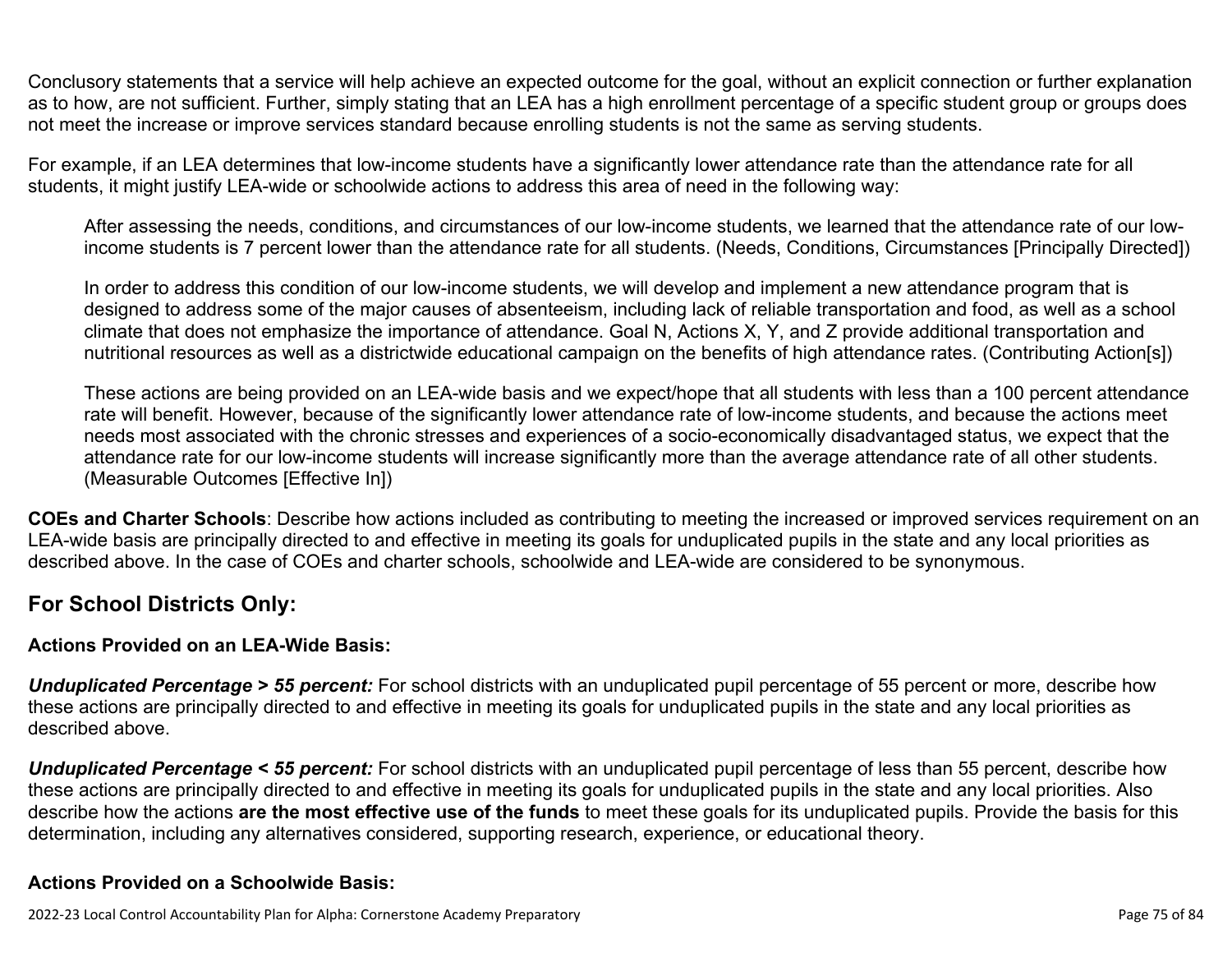Conclusory statements that a service will help achieve an expected outcome for the goal, without an explicit connection or further explanation as to how, are not sufficient. Further, simply stating that an LEA has a high enrollment percentage of a specific student group or groups does not meet the increase or improve services standard because enrolling students is not the same as serving students.

For example, if an LEA determines that low-income students have a significantly lower attendance rate than the attendance rate for all students, it might justify LEA-wide or schoolwide actions to address this area of need in the following way:

> After assessing the needs, conditions, and circumstances of our low-income students, we learned that the attendance rate of our low-income students is 7 percent lower than the attendance rate for all students. (Needs, Conditions, Circumstances [Principally Directed])
>
> In order to address this condition of our low-income students, we will develop and implement a new attendance program that is designed to address some of the major causes of absenteeism, including lack of reliable transportation and food, as well as a school climate that does not emphasize the importance of attendance. Goal N, Actions X, Y, and Z provide additional transportation and nutritional resources as well as a districtwide educational campaign on the benefits of high attendance rates. (Contributing Action[s])
>
> These actions are being provided on an LEA-wide basis and we expect/hope that all students with less than a 100 percent attendance rate will benefit. However, because of the significantly lower attendance rate of low-income students, and because the actions meet needs most associated with the chronic stresses and experiences of a socio-economically disadvantaged status, we expect that the attendance rate for our low-income students will increase significantly more than the average attendance rate of all other students. (Measurable Outcomes [Effective In])

**COEs and Charter Schools**: Describe how actions included as contributing to meeting the increased or improved services requirement on an LEA-wide basis are principally directed to and effective in meeting its goals for unduplicated pupils in the state and any local priorities as described above. In the case of COEs and charter schools, schoolwide and LEA-wide are considered to be synonymous.

## For School Districts Only:

### Actions Provided on an LEA-Wide Basis:

***Unduplicated Percentage > 55 percent:*** For school districts with an unduplicated pupil percentage of 55 percent or more, describe how these actions are principally directed to and effective in meeting its goals for unduplicated pupils in the state and any local priorities as described above.

***Unduplicated Percentage < 55 percent:*** For school districts with an unduplicated pupil percentage of less than 55 percent, describe how these actions are principally directed to and effective in meeting its goals for unduplicated pupils in the state and any local priorities. Also describe how the actions **are the most effective use of the funds** to meet these goals for its unduplicated pupils. Provide the basis for this determination, including any alternatives considered, supporting research, experience, or educational theory.

### Actions Provided on a Schoolwide Basis: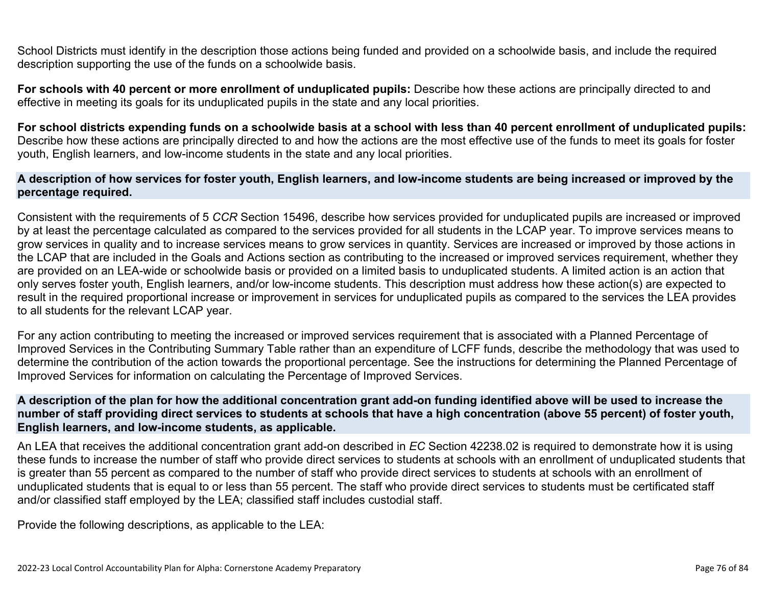School Districts must identify in the description those actions being funded and provided on a schoolwide basis, and include the required description supporting the use of the funds on a schoolwide basis.

**For schools with 40 percent or more enrollment of unduplicated pupils:** Describe how these actions are principally directed to and effective in meeting its goals for its unduplicated pupils in the state and any local priorities.

**For school districts expending funds on a schoolwide basis at a school with less than 40 percent enrollment of unduplicated pupils:** Describe how these actions are principally directed to and how the actions are the most effective use of the funds to meet its goals for foster youth, English learners, and low-income students in the state and any local priorities.

### A description of how services for foster youth, English learners, and low-income students are being increased or improved by the percentage required.

Consistent with the requirements of 5 *CCR* Section 15496, describe how services provided for unduplicated pupils are increased or improved by at least the percentage calculated as compared to the services provided for all students in the LCAP year. To improve services means to grow services in quality and to increase services means to grow services in quantity. Services are increased or improved by those actions in the LCAP that are included in the Goals and Actions section as contributing to the increased or improved services requirement, whether they are provided on an LEA-wide or schoolwide basis or provided on a limited basis to unduplicated students. A limited action is an action that only serves foster youth, English learners, and/or low-income students. This description must address how these action(s) are expected to result in the required proportional increase or improvement in services for unduplicated pupils as compared to the services the LEA provides to all students for the relevant LCAP year.

For any action contributing to meeting the increased or improved services requirement that is associated with a Planned Percentage of Improved Services in the Contributing Summary Table rather than an expenditure of LCFF funds, describe the methodology that was used to determine the contribution of the action towards the proportional percentage. See the instructions for determining the Planned Percentage of Improved Services for information on calculating the Percentage of Improved Services.

### A description of the plan for how the additional concentration grant add-on funding identified above will be used to increase the number of staff providing direct services to students at schools that have a high concentration (above 55 percent) of foster youth, English learners, and low-income students, as applicable.

An LEA that receives the additional concentration grant add-on described in *EC* Section 42238.02 is required to demonstrate how it is using these funds to increase the number of staff who provide direct services to students at schools with an enrollment of unduplicated students that is greater than 55 percent as compared to the number of staff who provide direct services to students at schools with an enrollment of unduplicated students that is equal to or less than 55 percent. The staff who provide direct services to students must be certificated staff and/or classified staff employed by the LEA; classified staff includes custodial staff.

Provide the following descriptions, as applicable to the LEA: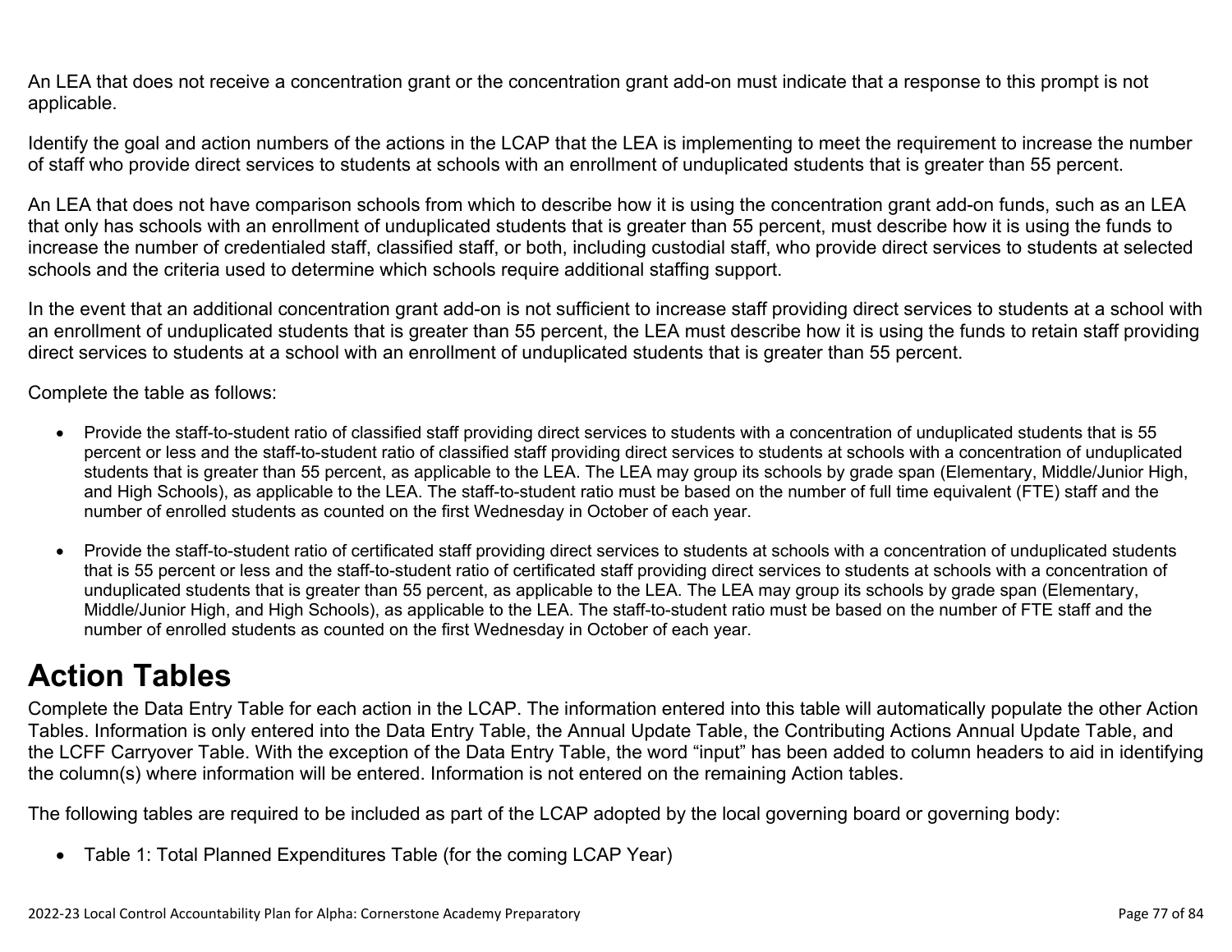An LEA that does not receive a concentration grant or the concentration grant add-on must indicate that a response to this prompt is not applicable.

Identify the goal and action numbers of the actions in the LCAP that the LEA is implementing to meet the requirement to increase the number of staff who provide direct services to students at schools with an enrollment of unduplicated students that is greater than 55 percent.

An LEA that does not have comparison schools from which to describe how it is using the concentration grant add-on funds, such as an LEA that only has schools with an enrollment of unduplicated students that is greater than 55 percent, must describe how it is using the funds to increase the number of credentialed staff, classified staff, or both, including custodial staff, who provide direct services to students at selected schools and the criteria used to determine which schools require additional staffing support.

In the event that an additional concentration grant add-on is not sufficient to increase staff providing direct services to students at a school with an enrollment of unduplicated students that is greater than 55 percent, the LEA must describe how it is using the funds to retain staff providing direct services to students at a school with an enrollment of unduplicated students that is greater than 55 percent.

Complete the table as follows:

- Provide the staff-to-student ratio of classified staff providing direct services to students with a concentration of unduplicated students that is 55 percent or less and the staff-to-student ratio of classified staff providing direct services to students at schools with a concentration of unduplicated students that is greater than 55 percent, as applicable to the LEA. The LEA may group its schools by grade span (Elementary, Middle/Junior High, and High Schools), as applicable to the LEA. The staff-to-student ratio must be based on the number of full time equivalent (FTE) staff and the number of enrolled students as counted on the first Wednesday in October of each year.

- Provide the staff-to-student ratio of certificated staff providing direct services to students at schools with a concentration of unduplicated students that is 55 percent or less and the staff-to-student ratio of certificated staff providing direct services to students at schools with a concentration of unduplicated students that is greater than 55 percent, as applicable to the LEA. The LEA may group its schools by grade span (Elementary, Middle/Junior High, and High Schools), as applicable to the LEA. The staff-to-student ratio must be based on the number of FTE staff and the number of enrolled students as counted on the first Wednesday in October of each year.

# Action Tables

Complete the Data Entry Table for each action in the LCAP. The information entered into this table will automatically populate the other Action Tables. Information is only entered into the Data Entry Table, the Annual Update Table, the Contributing Actions Annual Update Table, and the LCFF Carryover Table. With the exception of the Data Entry Table, the word "input" has been added to column headers to aid in identifying the column(s) where information will be entered. Information is not entered on the remaining Action tables.

The following tables are required to be included as part of the LCAP adopted by the local governing board or governing body:

- Table 1: Total Planned Expenditures Table (for the coming LCAP Year)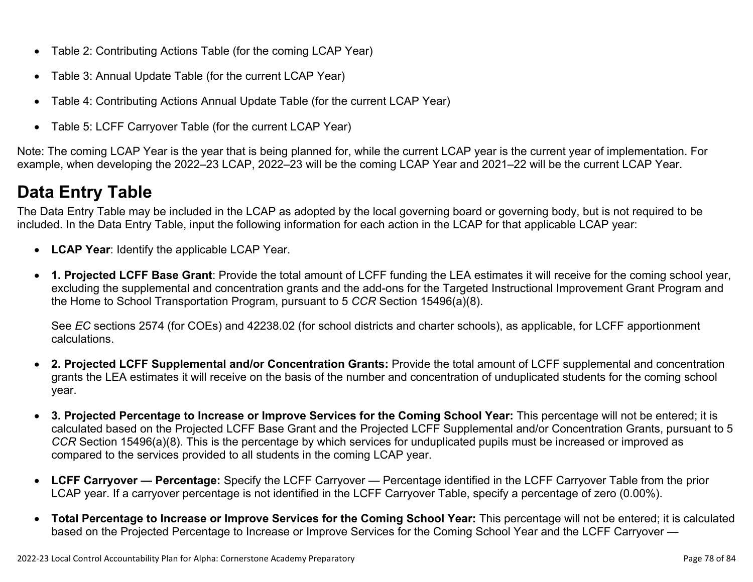- Table 2: Contributing Actions Table (for the coming LCAP Year)
- Table 3: Annual Update Table (for the current LCAP Year)
- Table 4: Contributing Actions Annual Update Table (for the current LCAP Year)
- Table 5: LCFF Carryover Table (for the current LCAP Year)

Note: The coming LCAP Year is the year that is being planned for, while the current LCAP year is the current year of implementation. For example, when developing the 2022–23 LCAP, 2022–23 will be the coming LCAP Year and 2021–22 will be the current LCAP Year.

# Data Entry Table

The Data Entry Table may be included in the LCAP as adopted by the local governing board or governing body, but is not required to be included. In the Data Entry Table, input the following information for each action in the LCAP for that applicable LCAP year:

- **LCAP Year**: Identify the applicable LCAP Year.
- **1. Projected LCFF Base Grant**: Provide the total amount of LCFF funding the LEA estimates it will receive for the coming school year, excluding the supplemental and concentration grants and the add-ons for the Targeted Instructional Improvement Grant Program and the Home to School Transportation Program, pursuant to 5 *CCR* Section 15496(a)(8).

  See *EC* sections 2574 (for COEs) and 42238.02 (for school districts and charter schools), as applicable, for LCFF apportionment calculations.

- **2. Projected LCFF Supplemental and/or Concentration Grants:** Provide the total amount of LCFF supplemental and concentration grants the LEA estimates it will receive on the basis of the number and concentration of unduplicated students for the coming school year.
- **3. Projected Percentage to Increase or Improve Services for the Coming School Year:** This percentage will not be entered; it is calculated based on the Projected LCFF Base Grant and the Projected LCFF Supplemental and/or Concentration Grants, pursuant to 5 *CCR* Section 15496(a)(8). This is the percentage by which services for unduplicated pupils must be increased or improved as compared to the services provided to all students in the coming LCAP year.
- **LCFF Carryover — Percentage:** Specify the LCFF Carryover — Percentage identified in the LCFF Carryover Table from the prior LCAP year. If a carryover percentage is not identified in the LCFF Carryover Table, specify a percentage of zero (0.00%).
- **Total Percentage to Increase or Improve Services for the Coming School Year:** This percentage will not be entered; it is calculated based on the Projected Percentage to Increase or Improve Services for the Coming School Year and the LCFF Carryover —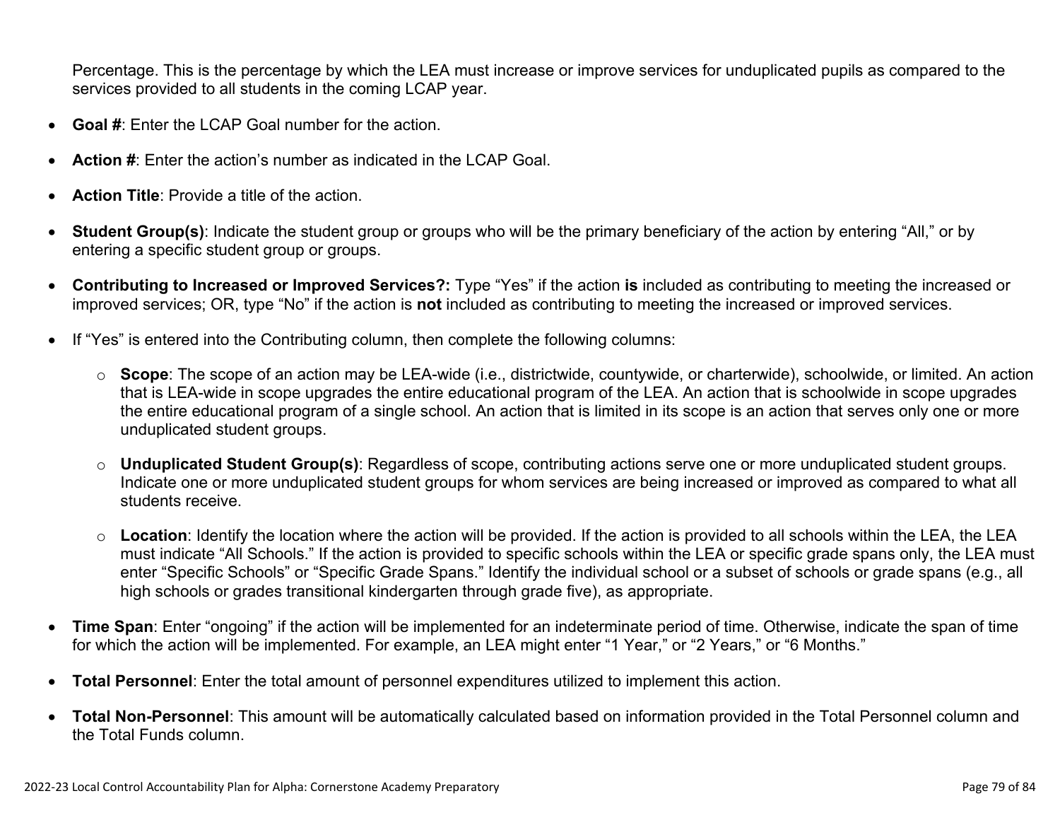Percentage. This is the percentage by which the LEA must increase or improve services for unduplicated pupils as compared to the services provided to all students in the coming LCAP year.

- **Goal #**: Enter the LCAP Goal number for the action.
- **Action #**: Enter the action's number as indicated in the LCAP Goal.
- **Action Title**: Provide a title of the action.
- **Student Group(s)**: Indicate the student group or groups who will be the primary beneficiary of the action by entering "All," or by entering a specific student group or groups.
- **Contributing to Increased or Improved Services?:** Type "Yes" if the action **is** included as contributing to meeting the increased or improved services; OR, type "No" if the action is **not** included as contributing to meeting the increased or improved services.
- If "Yes" is entered into the Contributing column, then complete the following columns:
  - **Scope**: The scope of an action may be LEA-wide (i.e., districtwide, countywide, or charterwide), schoolwide, or limited. An action that is LEA-wide in scope upgrades the entire educational program of the LEA. An action that is schoolwide in scope upgrades the entire educational program of a single school. An action that is limited in its scope is an action that serves only one or more unduplicated student groups.
  - **Unduplicated Student Group(s)**: Regardless of scope, contributing actions serve one or more unduplicated student groups. Indicate one or more unduplicated student groups for whom services are being increased or improved as compared to what all students receive.
  - **Location**: Identify the location where the action will be provided. If the action is provided to all schools within the LEA, the LEA must indicate "All Schools." If the action is provided to specific schools within the LEA or specific grade spans only, the LEA must enter "Specific Schools" or "Specific Grade Spans." Identify the individual school or a subset of schools or grade spans (e.g., all high schools or grades transitional kindergarten through grade five), as appropriate.
- **Time Span**: Enter "ongoing" if the action will be implemented for an indeterminate period of time. Otherwise, indicate the span of time for which the action will be implemented. For example, an LEA might enter "1 Year," or "2 Years," or "6 Months."
- **Total Personnel**: Enter the total amount of personnel expenditures utilized to implement this action.
- **Total Non-Personnel**: This amount will be automatically calculated based on information provided in the Total Personnel column and the Total Funds column.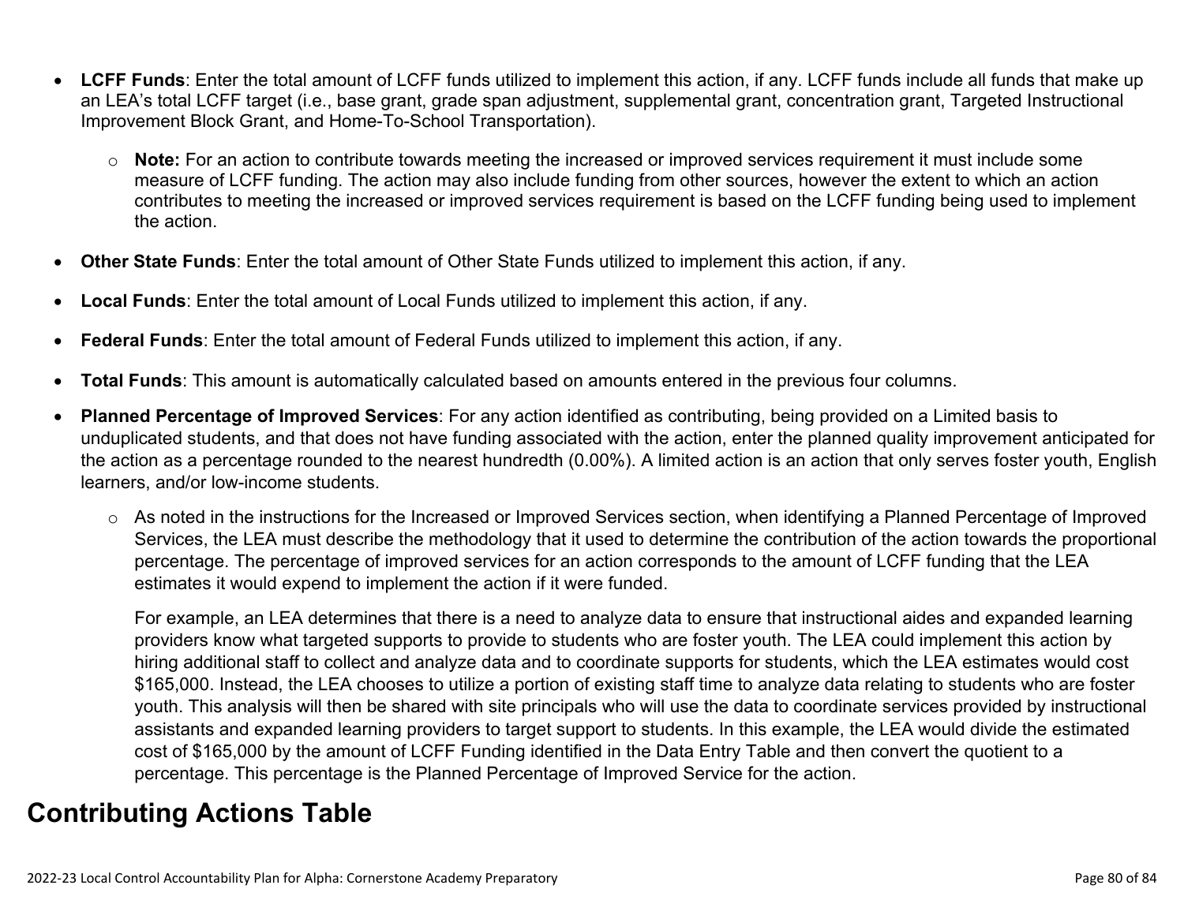- **LCFF Funds**: Enter the total amount of LCFF funds utilized to implement this action, if any. LCFF funds include all funds that make up an LEA's total LCFF target (i.e., base grant, grade span adjustment, supplemental grant, concentration grant, Targeted Instructional Improvement Block Grant, and Home-To-School Transportation).
  - **Note:** For an action to contribute towards meeting the increased or improved services requirement it must include some measure of LCFF funding. The action may also include funding from other sources, however the extent to which an action contributes to meeting the increased or improved services requirement is based on the LCFF funding being used to implement the action.
- **Other State Funds**: Enter the total amount of Other State Funds utilized to implement this action, if any.
- **Local Funds**: Enter the total amount of Local Funds utilized to implement this action, if any.
- **Federal Funds**: Enter the total amount of Federal Funds utilized to implement this action, if any.
- **Total Funds**: This amount is automatically calculated based on amounts entered in the previous four columns.
- **Planned Percentage of Improved Services**: For any action identified as contributing, being provided on a Limited basis to unduplicated students, and that does not have funding associated with the action, enter the planned quality improvement anticipated for the action as a percentage rounded to the nearest hundredth (0.00%). A limited action is an action that only serves foster youth, English learners, and/or low-income students.
  - As noted in the instructions for the Increased or Improved Services section, when identifying a Planned Percentage of Improved Services, the LEA must describe the methodology that it used to determine the contribution of the action towards the proportional percentage. The percentage of improved services for an action corresponds to the amount of LCFF funding that the LEA estimates it would expend to implement the action if it were funded.

    For example, an LEA determines that there is a need to analyze data to ensure that instructional aides and expanded learning providers know what targeted supports to provide to students who are foster youth. The LEA could implement this action by hiring additional staff to collect and analyze data and to coordinate supports for students, which the LEA estimates would cost $165,000. Instead, the LEA chooses to utilize a portion of existing staff time to analyze data relating to students who are foster youth. This analysis will then be shared with site principals who will use the data to coordinate services provided by instructional assistants and expanded learning providers to target support to students. In this example, the LEA would divide the estimated cost of $165,000 by the amount of LCFF Funding identified in the Data Entry Table and then convert the quotient to a percentage. This percentage is the Planned Percentage of Improved Service for the action.

# Contributing Actions Table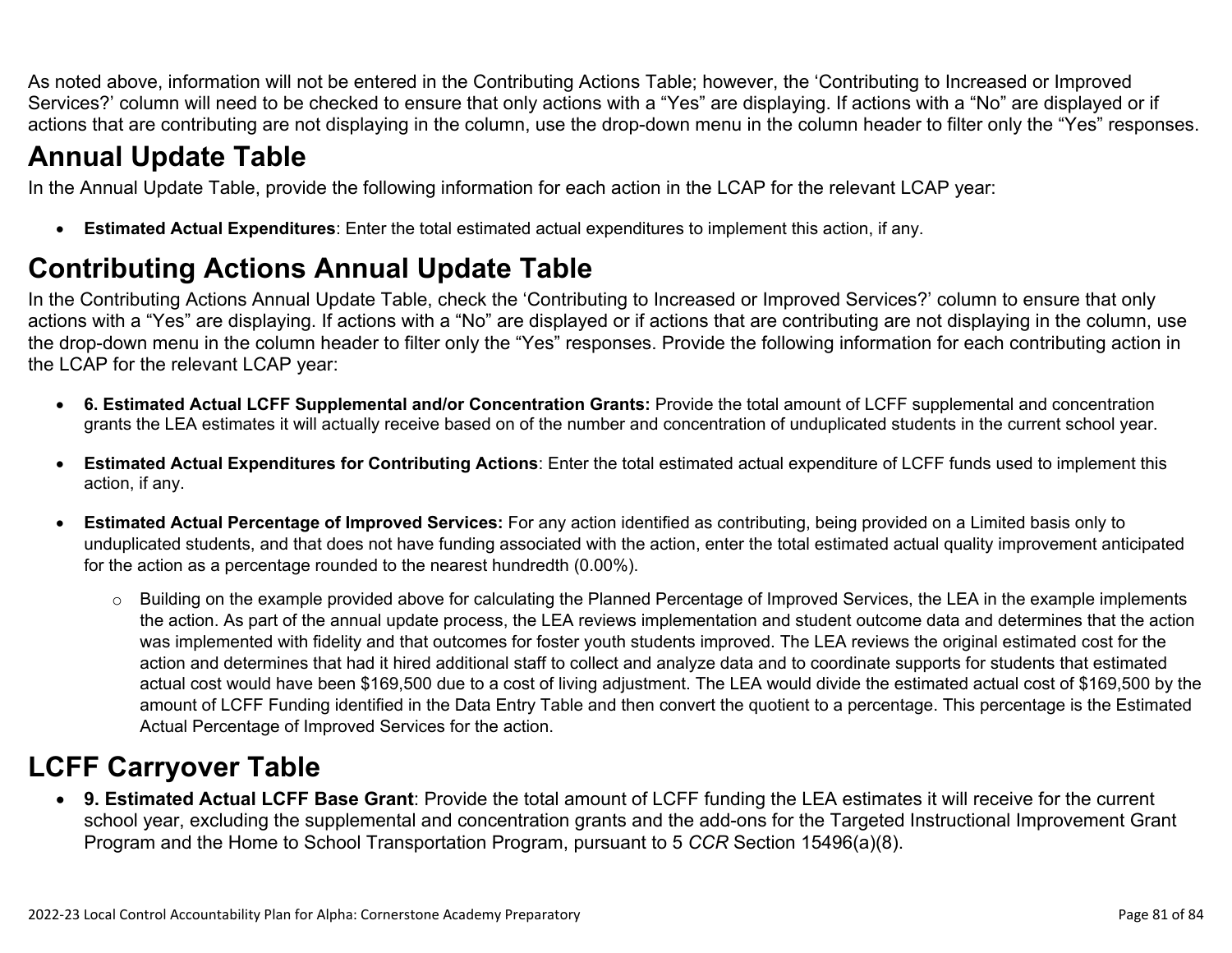As noted above, information will not be entered in the Contributing Actions Table; however, the 'Contributing to Increased or Improved Services?' column will need to be checked to ensure that only actions with a "Yes" are displaying. If actions with a "No" are displayed or if actions that are contributing are not displaying in the column, use the drop-down menu in the column header to filter only the "Yes" responses.

# Annual Update Table

In the Annual Update Table, provide the following information for each action in the LCAP for the relevant LCAP year:

- **Estimated Actual Expenditures**: Enter the total estimated actual expenditures to implement this action, if any.

# Contributing Actions Annual Update Table

In the Contributing Actions Annual Update Table, check the 'Contributing to Increased or Improved Services?' column to ensure that only actions with a "Yes" are displaying. If actions with a "No" are displayed or if actions that are contributing are not displaying in the column, use the drop-down menu in the column header to filter only the "Yes" responses. Provide the following information for each contributing action in the LCAP for the relevant LCAP year:

- **6. Estimated Actual LCFF Supplemental and/or Concentration Grants:** Provide the total amount of LCFF supplemental and concentration grants the LEA estimates it will actually receive based on of the number and concentration of unduplicated students in the current school year.

- **Estimated Actual Expenditures for Contributing Actions**: Enter the total estimated actual expenditure of LCFF funds used to implement this action, if any.

- **Estimated Actual Percentage of Improved Services:** For any action identified as contributing, being provided on a Limited basis only to unduplicated students, and that does not have funding associated with the action, enter the total estimated actual quality improvement anticipated for the action as a percentage rounded to the nearest hundredth (0.00%).

  - Building on the example provided above for calculating the Planned Percentage of Improved Services, the LEA in the example implements the action. As part of the annual update process, the LEA reviews implementation and student outcome data and determines that the action was implemented with fidelity and that outcomes for foster youth students improved. The LEA reviews the original estimated cost for the action and determines that had it hired additional staff to collect and analyze data and to coordinate supports for students that estimated actual cost would have been $169,500 due to a cost of living adjustment. The LEA would divide the estimated actual cost of $169,500 by the amount of LCFF Funding identified in the Data Entry Table and then convert the quotient to a percentage. This percentage is the Estimated Actual Percentage of Improved Services for the action.

# LCFF Carryover Table

- **9. Estimated Actual LCFF Base Grant**: Provide the total amount of LCFF funding the LEA estimates it will receive for the current school year, excluding the supplemental and concentration grants and the add-ons for the Targeted Instructional Improvement Grant Program and the Home to School Transportation Program, pursuant to 5 *CCR* Section 15496(a)(8).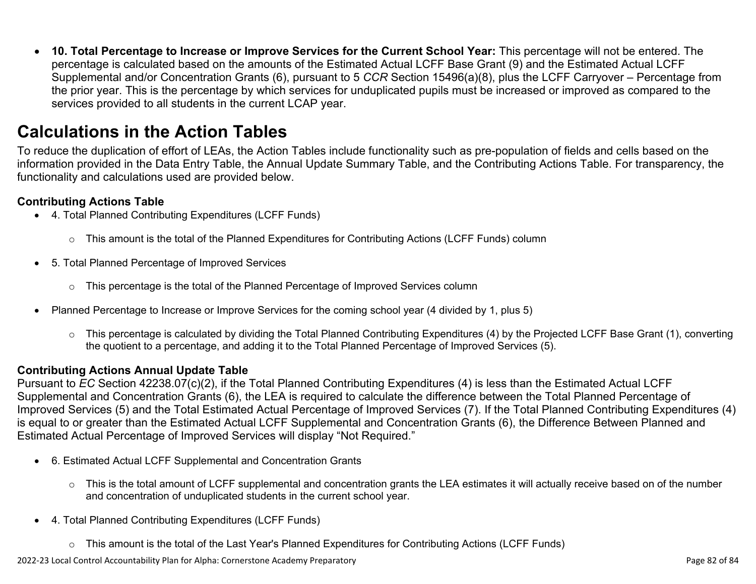- **10. Total Percentage to Increase or Improve Services for the Current School Year:** This percentage will not be entered. The percentage is calculated based on the amounts of the Estimated Actual LCFF Base Grant (9) and the Estimated Actual LCFF Supplemental and/or Concentration Grants (6), pursuant to 5 *CCR* Section 15496(a)(8), plus the LCFF Carryover – Percentage from the prior year. This is the percentage by which services for unduplicated pupils must be increased or improved as compared to the services provided to all students in the current LCAP year.

# Calculations in the Action Tables

To reduce the duplication of effort of LEAs, the Action Tables include functionality such as pre-population of fields and cells based on the information provided in the Data Entry Table, the Annual Update Summary Table, and the Contributing Actions Table. For transparency, the functionality and calculations used are provided below.

### Contributing Actions Table

- 4. Total Planned Contributing Expenditures (LCFF Funds)
  - This amount is the total of the Planned Expenditures for Contributing Actions (LCFF Funds) column
- 5. Total Planned Percentage of Improved Services
  - This percentage is the total of the Planned Percentage of Improved Services column
- Planned Percentage to Increase or Improve Services for the coming school year (4 divided by 1, plus 5)
  - This percentage is calculated by dividing the Total Planned Contributing Expenditures (4) by the Projected LCFF Base Grant (1), converting the quotient to a percentage, and adding it to the Total Planned Percentage of Improved Services (5).

### Contributing Actions Annual Update Table

Pursuant to *EC* Section 42238.07(c)(2), if the Total Planned Contributing Expenditures (4) is less than the Estimated Actual LCFF Supplemental and Concentration Grants (6), the LEA is required to calculate the difference between the Total Planned Percentage of Improved Services (5) and the Total Estimated Actual Percentage of Improved Services (7). If the Total Planned Contributing Expenditures (4) is equal to or greater than the Estimated Actual LCFF Supplemental and Concentration Grants (6), the Difference Between Planned and Estimated Actual Percentage of Improved Services will display "Not Required."

- 6. Estimated Actual LCFF Supplemental and Concentration Grants
  - This is the total amount of LCFF supplemental and concentration grants the LEA estimates it will actually receive based on of the number and concentration of unduplicated students in the current school year.
- 4. Total Planned Contributing Expenditures (LCFF Funds)
  - This amount is the total of the Last Year's Planned Expenditures for Contributing Actions (LCFF Funds)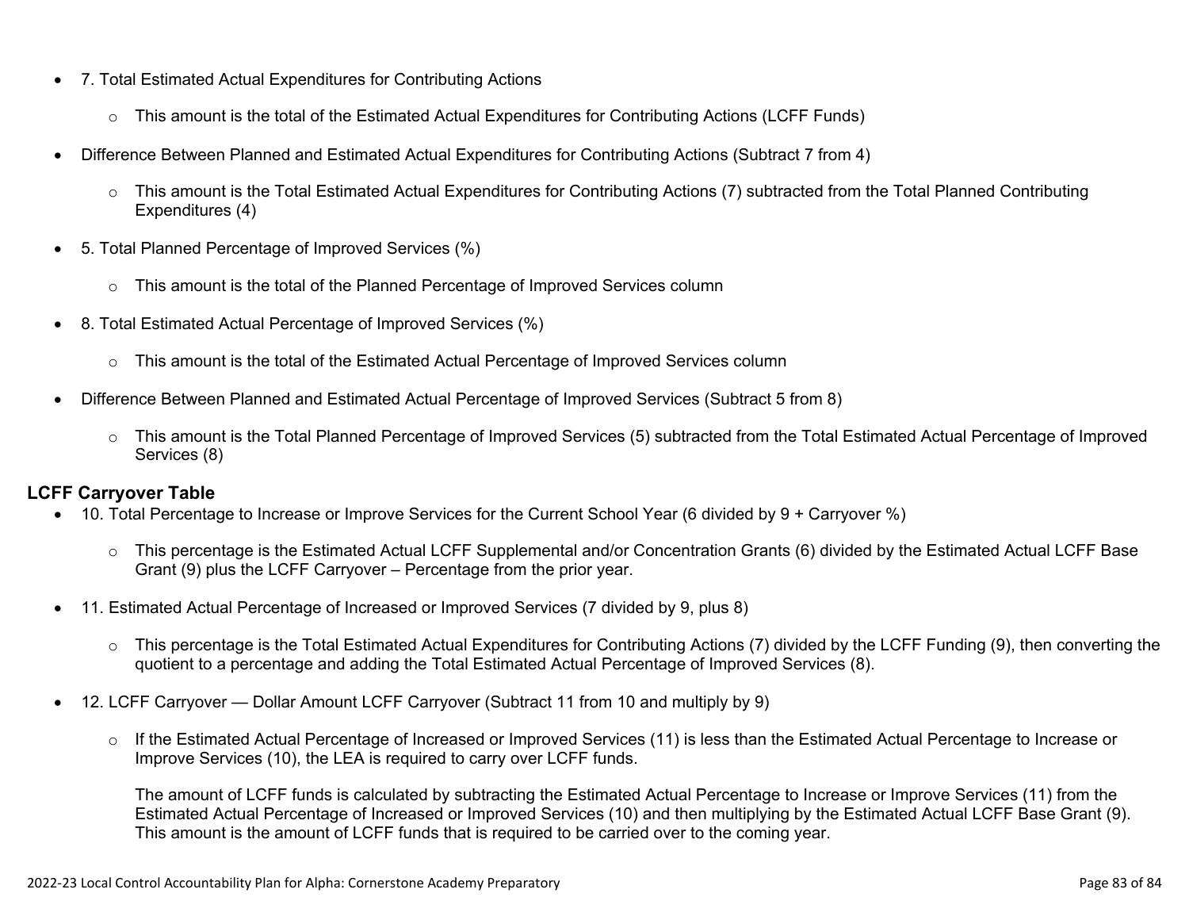- 7. Total Estimated Actual Expenditures for Contributing Actions
  - This amount is the total of the Estimated Actual Expenditures for Contributing Actions (LCFF Funds)
- Difference Between Planned and Estimated Actual Expenditures for Contributing Actions (Subtract 7 from 4)
  - This amount is the Total Estimated Actual Expenditures for Contributing Actions (7) subtracted from the Total Planned Contributing Expenditures (4)
- 5. Total Planned Percentage of Improved Services (%)
  - This amount is the total of the Planned Percentage of Improved Services column
- 8. Total Estimated Actual Percentage of Improved Services (%)
  - This amount is the total of the Estimated Actual Percentage of Improved Services column
- Difference Between Planned and Estimated Actual Percentage of Improved Services (Subtract 5 from 8)
  - This amount is the Total Planned Percentage of Improved Services (5) subtracted from the Total Estimated Actual Percentage of Improved Services (8)

**LCFF Carryover Table**

- 10. Total Percentage to Increase or Improve Services for the Current School Year (6 divided by 9 + Carryover %)
  - This percentage is the Estimated Actual LCFF Supplemental and/or Concentration Grants (6) divided by the Estimated Actual LCFF Base Grant (9) plus the LCFF Carryover – Percentage from the prior year.
- 11. Estimated Actual Percentage of Increased or Improved Services (7 divided by 9, plus 8)
  - This percentage is the Total Estimated Actual Expenditures for Contributing Actions (7) divided by the LCFF Funding (9), then converting the quotient to a percentage and adding the Total Estimated Actual Percentage of Improved Services (8).
- 12. LCFF Carryover — Dollar Amount LCFF Carryover (Subtract 11 from 10 and multiply by 9)
  - If the Estimated Actual Percentage of Increased or Improved Services (11) is less than the Estimated Actual Percentage to Increase or Improve Services (10), the LEA is required to carry over LCFF funds.

    The amount of LCFF funds is calculated by subtracting the Estimated Actual Percentage to Increase or Improve Services (11) from the Estimated Actual Percentage of Increased or Improved Services (10) and then multiplying by the Estimated Actual LCFF Base Grant (9). This amount is the amount of LCFF funds that is required to be carried over to the coming year.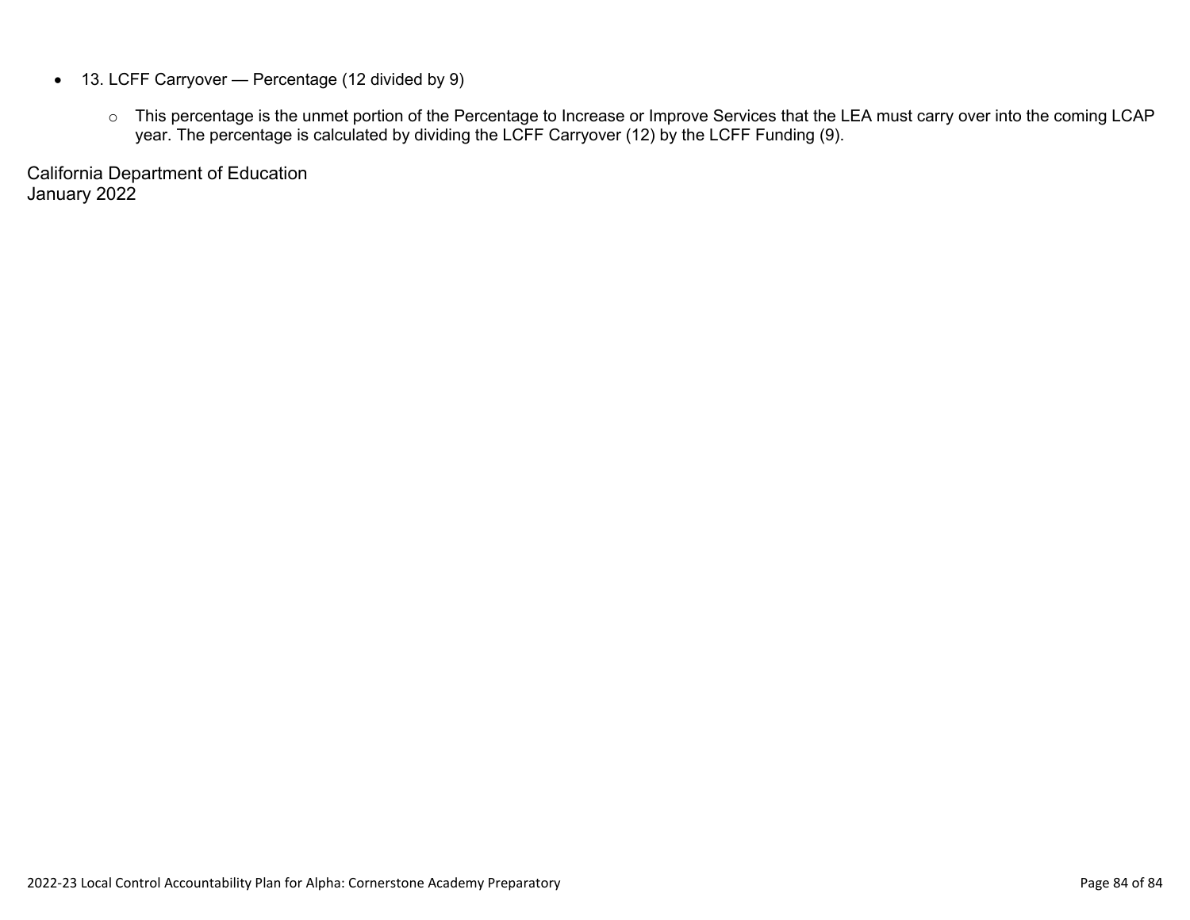- 13. LCFF Carryover — Percentage (12 divided by 9)
  - This percentage is the unmet portion of the Percentage to Increase or Improve Services that the LEA must carry over into the coming LCAP year. The percentage is calculated by dividing the LCFF Carryover (12) by the LCFF Funding (9).

California Department of Education
January 2022